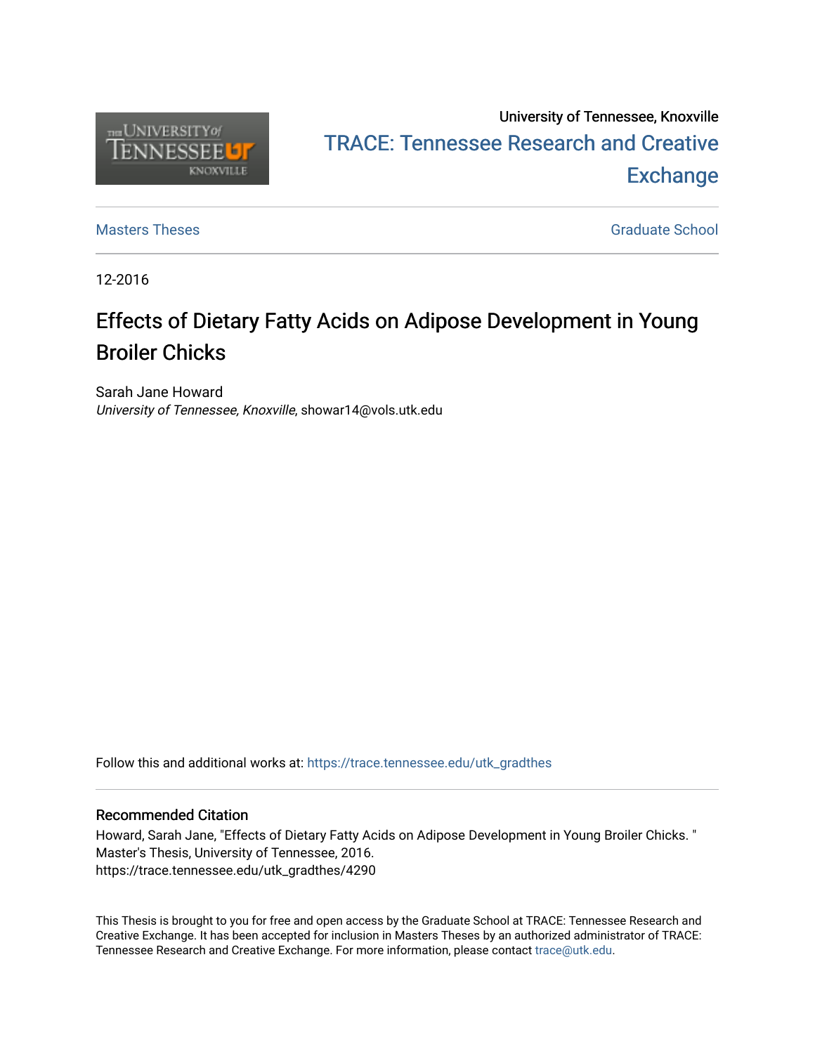University of Tennessee, Knoxville

TRACE: Tennessee Research and Creative Exchange

Masters Theses | Graduate School

12-2016

# Effects of Dietary Fatty Acids on Adipose Development in Young Broiler Chicks

Sarah Jane Howard
*University of Tennessee, Knoxville*, showar14@vols.utk.edu

Follow this and additional works at: https://trace.tennessee.edu/utk_gradthes

## Recommended Citation

Howard, Sarah Jane, "Effects of Dietary Fatty Acids on Adipose Development in Young Broiler Chicks. " Master's Thesis, University of Tennessee, 2016.
https://trace.tennessee.edu/utk_gradthes/4290

This Thesis is brought to you for free and open access by the Graduate School at TRACE: Tennessee Research and Creative Exchange. It has been accepted for inclusion in Masters Theses by an authorized administrator of TRACE: Tennessee Research and Creative Exchange. For more information, please contact trace@utk.edu.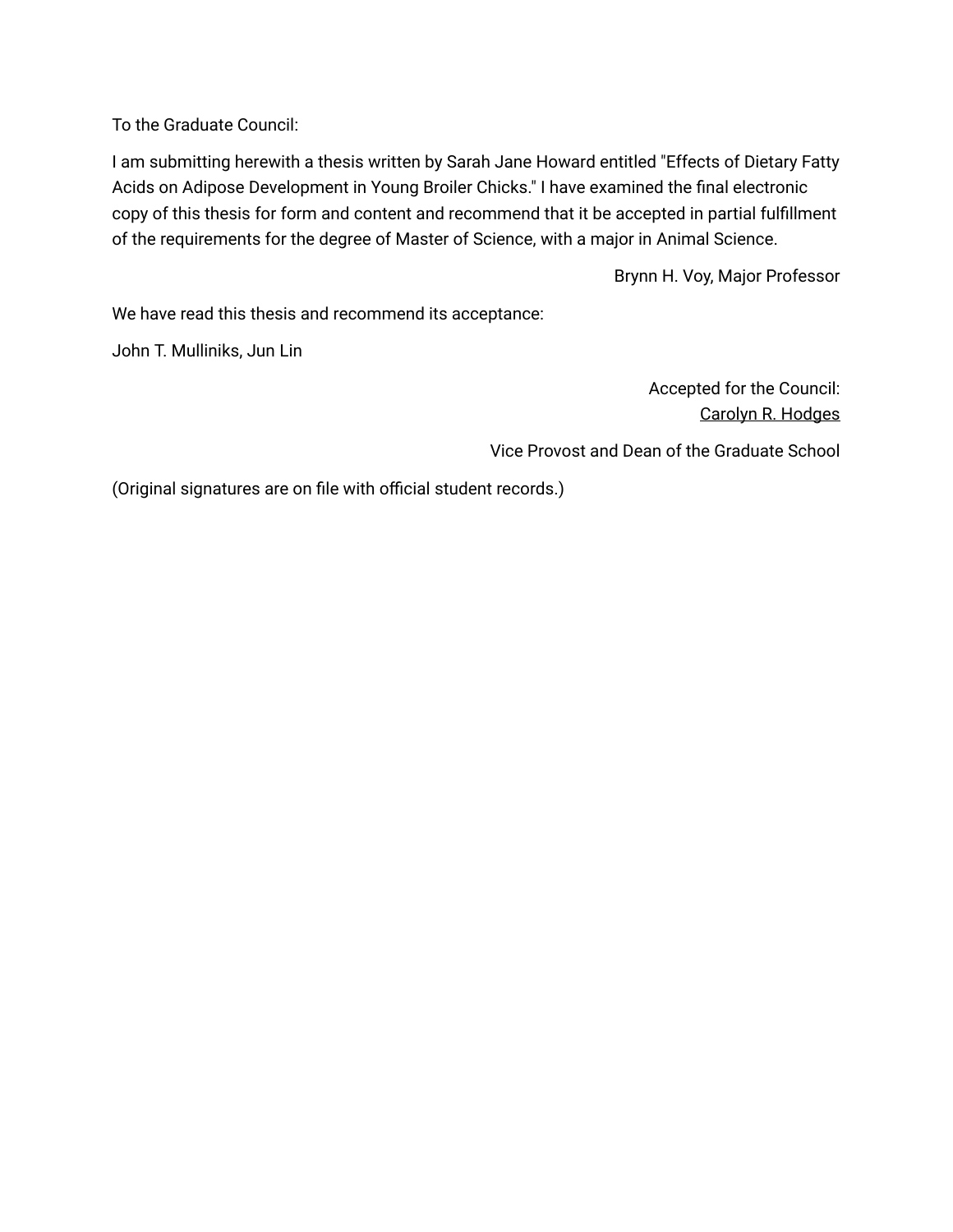To the Graduate Council:

I am submitting herewith a thesis written by Sarah Jane Howard entitled "Effects of Dietary Fatty Acids on Adipose Development in Young Broiler Chicks." I have examined the final electronic copy of this thesis for form and content and recommend that it be accepted in partial fulfillment of the requirements for the degree of Master of Science, with a major in Animal Science.

Brynn H. Voy, Major Professor

We have read this thesis and recommend its acceptance:

John T. Mulliniks, Jun Lin

Accepted for the Council:
Carolyn R. Hodges

Vice Provost and Dean of the Graduate School

(Original signatures are on file with official student records.)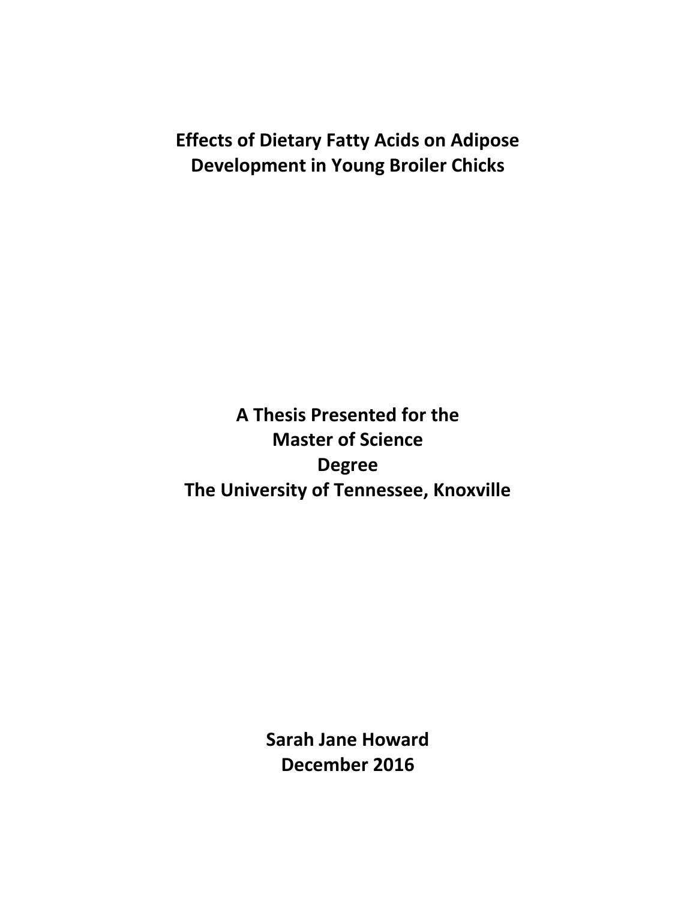# Effects of Dietary Fatty Acids on Adipose Development in Young Broiler Chicks

**A Thesis Presented for the**
**Master of Science**
**Degree**
**The University of Tennessee, Knoxville**

**Sarah Jane Howard**
**December 2016**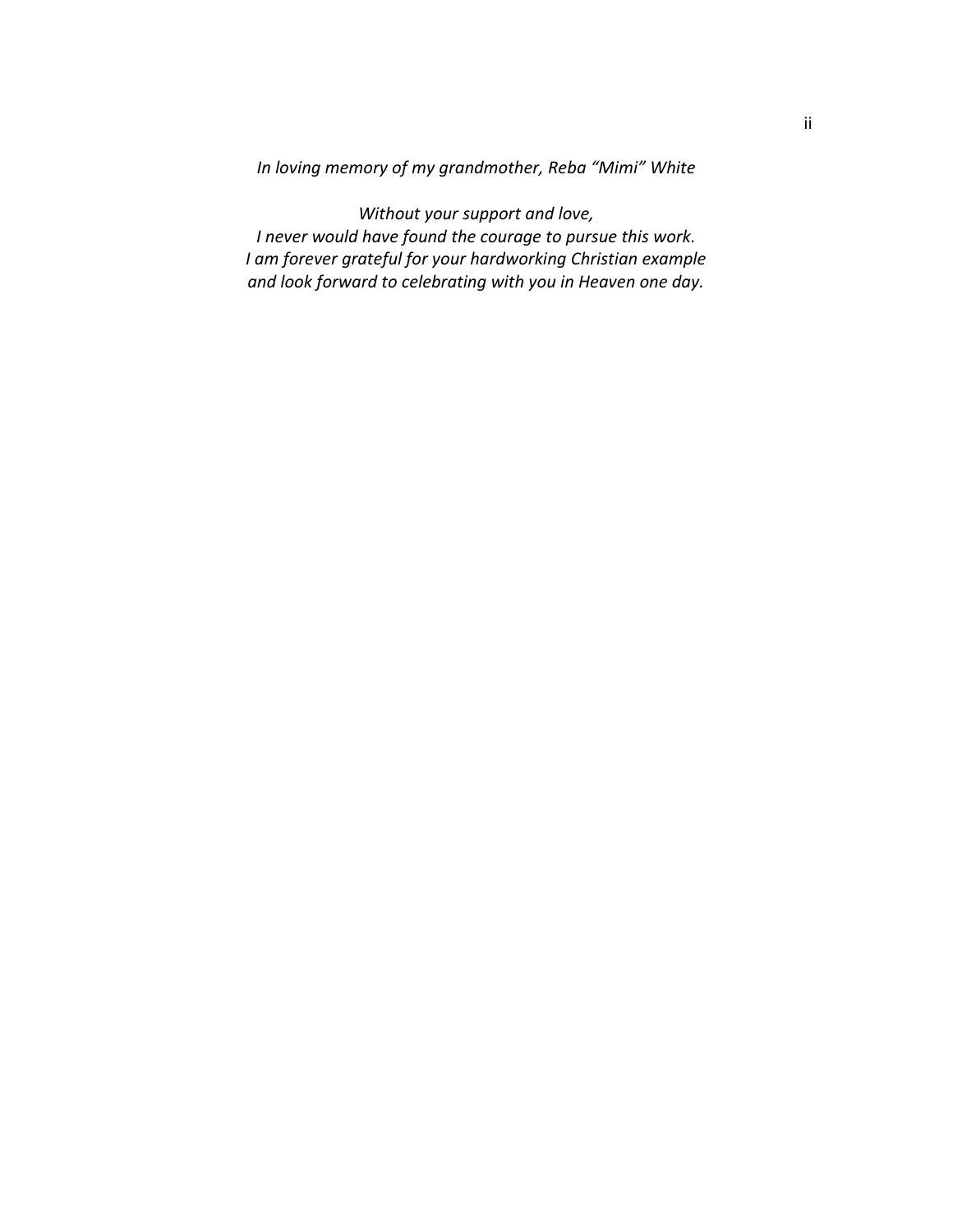*In loving memory of my grandmother, Reba “Mimi” White*

*Without your support and love,*
*I never would have found the courage to pursue this work.*
*I am forever grateful for your hardworking Christian example*
*and look forward to celebrating with you in Heaven one day.*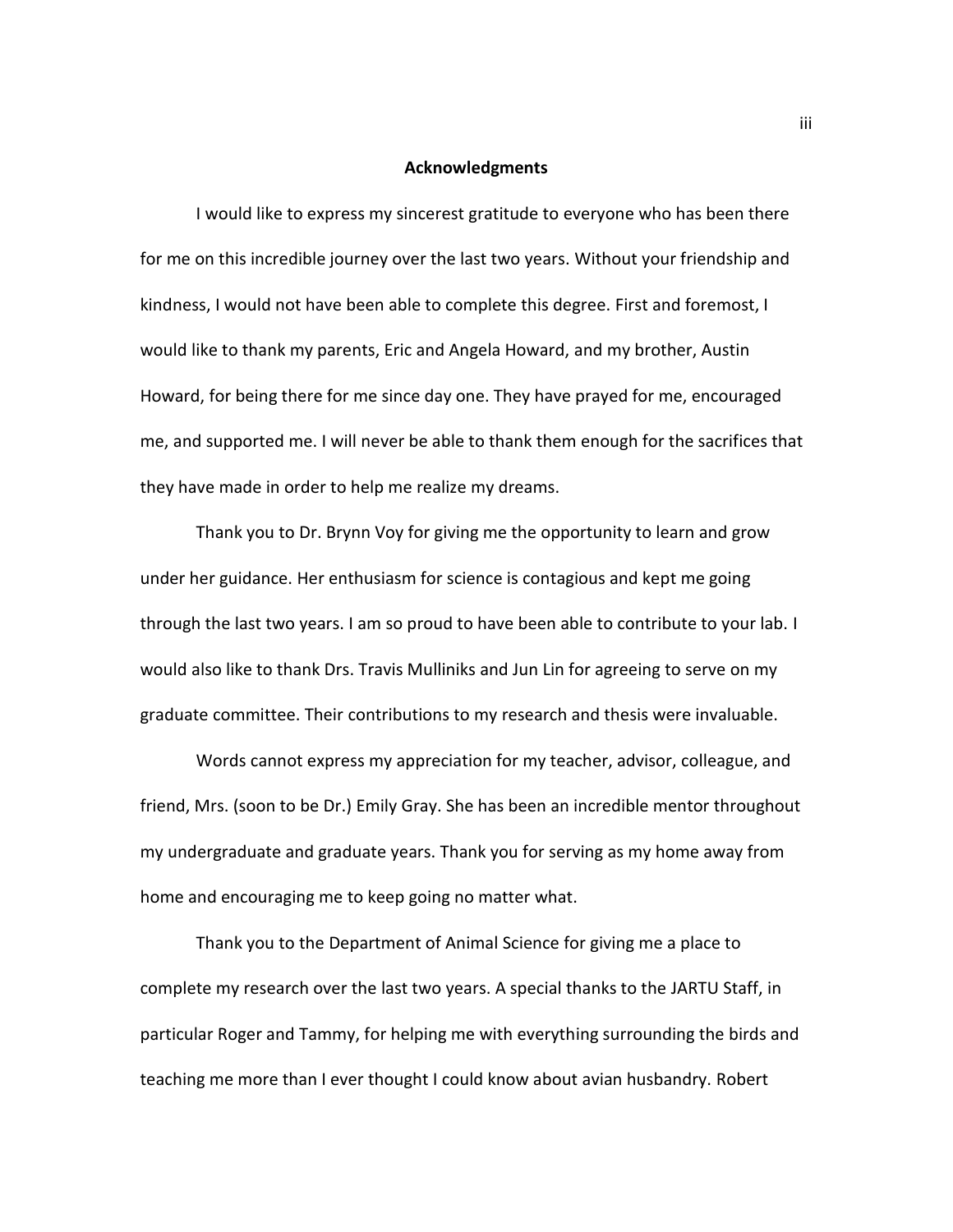## Acknowledgments

I would like to express my sincerest gratitude to everyone who has been there for me on this incredible journey over the last two years. Without your friendship and kindness, I would not have been able to complete this degree. First and foremost, I would like to thank my parents, Eric and Angela Howard, and my brother, Austin Howard, for being there for me since day one. They have prayed for me, encouraged me, and supported me. I will never be able to thank them enough for the sacrifices that they have made in order to help me realize my dreams.

Thank you to Dr. Brynn Voy for giving me the opportunity to learn and grow under her guidance. Her enthusiasm for science is contagious and kept me going through the last two years. I am so proud to have been able to contribute to your lab. I would also like to thank Drs. Travis Mulliniks and Jun Lin for agreeing to serve on my graduate committee. Their contributions to my research and thesis were invaluable.

Words cannot express my appreciation for my teacher, advisor, colleague, and friend, Mrs. (soon to be Dr.) Emily Gray. She has been an incredible mentor throughout my undergraduate and graduate years. Thank you for serving as my home away from home and encouraging me to keep going no matter what.

Thank you to the Department of Animal Science for giving me a place to complete my research over the last two years. A special thanks to the JARTU Staff, in particular Roger and Tammy, for helping me with everything surrounding the birds and teaching me more than I ever thought I could know about avian husbandry. Robert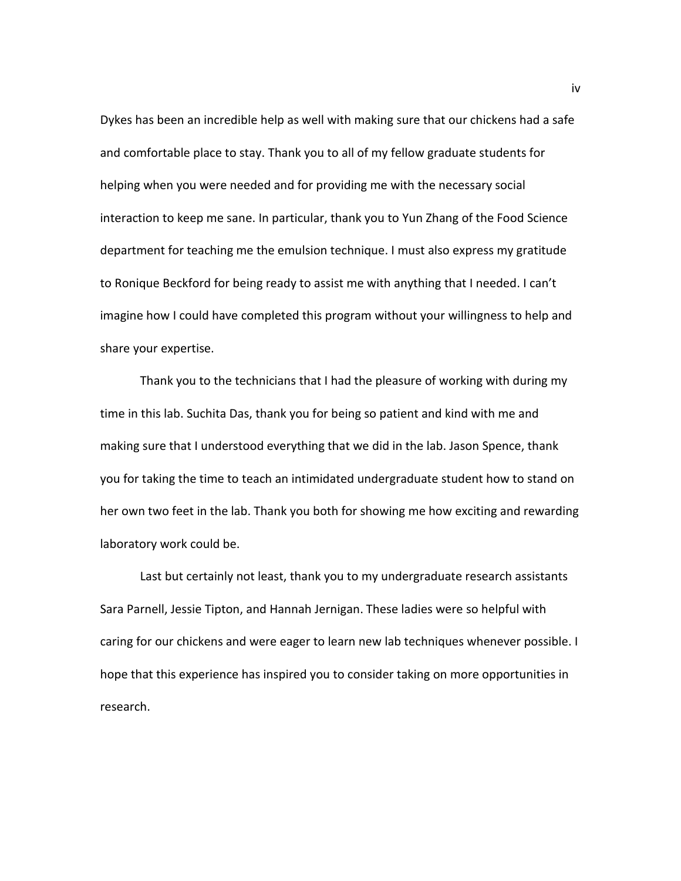Dykes has been an incredible help as well with making sure that our chickens had a safe and comfortable place to stay. Thank you to all of my fellow graduate students for helping when you were needed and for providing me with the necessary social interaction to keep me sane. In particular, thank you to Yun Zhang of the Food Science department for teaching me the emulsion technique. I must also express my gratitude to Ronique Beckford for being ready to assist me with anything that I needed. I can't imagine how I could have completed this program without your willingness to help and share your expertise.

Thank you to the technicians that I had the pleasure of working with during my time in this lab. Suchita Das, thank you for being so patient and kind with me and making sure that I understood everything that we did in the lab. Jason Spence, thank you for taking the time to teach an intimidated undergraduate student how to stand on her own two feet in the lab. Thank you both for showing me how exciting and rewarding laboratory work could be.

Last but certainly not least, thank you to my undergraduate research assistants Sara Parnell, Jessie Tipton, and Hannah Jernigan. These ladies were so helpful with caring for our chickens and were eager to learn new lab techniques whenever possible. I hope that this experience has inspired you to consider taking on more opportunities in research.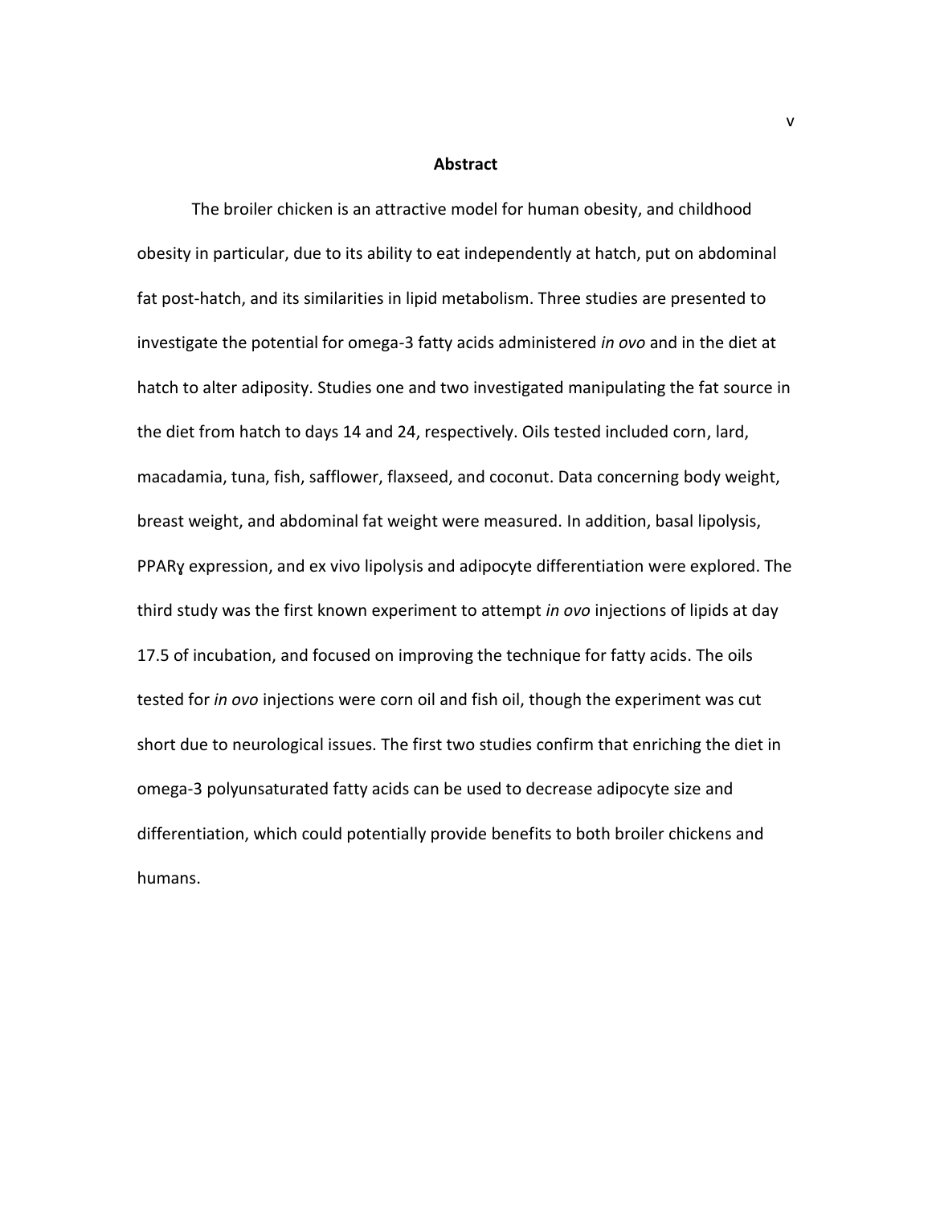# Abstract

The broiler chicken is an attractive model for human obesity, and childhood obesity in particular, due to its ability to eat independently at hatch, put on abdominal fat post-hatch, and its similarities in lipid metabolism. Three studies are presented to investigate the potential for omega-3 fatty acids administered *in ovo* and in the diet at hatch to alter adiposity. Studies one and two investigated manipulating the fat source in the diet from hatch to days 14 and 24, respectively. Oils tested included corn, lard, macadamia, tuna, fish, safflower, flaxseed, and coconut. Data concerning body weight, breast weight, and abdominal fat weight were measured. In addition, basal lipolysis, PPARɣ expression, and ex vivo lipolysis and adipocyte differentiation were explored. The third study was the first known experiment to attempt *in ovo* injections of lipids at day 17.5 of incubation, and focused on improving the technique for fatty acids. The oils tested for *in ovo* injections were corn oil and fish oil, though the experiment was cut short due to neurological issues. The first two studies confirm that enriching the diet in omega-3 polyunsaturated fatty acids can be used to decrease adipocyte size and differentiation, which could potentially provide benefits to both broiler chickens and humans.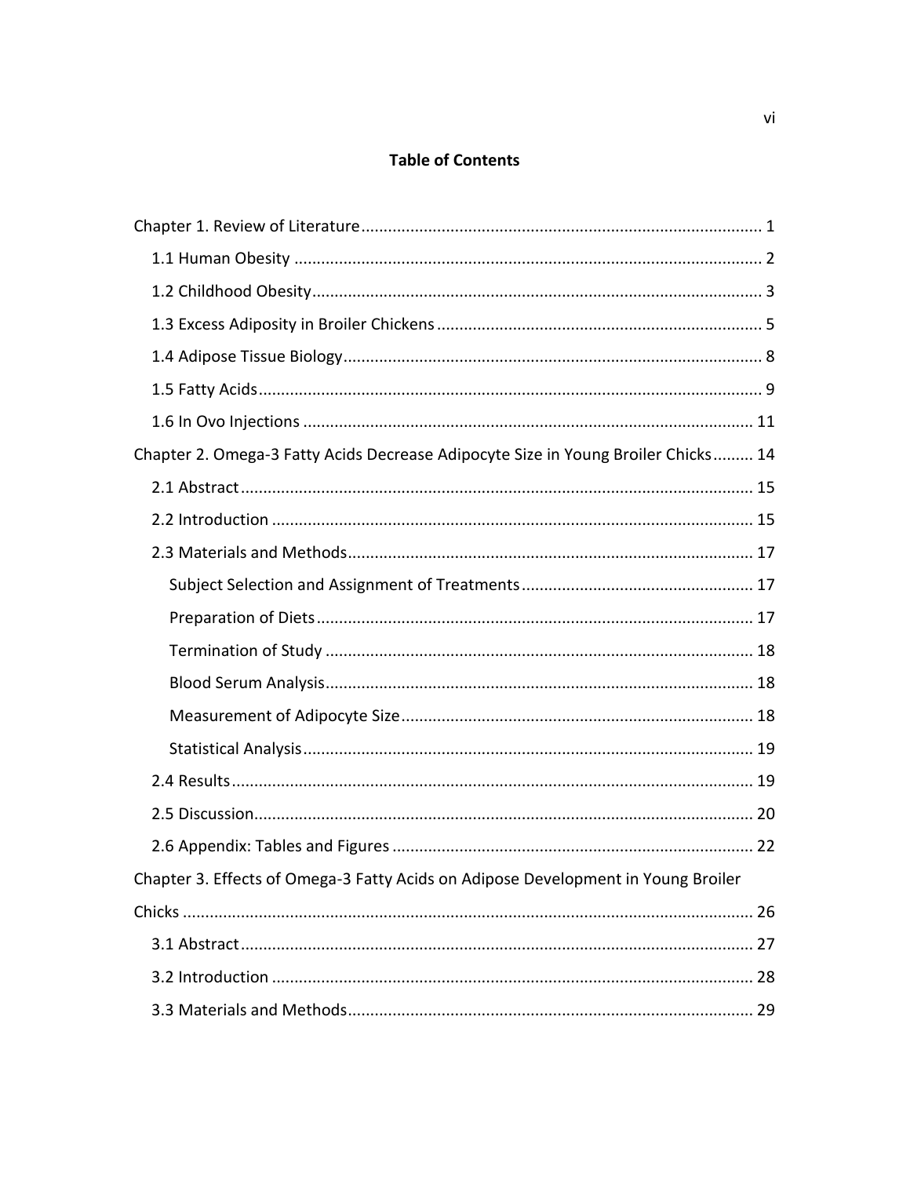# Table of Contents

Chapter 1. Review of Literature ........................................................................................ 1

1.1 Human Obesity ........................................................................................................ 2

1.2 Childhood Obesity.................................................................................................... 3

1.3 Excess Adiposity in Broiler Chickens ........................................................................ 5

1.4 Adipose Tissue Biology............................................................................................. 8

1.5 Fatty Acids................................................................................................................ 9

1.6 In Ovo Injections .................................................................................................... 11

Chapter 2. Omega-3 Fatty Acids Decrease Adipocyte Size in Young Broiler Chicks......... 14

2.1 Abstract.................................................................................................................. 15

2.2 Introduction ........................................................................................................... 15

2.3 Materials and Methods.......................................................................................... 17

Subject Selection and Assignment of Treatments .................................................... 17

Preparation of Diets................................................................................................. 17

Termination of Study ............................................................................................... 18

Blood Serum Analysis............................................................................................... 18

Measurement of Adipocyte Size.............................................................................. 18

Statistical Analysis.................................................................................................... 19

2.4 Results.................................................................................................................... 19

2.5 Discussion.............................................................................................................. 20

2.6 Appendix: Tables and Figures ................................................................................ 22

Chapter 3. Effects of Omega-3 Fatty Acids on Adipose Development in Young Broiler Chicks ............................................................................................................................... 26

3.1 Abstract.................................................................................................................. 27

3.2 Introduction ........................................................................................................... 28

3.3 Materials and Methods.......................................................................................... 29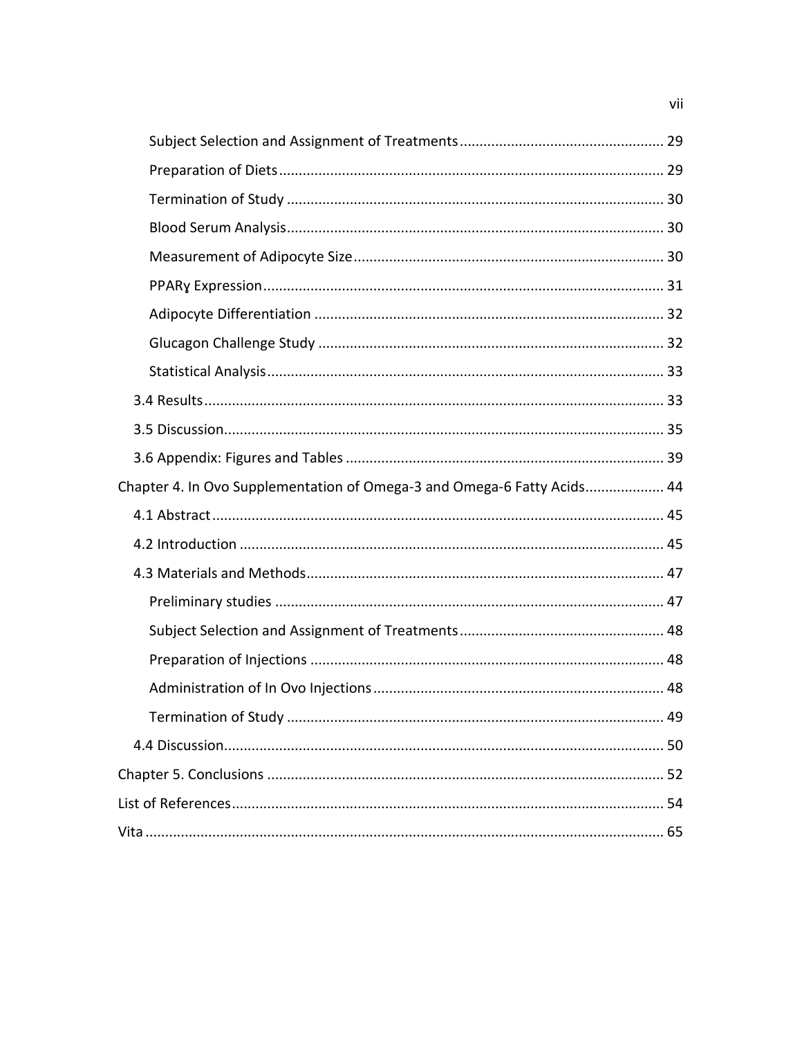Subject Selection and Assignment of Treatments .................................................... 29

Preparation of Diets ................................................................................................ 29

Termination of Study .............................................................................................. 30

Blood Serum Analysis .............................................................................................. 30

Measurement of Adipocyte Size ............................................................................. 30

PPARɣ Expression .................................................................................................... 31

Adipocyte Differentiation ....................................................................................... 32

Glucagon Challenge Study ...................................................................................... 32

Statistical Analysis ................................................................................................... 33

3.4 Results .................................................................................................................... 33

3.5 Discussion ............................................................................................................... 35

3.6 Appendix: Figures and Tables ................................................................................ 39

Chapter 4. In Ovo Supplementation of Omega-3 and Omega-6 Fatty Acids .................... 44

4.1 Abstract ................................................................................................................... 45

4.2 Introduction ........................................................................................................... 45

4.3 Materials and Methods ........................................................................................... 47

Preliminary studies ................................................................................................. 47

Subject Selection and Assignment of Treatments .................................................... 48

Preparation of Injections ........................................................................................ 48

Administration of In Ovo Injections ........................................................................ 48

Termination of Study .............................................................................................. 49

4.4 Discussion ............................................................................................................... 50

Chapter 5. Conclusions .................................................................................................... 52

List of References ............................................................................................................. 54

Vita .................................................................................................................................. 65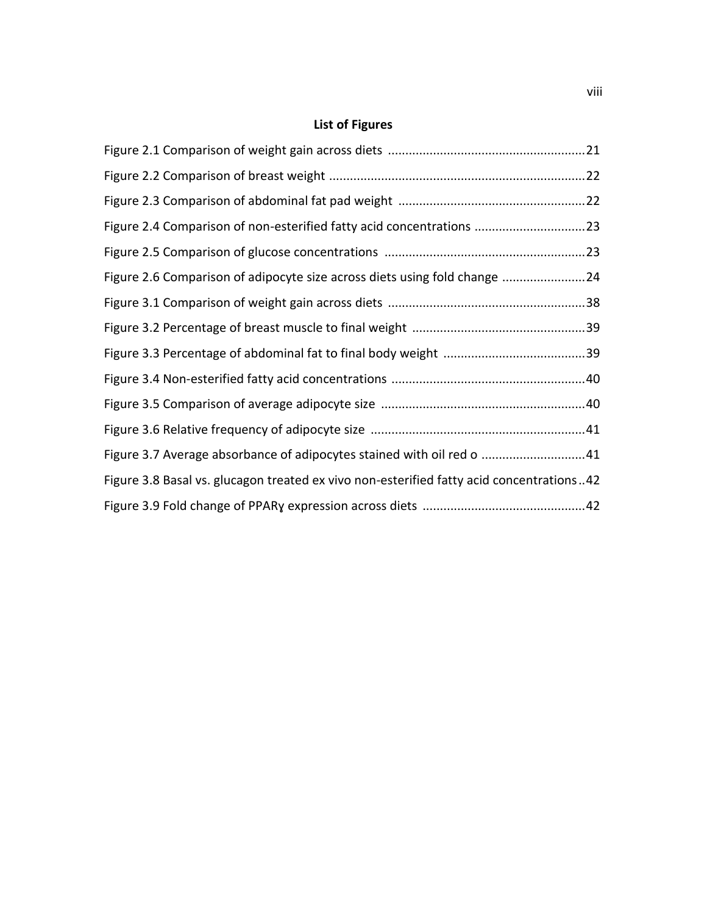## List of Figures

Figure 2.1 Comparison of weight gain across diets ......................................................... 21

Figure 2.2 Comparison of breast weight .......................................................................... 22

Figure 2.3 Comparison of abdominal fat pad weight ...................................................... 22

Figure 2.4 Comparison of non-esterified fatty acid concentrations ................................ 23

Figure 2.5 Comparison of glucose concentrations .......................................................... 23

Figure 2.6 Comparison of adipocyte size across diets using fold change ........................ 24

Figure 3.1 Comparison of weight gain across diets ......................................................... 38

Figure 3.2 Percentage of breast muscle to final weight .................................................. 39

Figure 3.3 Percentage of abdominal fat to final body weight ......................................... 39

Figure 3.4 Non-esterified fatty acid concentrations ........................................................ 40

Figure 3.5 Comparison of average adipocyte size ........................................................... 40

Figure 3.6 Relative frequency of adipocyte size ............................................................. 41

Figure 3.7 Average absorbance of adipocytes stained with oil red o .............................. 41

Figure 3.8 Basal vs. glucagon treated ex vivo non-esterified fatty acid concentrations .. 42

Figure 3.9 Fold change of PPARɣ expression across diets ............................................... 42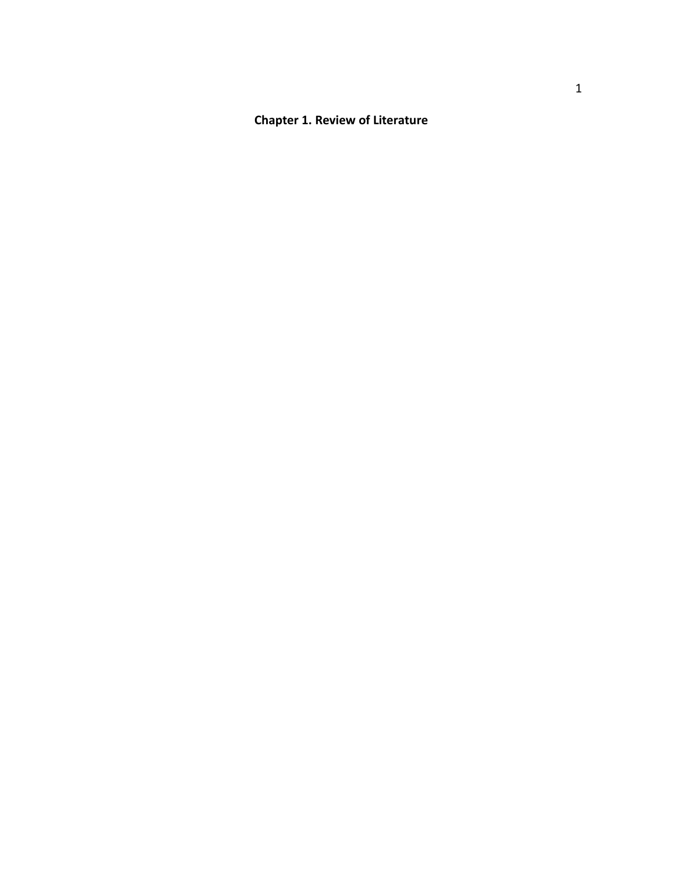# Chapter 1. Review of Literature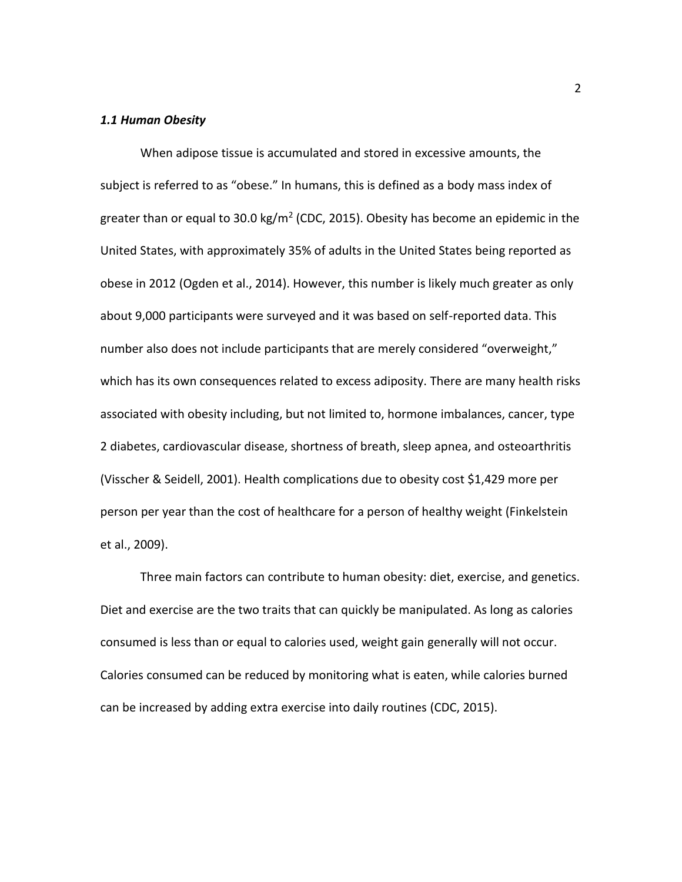### *1.1 Human Obesity*

When adipose tissue is accumulated and stored in excessive amounts, the subject is referred to as "obese." In humans, this is defined as a body mass index of greater than or equal to 30.0 kg/m$^2$ (CDC, 2015). Obesity has become an epidemic in the United States, with approximately 35% of adults in the United States being reported as obese in 2012 (Ogden et al., 2014). However, this number is likely much greater as only about 9,000 participants were surveyed and it was based on self-reported data. This number also does not include participants that are merely considered "overweight," which has its own consequences related to excess adiposity. There are many health risks associated with obesity including, but not limited to, hormone imbalances, cancer, type 2 diabetes, cardiovascular disease, shortness of breath, sleep apnea, and osteoarthritis (Visscher & Seidell, 2001). Health complications due to obesity cost $1,429 more per person per year than the cost of healthcare for a person of healthy weight (Finkelstein et al., 2009).

Three main factors can contribute to human obesity: diet, exercise, and genetics. Diet and exercise are the two traits that can quickly be manipulated. As long as calories consumed is less than or equal to calories used, weight gain generally will not occur. Calories consumed can be reduced by monitoring what is eaten, while calories burned can be increased by adding extra exercise into daily routines (CDC, 2015).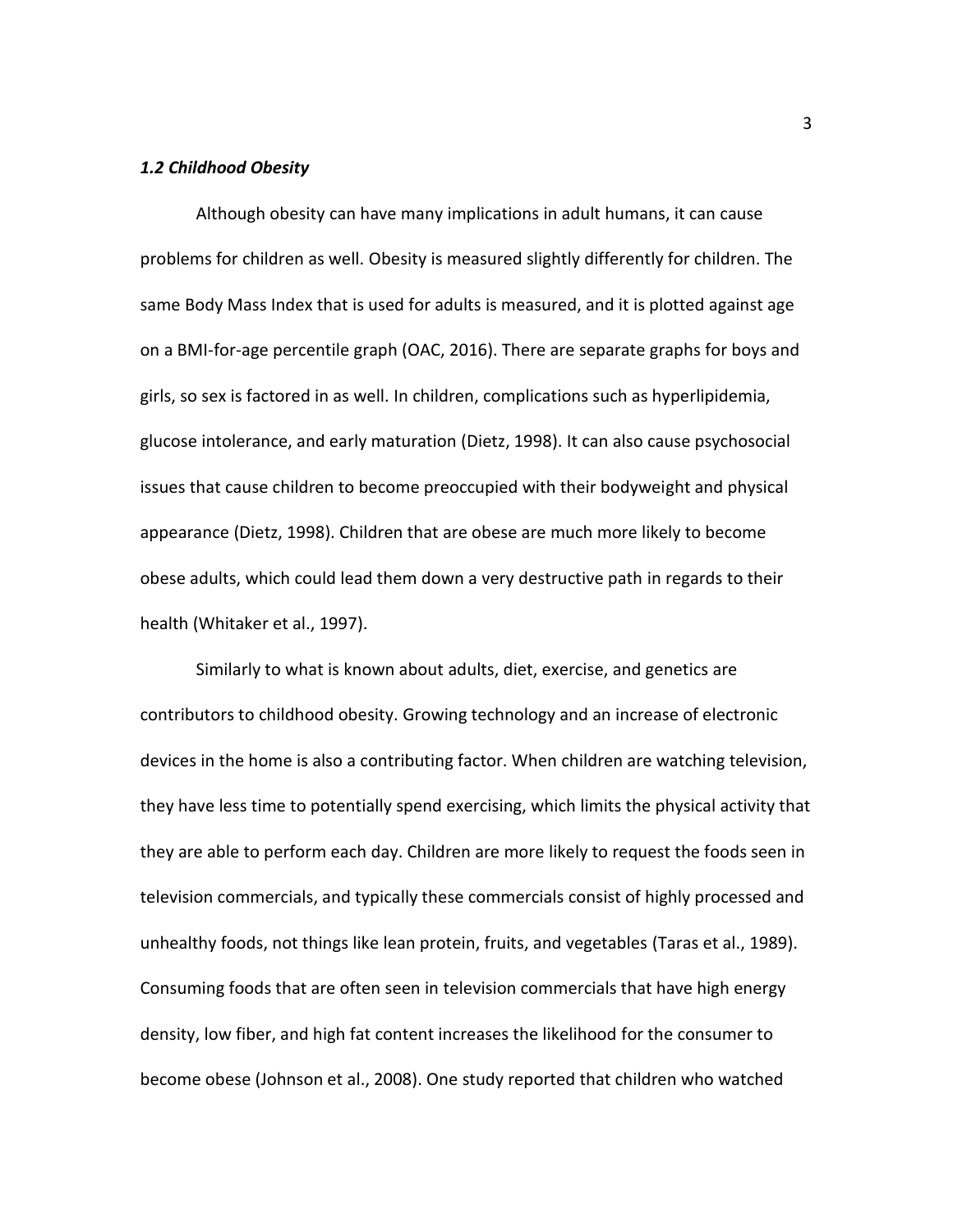### *1.2 Childhood Obesity*

Although obesity can have many implications in adult humans, it can cause problems for children as well. Obesity is measured slightly differently for children. The same Body Mass Index that is used for adults is measured, and it is plotted against age on a BMI-for-age percentile graph (OAC, 2016). There are separate graphs for boys and girls, so sex is factored in as well. In children, complications such as hyperlipidemia, glucose intolerance, and early maturation (Dietz, 1998). It can also cause psychosocial issues that cause children to become preoccupied with their bodyweight and physical appearance (Dietz, 1998). Children that are obese are much more likely to become obese adults, which could lead them down a very destructive path in regards to their health (Whitaker et al., 1997).

Similarly to what is known about adults, diet, exercise, and genetics are contributors to childhood obesity. Growing technology and an increase of electronic devices in the home is also a contributing factor. When children are watching television, they have less time to potentially spend exercising, which limits the physical activity that they are able to perform each day. Children are more likely to request the foods seen in television commercials, and typically these commercials consist of highly processed and unhealthy foods, not things like lean protein, fruits, and vegetables (Taras et al., 1989). Consuming foods that are often seen in television commercials that have high energy density, low fiber, and high fat content increases the likelihood for the consumer to become obese (Johnson et al., 2008). One study reported that children who watched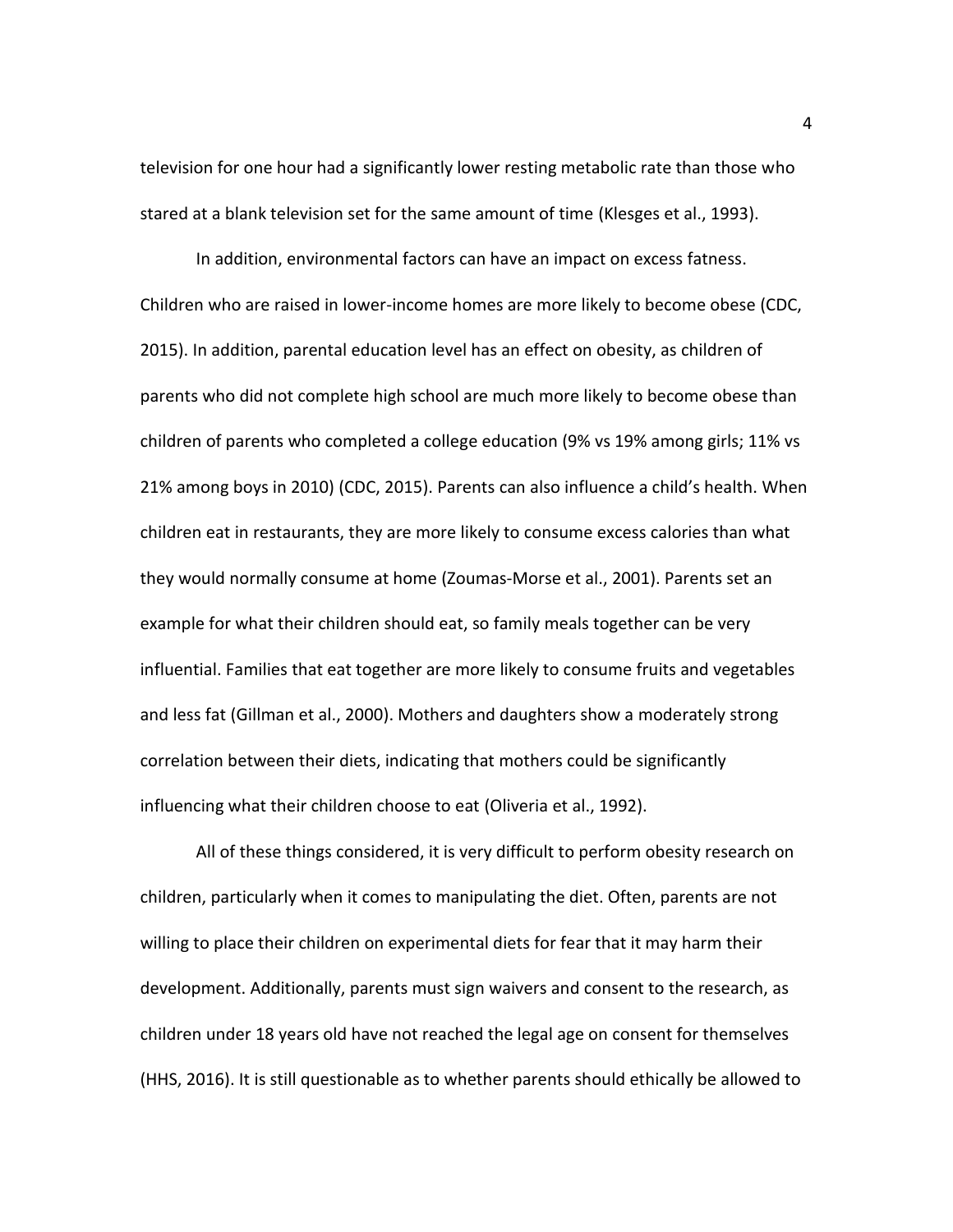television for one hour had a significantly lower resting metabolic rate than those who stared at a blank television set for the same amount of time (Klesges et al., 1993).

In addition, environmental factors can have an impact on excess fatness. Children who are raised in lower-income homes are more likely to become obese (CDC, 2015). In addition, parental education level has an effect on obesity, as children of parents who did not complete high school are much more likely to become obese than children of parents who completed a college education (9% vs 19% among girls; 11% vs 21% among boys in 2010) (CDC, 2015). Parents can also influence a child's health. When children eat in restaurants, they are more likely to consume excess calories than what they would normally consume at home (Zoumas-Morse et al., 2001). Parents set an example for what their children should eat, so family meals together can be very influential. Families that eat together are more likely to consume fruits and vegetables and less fat (Gillman et al., 2000). Mothers and daughters show a moderately strong correlation between their diets, indicating that mothers could be significantly influencing what their children choose to eat (Oliveria et al., 1992).

All of these things considered, it is very difficult to perform obesity research on children, particularly when it comes to manipulating the diet. Often, parents are not willing to place their children on experimental diets for fear that it may harm their development. Additionally, parents must sign waivers and consent to the research, as children under 18 years old have not reached the legal age on consent for themselves (HHS, 2016). It is still questionable as to whether parents should ethically be allowed to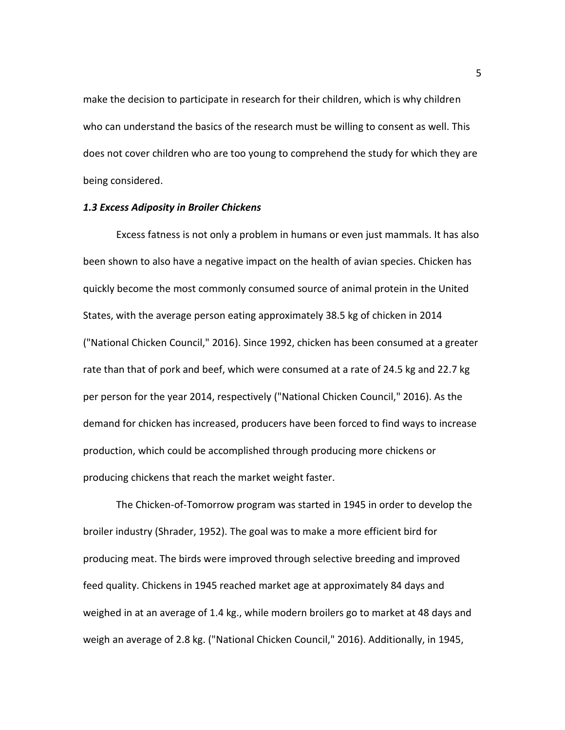make the decision to participate in research for their children, which is why children who can understand the basics of the research must be willing to consent as well. This does not cover children who are too young to comprehend the study for which they are being considered.

### *1.3 Excess Adiposity in Broiler Chickens*

Excess fatness is not only a problem in humans or even just mammals. It has also been shown to also have a negative impact on the health of avian species. Chicken has quickly become the most commonly consumed source of animal protein in the United States, with the average person eating approximately 38.5 kg of chicken in 2014 ("National Chicken Council," 2016). Since 1992, chicken has been consumed at a greater rate than that of pork and beef, which were consumed at a rate of 24.5 kg and 22.7 kg per person for the year 2014, respectively ("National Chicken Council," 2016). As the demand for chicken has increased, producers have been forced to find ways to increase production, which could be accomplished through producing more chickens or producing chickens that reach the market weight faster.

The Chicken-of-Tomorrow program was started in 1945 in order to develop the broiler industry (Shrader, 1952). The goal was to make a more efficient bird for producing meat. The birds were improved through selective breeding and improved feed quality. Chickens in 1945 reached market age at approximately 84 days and weighed in at an average of 1.4 kg., while modern broilers go to market at 48 days and weigh an average of 2.8 kg. ("National Chicken Council," 2016). Additionally, in 1945,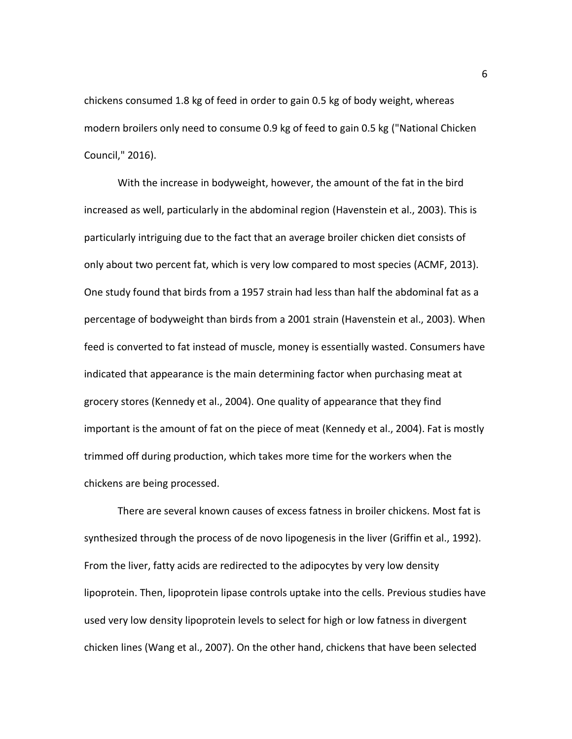chickens consumed 1.8 kg of feed in order to gain 0.5 kg of body weight, whereas modern broilers only need to consume 0.9 kg of feed to gain 0.5 kg ("National Chicken Council," 2016).

With the increase in bodyweight, however, the amount of the fat in the bird increased as well, particularly in the abdominal region (Havenstein et al., 2003). This is particularly intriguing due to the fact that an average broiler chicken diet consists of only about two percent fat, which is very low compared to most species (ACMF, 2013). One study found that birds from a 1957 strain had less than half the abdominal fat as a percentage of bodyweight than birds from a 2001 strain (Havenstein et al., 2003). When feed is converted to fat instead of muscle, money is essentially wasted. Consumers have indicated that appearance is the main determining factor when purchasing meat at grocery stores (Kennedy et al., 2004). One quality of appearance that they find important is the amount of fat on the piece of meat (Kennedy et al., 2004). Fat is mostly trimmed off during production, which takes more time for the workers when the chickens are being processed.

There are several known causes of excess fatness in broiler chickens. Most fat is synthesized through the process of de novo lipogenesis in the liver (Griffin et al., 1992). From the liver, fatty acids are redirected to the adipocytes by very low density lipoprotein. Then, lipoprotein lipase controls uptake into the cells. Previous studies have used very low density lipoprotein levels to select for high or low fatness in divergent chicken lines (Wang et al., 2007). On the other hand, chickens that have been selected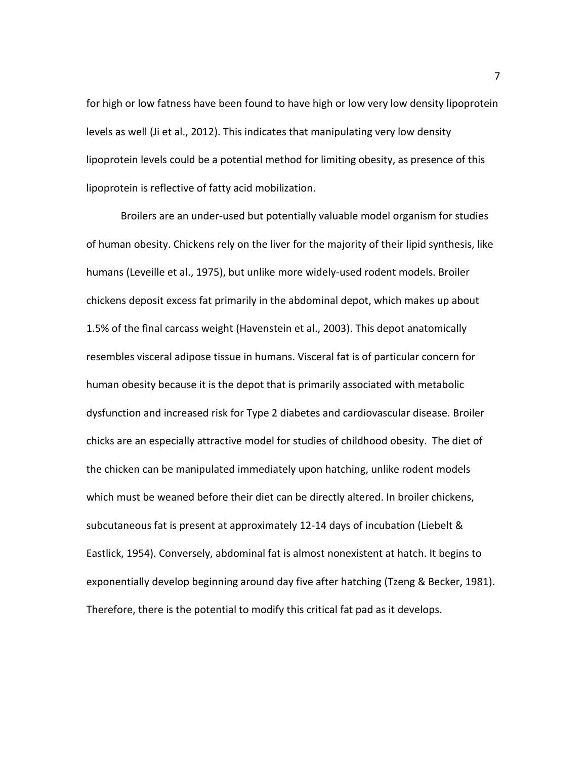for high or low fatness have been found to have high or low very low density lipoprotein levels as well (Ji et al., 2012). This indicates that manipulating very low density lipoprotein levels could be a potential method for limiting obesity, as presence of this lipoprotein is reflective of fatty acid mobilization.

Broilers are an under-used but potentially valuable model organism for studies of human obesity. Chickens rely on the liver for the majority of their lipid synthesis, like humans (Leveille et al., 1975), but unlike more widely-used rodent models. Broiler chickens deposit excess fat primarily in the abdominal depot, which makes up about 1.5% of the final carcass weight (Havenstein et al., 2003). This depot anatomically resembles visceral adipose tissue in humans. Visceral fat is of particular concern for human obesity because it is the depot that is primarily associated with metabolic dysfunction and increased risk for Type 2 diabetes and cardiovascular disease. Broiler chicks are an especially attractive model for studies of childhood obesity. The diet of the chicken can be manipulated immediately upon hatching, unlike rodent models which must be weaned before their diet can be directly altered. In broiler chickens, subcutaneous fat is present at approximately 12-14 days of incubation (Liebelt & Eastlick, 1954). Conversely, abdominal fat is almost nonexistent at hatch. It begins to exponentially develop beginning around day five after hatching (Tzeng & Becker, 1981). Therefore, there is the potential to modify this critical fat pad as it develops.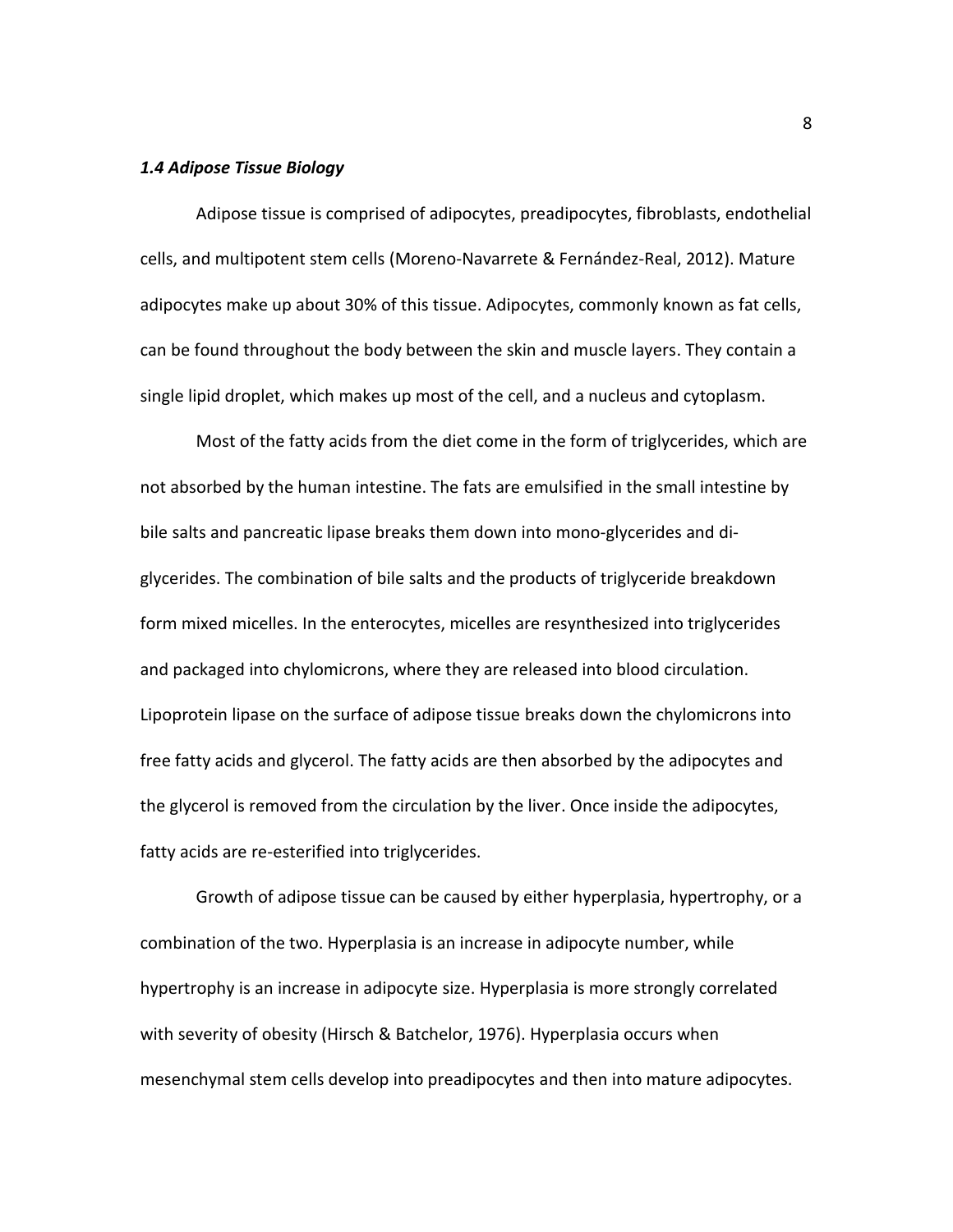### *1.4 Adipose Tissue Biology*

Adipose tissue is comprised of adipocytes, preadipocytes, fibroblasts, endothelial cells, and multipotent stem cells (Moreno-Navarrete & Fernández-Real, 2012). Mature adipocytes make up about 30% of this tissue. Adipocytes, commonly known as fat cells, can be found throughout the body between the skin and muscle layers. They contain a single lipid droplet, which makes up most of the cell, and a nucleus and cytoplasm.

Most of the fatty acids from the diet come in the form of triglycerides, which are not absorbed by the human intestine. The fats are emulsified in the small intestine by bile salts and pancreatic lipase breaks them down into mono-glycerides and di-glycerides. The combination of bile salts and the products of triglyceride breakdown form mixed micelles. In the enterocytes, micelles are resynthesized into triglycerides and packaged into chylomicrons, where they are released into blood circulation. Lipoprotein lipase on the surface of adipose tissue breaks down the chylomicrons into free fatty acids and glycerol. The fatty acids are then absorbed by the adipocytes and the glycerol is removed from the circulation by the liver. Once inside the adipocytes, fatty acids are re-esterified into triglycerides.

Growth of adipose tissue can be caused by either hyperplasia, hypertrophy, or a combination of the two. Hyperplasia is an increase in adipocyte number, while hypertrophy is an increase in adipocyte size. Hyperplasia is more strongly correlated with severity of obesity (Hirsch & Batchelor, 1976). Hyperplasia occurs when mesenchymal stem cells develop into preadipocytes and then into mature adipocytes.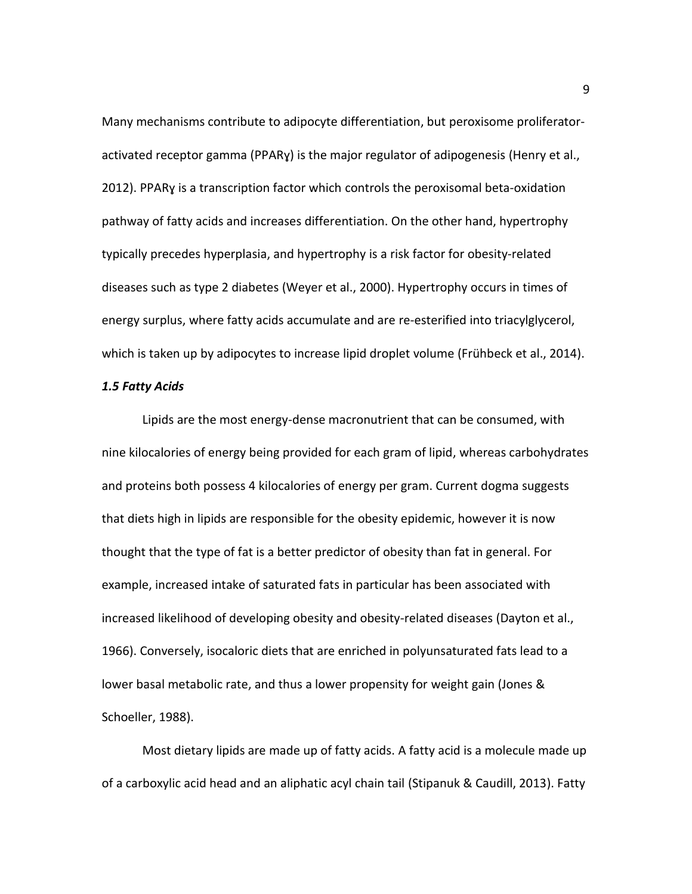Many mechanisms contribute to adipocyte differentiation, but peroxisome proliferator-activated receptor gamma (PPARɣ) is the major regulator of adipogenesis (Henry et al., 2012). PPARɣ is a transcription factor which controls the peroxisomal beta-oxidation pathway of fatty acids and increases differentiation. On the other hand, hypertrophy typically precedes hyperplasia, and hypertrophy is a risk factor for obesity-related diseases such as type 2 diabetes (Weyer et al., 2000). Hypertrophy occurs in times of energy surplus, where fatty acids accumulate and are re-esterified into triacylglycerol, which is taken up by adipocytes to increase lipid droplet volume (Frühbeck et al., 2014).

### *1.5 Fatty Acids*

Lipids are the most energy-dense macronutrient that can be consumed, with nine kilocalories of energy being provided for each gram of lipid, whereas carbohydrates and proteins both possess 4 kilocalories of energy per gram. Current dogma suggests that diets high in lipids are responsible for the obesity epidemic, however it is now thought that the type of fat is a better predictor of obesity than fat in general. For example, increased intake of saturated fats in particular has been associated with increased likelihood of developing obesity and obesity-related diseases (Dayton et al., 1966). Conversely, isocaloric diets that are enriched in polyunsaturated fats lead to a lower basal metabolic rate, and thus a lower propensity for weight gain (Jones & Schoeller, 1988).

Most dietary lipids are made up of fatty acids. A fatty acid is a molecule made up of a carboxylic acid head and an aliphatic acyl chain tail (Stipanuk & Caudill, 2013). Fatty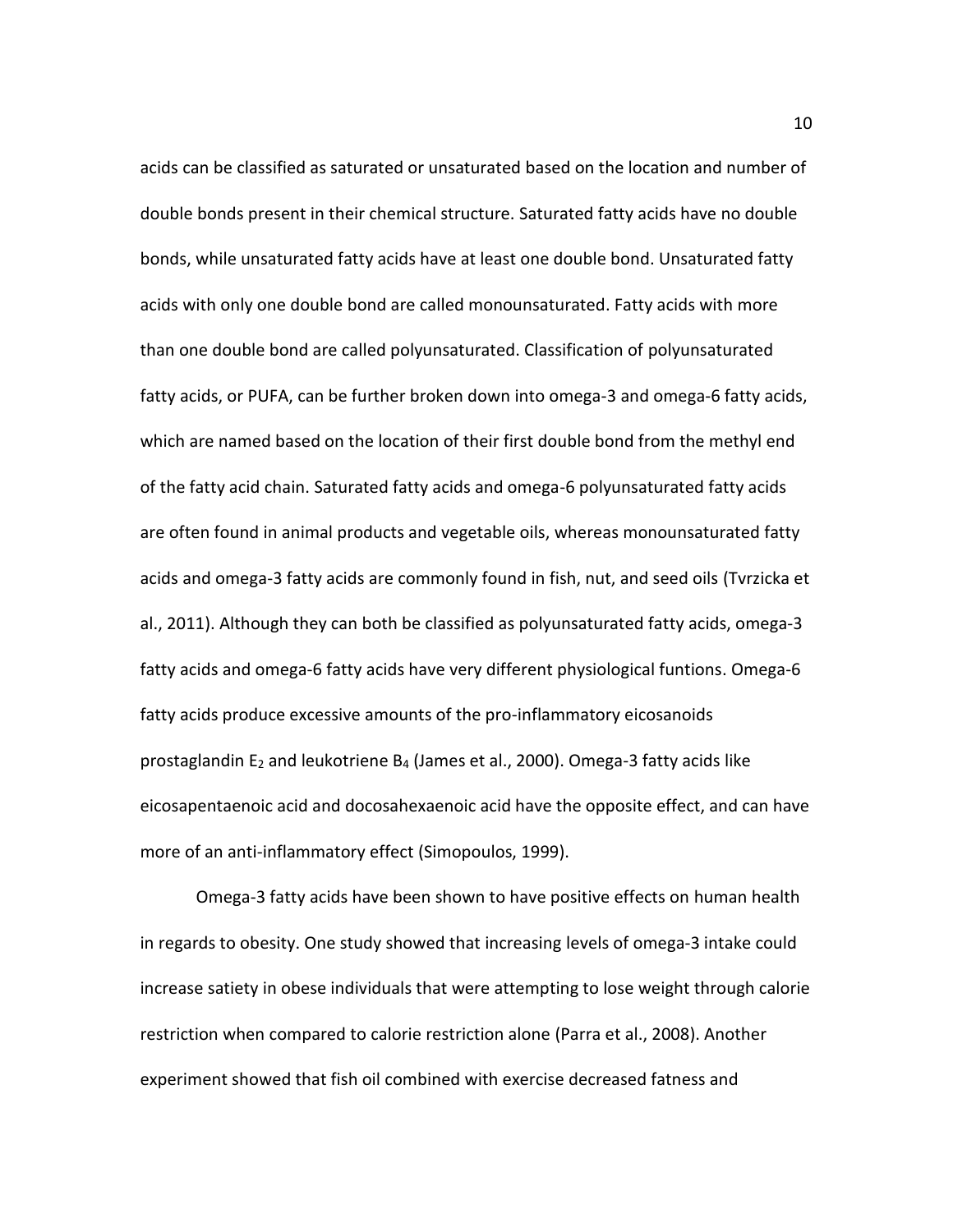acids can be classified as saturated or unsaturated based on the location and number of double bonds present in their chemical structure. Saturated fatty acids have no double bonds, while unsaturated fatty acids have at least one double bond. Unsaturated fatty acids with only one double bond are called monounsaturated. Fatty acids with more than one double bond are called polyunsaturated. Classification of polyunsaturated fatty acids, or PUFA, can be further broken down into omega-3 and omega-6 fatty acids, which are named based on the location of their first double bond from the methyl end of the fatty acid chain. Saturated fatty acids and omega-6 polyunsaturated fatty acids are often found in animal products and vegetable oils, whereas monounsaturated fatty acids and omega-3 fatty acids are commonly found in fish, nut, and seed oils (Tvrzicka et al., 2011). Although they can both be classified as polyunsaturated fatty acids, omega-3 fatty acids and omega-6 fatty acids have very different physiological funtions. Omega-6 fatty acids produce excessive amounts of the pro-inflammatory eicosanoids prostaglandin $E_2$ and leukotriene $B_4$ (James et al., 2000). Omega-3 fatty acids like eicosapentaenoic acid and docosahexaenoic acid have the opposite effect, and can have more of an anti-inflammatory effect (Simopoulos, 1999).

Omega-3 fatty acids have been shown to have positive effects on human health in regards to obesity. One study showed that increasing levels of omega-3 intake could increase satiety in obese individuals that were attempting to lose weight through calorie restriction when compared to calorie restriction alone (Parra et al., 2008). Another experiment showed that fish oil combined with exercise decreased fatness and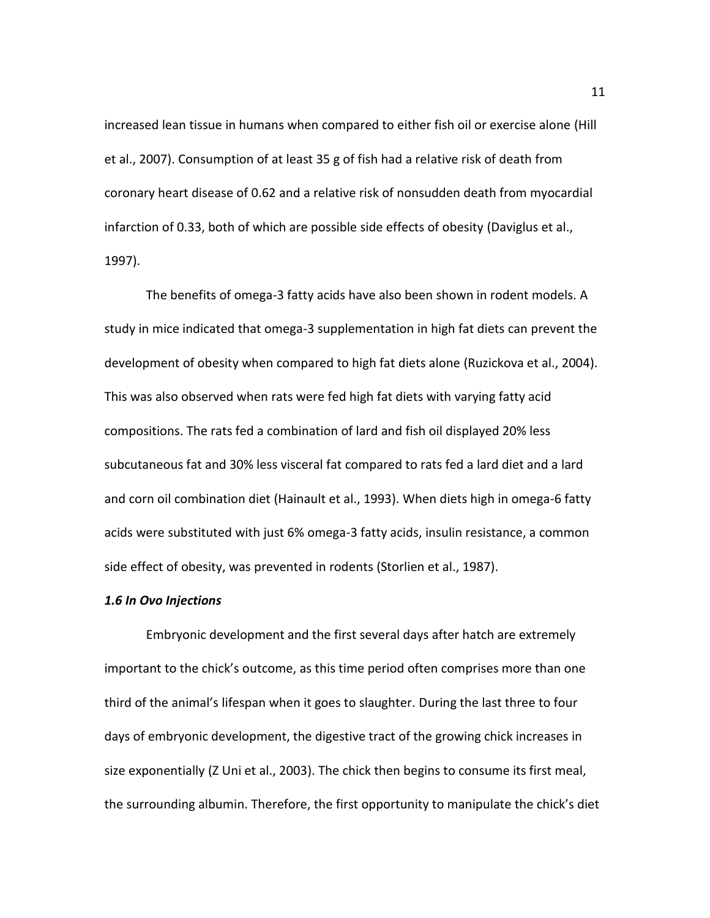increased lean tissue in humans when compared to either fish oil or exercise alone (Hill et al., 2007). Consumption of at least 35 g of fish had a relative risk of death from coronary heart disease of 0.62 and a relative risk of nonsudden death from myocardial infarction of 0.33, both of which are possible side effects of obesity (Daviglus et al., 1997).

The benefits of omega-3 fatty acids have also been shown in rodent models. A study in mice indicated that omega-3 supplementation in high fat diets can prevent the development of obesity when compared to high fat diets alone (Ruzickova et al., 2004). This was also observed when rats were fed high fat diets with varying fatty acid compositions. The rats fed a combination of lard and fish oil displayed 20% less subcutaneous fat and 30% less visceral fat compared to rats fed a lard diet and a lard and corn oil combination diet (Hainault et al., 1993). When diets high in omega-6 fatty acids were substituted with just 6% omega-3 fatty acids, insulin resistance, a common side effect of obesity, was prevented in rodents (Storlien et al., 1987).

### *1.6 In Ovo Injections*

Embryonic development and the first several days after hatch are extremely important to the chick's outcome, as this time period often comprises more than one third of the animal's lifespan when it goes to slaughter. During the last three to four days of embryonic development, the digestive tract of the growing chick increases in size exponentially (Z Uni et al., 2003). The chick then begins to consume its first meal, the surrounding albumin. Therefore, the first opportunity to manipulate the chick's diet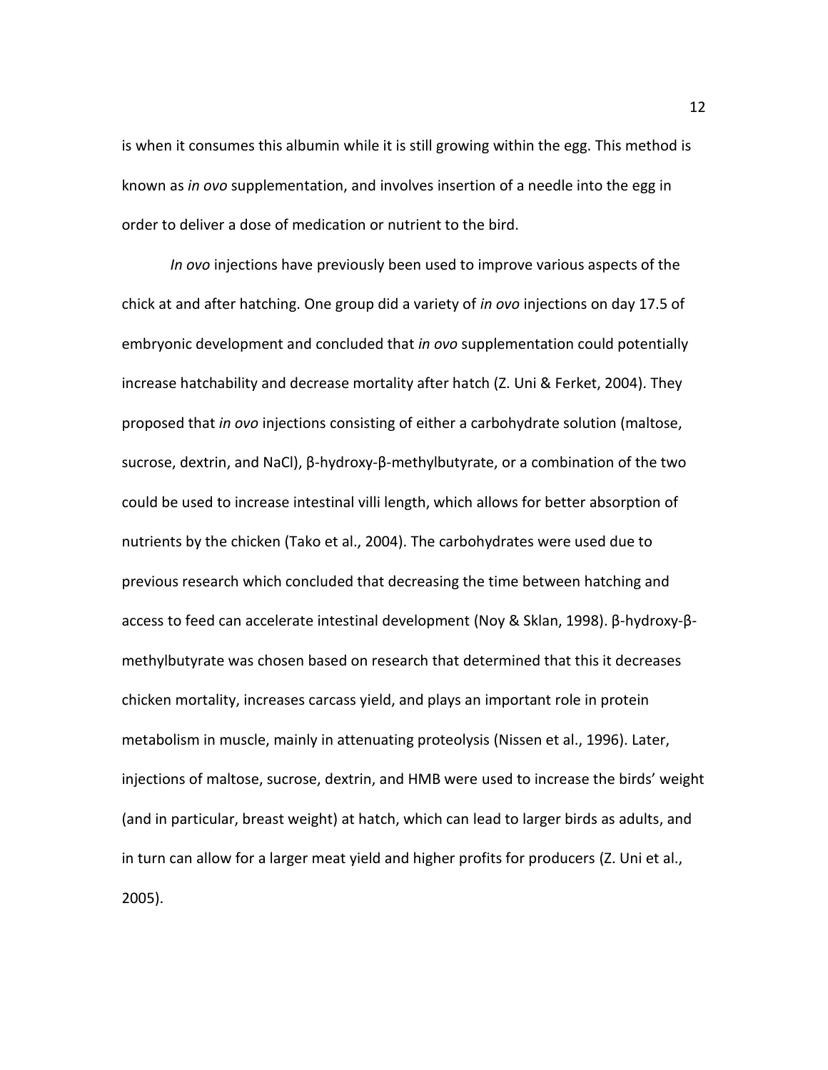is when it consumes this albumin while it is still growing within the egg. This method is known as *in ovo* supplementation, and involves insertion of a needle into the egg in order to deliver a dose of medication or nutrient to the bird.

*In ovo* injections have previously been used to improve various aspects of the chick at and after hatching. One group did a variety of *in ovo* injections on day 17.5 of embryonic development and concluded that *in ovo* supplementation could potentially increase hatchability and decrease mortality after hatch (Z. Uni & Ferket, 2004). They proposed that *in ovo* injections consisting of either a carbohydrate solution (maltose, sucrose, dextrin, and NaCl), β-hydroxy-β-methylbutyrate, or a combination of the two could be used to increase intestinal villi length, which allows for better absorption of nutrients by the chicken (Tako et al., 2004). The carbohydrates were used due to previous research which concluded that decreasing the time between hatching and access to feed can accelerate intestinal development (Noy & Sklan, 1998). β-hydroxy-β-methylbutyrate was chosen based on research that determined that this it decreases chicken mortality, increases carcass yield, and plays an important role in protein metabolism in muscle, mainly in attenuating proteolysis (Nissen et al., 1996). Later, injections of maltose, sucrose, dextrin, and HMB were used to increase the birds' weight (and in particular, breast weight) at hatch, which can lead to larger birds as adults, and in turn can allow for a larger meat yield and higher profits for producers (Z. Uni et al., 2005).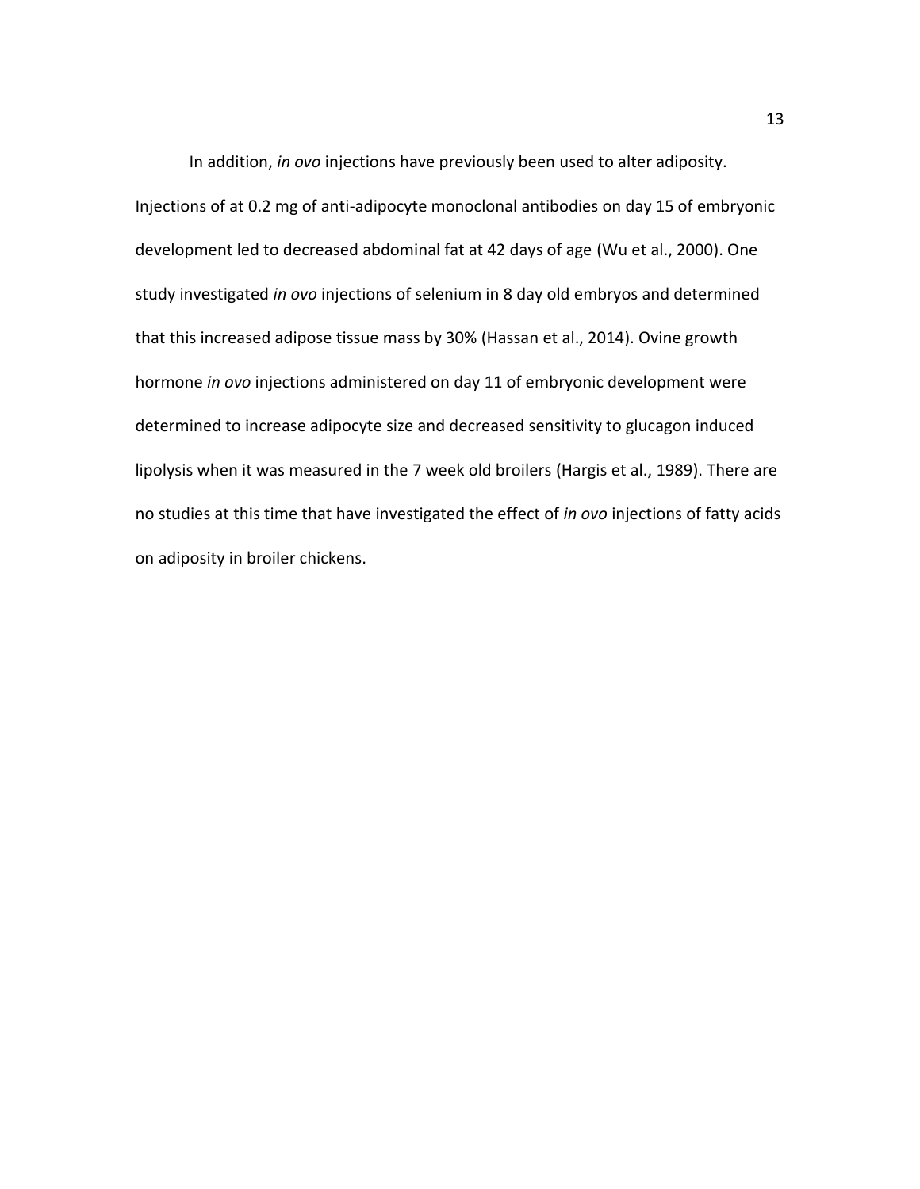In addition, *in ovo* injections have previously been used to alter adiposity. Injections of at 0.2 mg of anti-adipocyte monoclonal antibodies on day 15 of embryonic development led to decreased abdominal fat at 42 days of age (Wu et al., 2000). One study investigated *in ovo* injections of selenium in 8 day old embryos and determined that this increased adipose tissue mass by 30% (Hassan et al., 2014). Ovine growth hormone *in ovo* injections administered on day 11 of embryonic development were determined to increase adipocyte size and decreased sensitivity to glucagon induced lipolysis when it was measured in the 7 week old broilers (Hargis et al., 1989). There are no studies at this time that have investigated the effect of *in ovo* injections of fatty acids on adiposity in broiler chickens.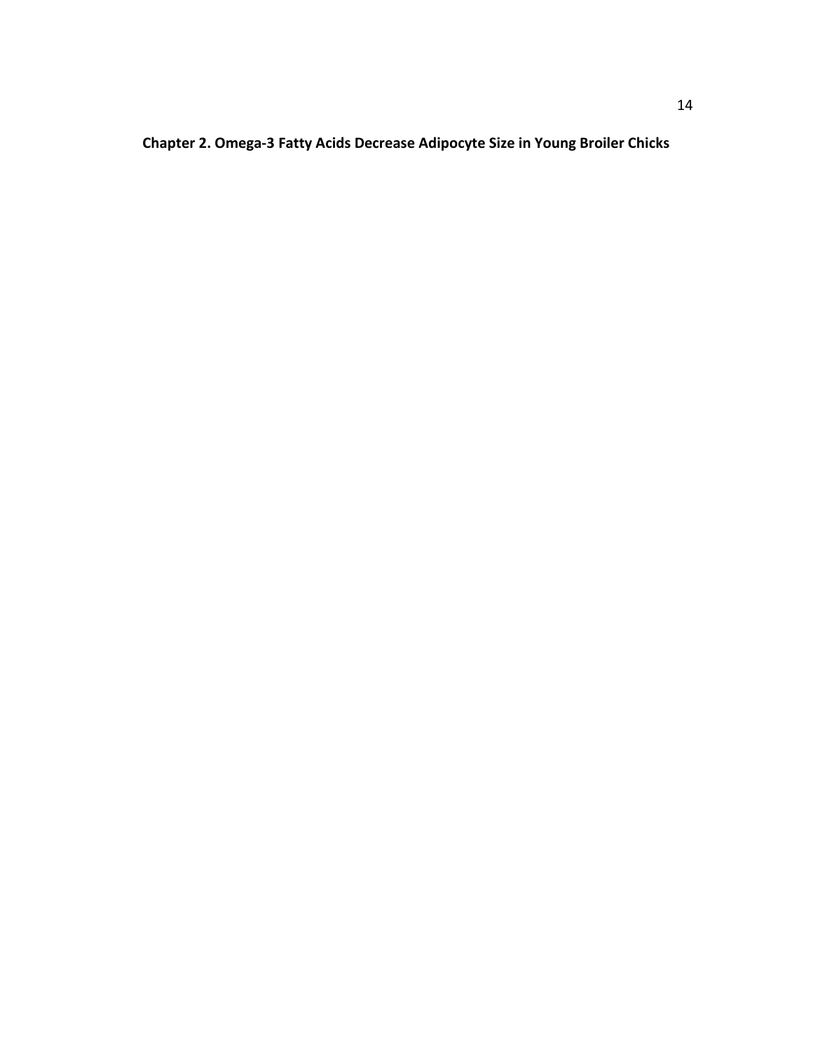# Chapter 2. Omega-3 Fatty Acids Decrease Adipocyte Size in Young Broiler Chicks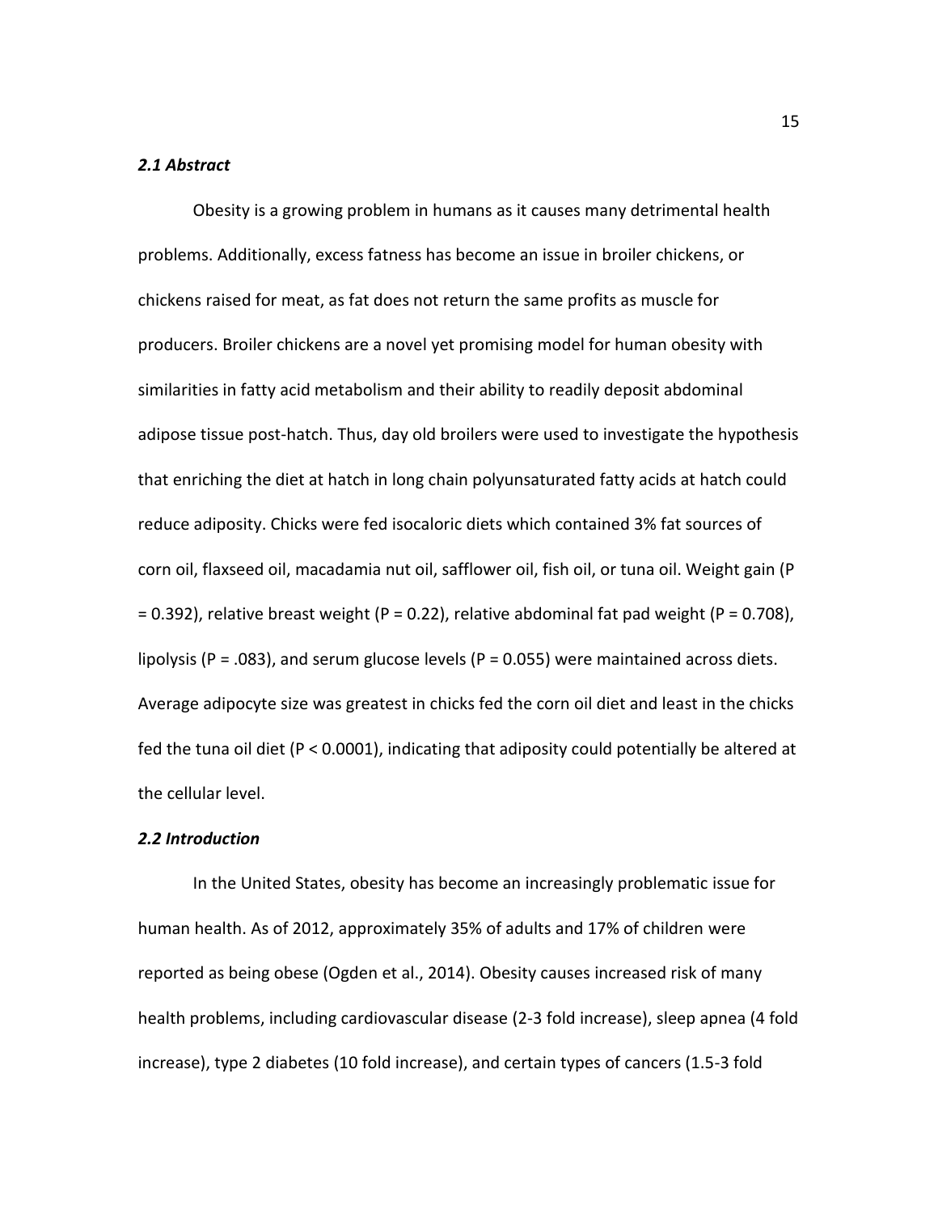### *2.1 Abstract*

Obesity is a growing problem in humans as it causes many detrimental health problems. Additionally, excess fatness has become an issue in broiler chickens, or chickens raised for meat, as fat does not return the same profits as muscle for producers. Broiler chickens are a novel yet promising model for human obesity with similarities in fatty acid metabolism and their ability to readily deposit abdominal adipose tissue post-hatch. Thus, day old broilers were used to investigate the hypothesis that enriching the diet at hatch in long chain polyunsaturated fatty acids at hatch could reduce adiposity. Chicks were fed isocaloric diets which contained 3% fat sources of corn oil, flaxseed oil, macadamia nut oil, safflower oil, fish oil, or tuna oil. Weight gain ($P = 0.392$), relative breast weight ($P = 0.22$), relative abdominal fat pad weight ($P = 0.708$), lipolysis ($P = .083$), and serum glucose levels ($P = 0.055$) were maintained across diets. Average adipocyte size was greatest in chicks fed the corn oil diet and least in the chicks fed the tuna oil diet ($P < 0.0001$), indicating that adiposity could potentially be altered at the cellular level.

### *2.2 Introduction*

In the United States, obesity has become an increasingly problematic issue for human health. As of 2012, approximately 35% of adults and 17% of children were reported as being obese (Ogden et al., 2014). Obesity causes increased risk of many health problems, including cardiovascular disease (2-3 fold increase), sleep apnea (4 fold increase), type 2 diabetes (10 fold increase), and certain types of cancers (1.5-3 fold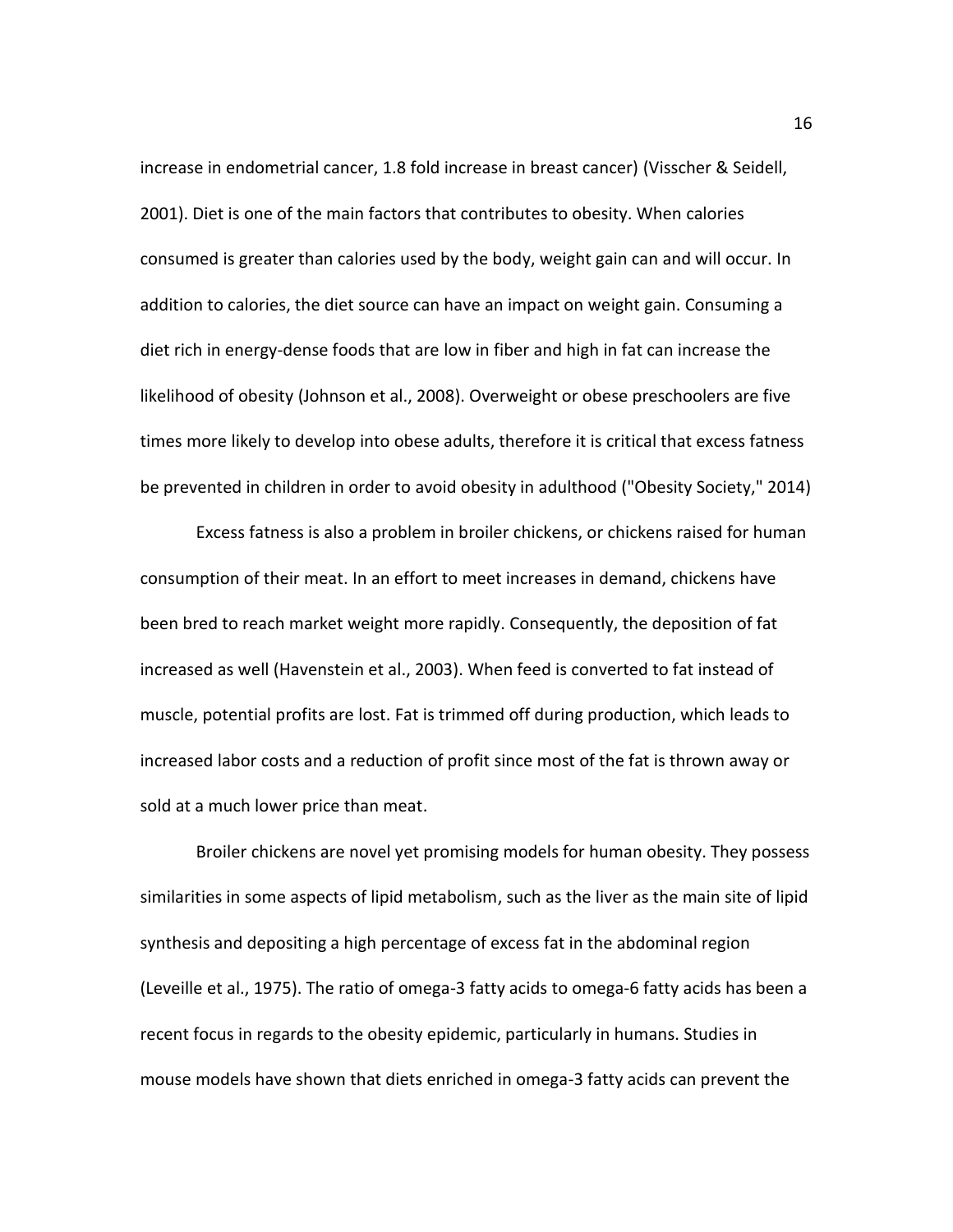increase in endometrial cancer, 1.8 fold increase in breast cancer) (Visscher & Seidell, 2001). Diet is one of the main factors that contributes to obesity. When calories consumed is greater than calories used by the body, weight gain can and will occur. In addition to calories, the diet source can have an impact on weight gain. Consuming a diet rich in energy-dense foods that are low in fiber and high in fat can increase the likelihood of obesity (Johnson et al., 2008). Overweight or obese preschoolers are five times more likely to develop into obese adults, therefore it is critical that excess fatness be prevented in children in order to avoid obesity in adulthood ("Obesity Society," 2014)

Excess fatness is also a problem in broiler chickens, or chickens raised for human consumption of their meat. In an effort to meet increases in demand, chickens have been bred to reach market weight more rapidly. Consequently, the deposition of fat increased as well (Havenstein et al., 2003). When feed is converted to fat instead of muscle, potential profits are lost. Fat is trimmed off during production, which leads to increased labor costs and a reduction of profit since most of the fat is thrown away or sold at a much lower price than meat.

Broiler chickens are novel yet promising models for human obesity. They possess similarities in some aspects of lipid metabolism, such as the liver as the main site of lipid synthesis and depositing a high percentage of excess fat in the abdominal region (Leveille et al., 1975). The ratio of omega-3 fatty acids to omega-6 fatty acids has been a recent focus in regards to the obesity epidemic, particularly in humans. Studies in mouse models have shown that diets enriched in omega-3 fatty acids can prevent the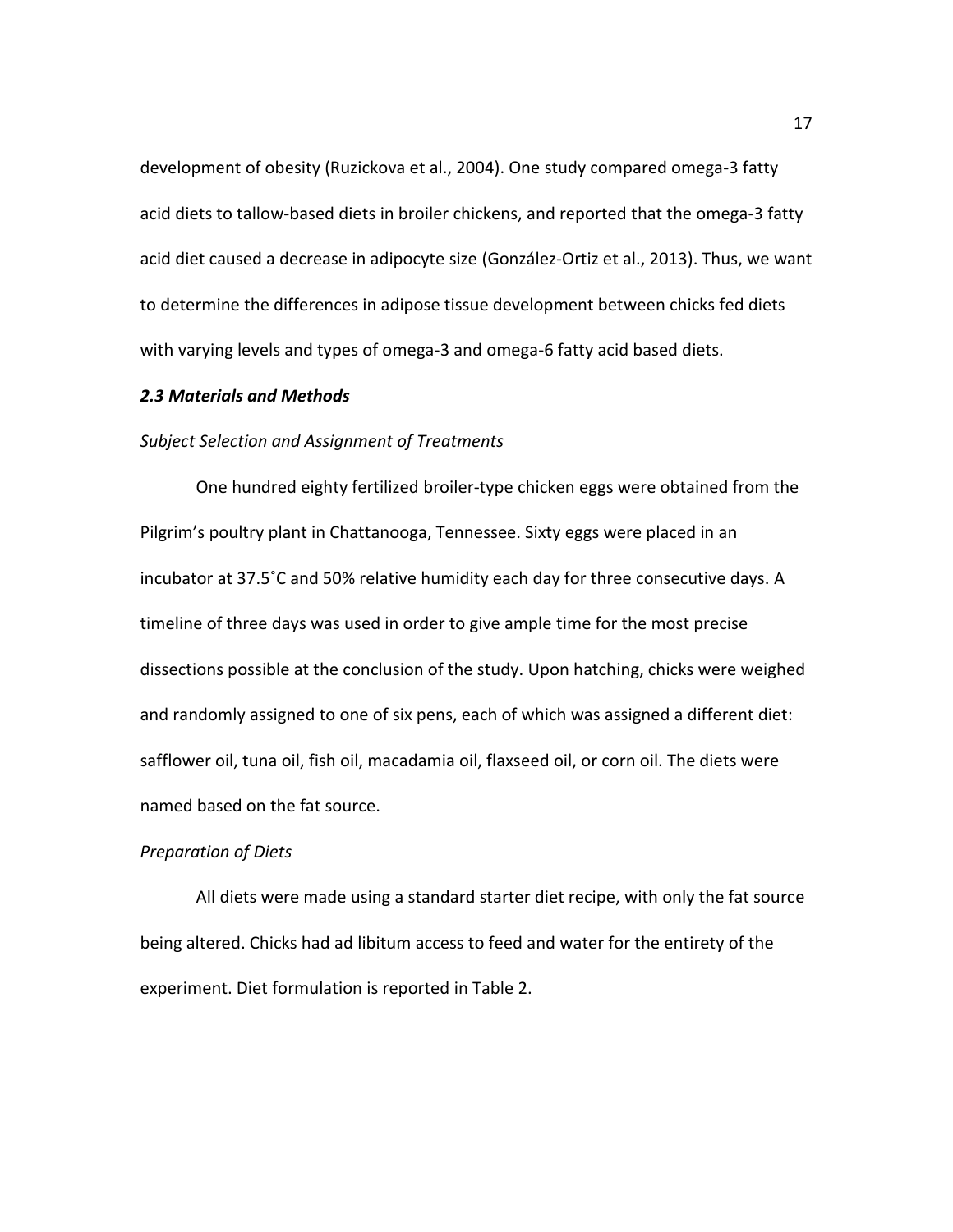development of obesity (Ruzickova et al., 2004). One study compared omega-3 fatty acid diets to tallow-based diets in broiler chickens, and reported that the omega-3 fatty acid diet caused a decrease in adipocyte size (González-Ortiz et al., 2013). Thus, we want to determine the differences in adipose tissue development between chicks fed diets with varying levels and types of omega-3 and omega-6 fatty acid based diets.

### *2.3 Materials and Methods*

*Subject Selection and Assignment of Treatments*

One hundred eighty fertilized broiler-type chicken eggs were obtained from the Pilgrim's poultry plant in Chattanooga, Tennessee. Sixty eggs were placed in an incubator at 37.5˚C and 50% relative humidity each day for three consecutive days. A timeline of three days was used in order to give ample time for the most precise dissections possible at the conclusion of the study. Upon hatching, chicks were weighed and randomly assigned to one of six pens, each of which was assigned a different diet: safflower oil, tuna oil, fish oil, macadamia oil, flaxseed oil, or corn oil. The diets were named based on the fat source.

*Preparation of Diets*

All diets were made using a standard starter diet recipe, with only the fat source being altered. Chicks had ad libitum access to feed and water for the entirety of the experiment. Diet formulation is reported in Table 2.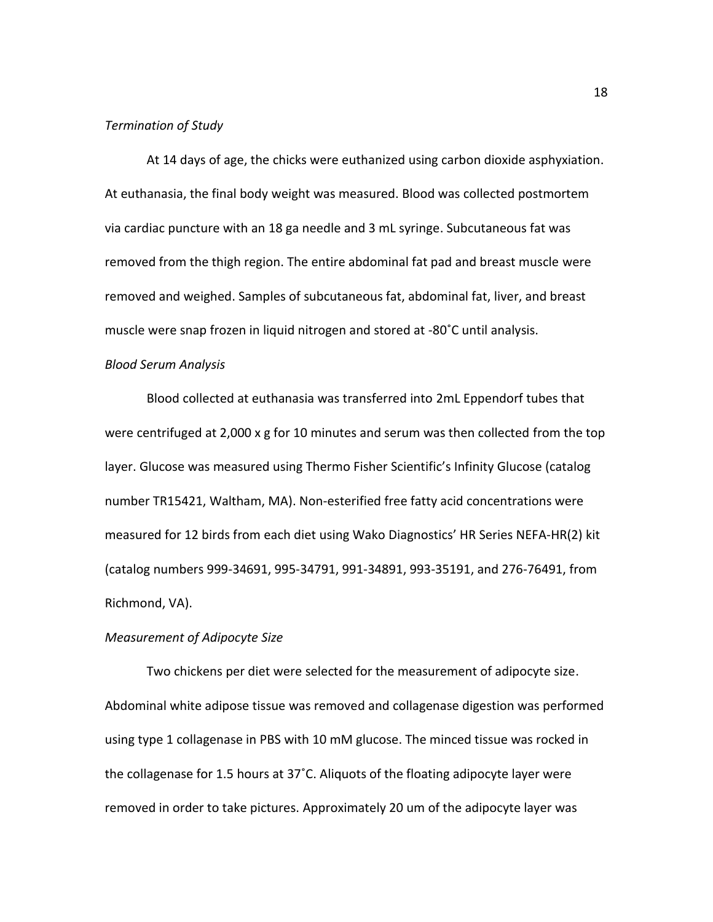*Termination of Study*

At 14 days of age, the chicks were euthanized using carbon dioxide asphyxiation. At euthanasia, the final body weight was measured. Blood was collected postmortem via cardiac puncture with an 18 ga needle and 3 mL syringe. Subcutaneous fat was removed from the thigh region. The entire abdominal fat pad and breast muscle were removed and weighed. Samples of subcutaneous fat, abdominal fat, liver, and breast muscle were snap frozen in liquid nitrogen and stored at -80˚C until analysis.

*Blood Serum Analysis*

Blood collected at euthanasia was transferred into 2mL Eppendorf tubes that were centrifuged at 2,000 x g for 10 minutes and serum was then collected from the top layer. Glucose was measured using Thermo Fisher Scientific's Infinity Glucose (catalog number TR15421, Waltham, MA). Non-esterified free fatty acid concentrations were measured for 12 birds from each diet using Wako Diagnostics' HR Series NEFA-HR(2) kit (catalog numbers 999-34691, 995-34791, 991-34891, 993-35191, and 276-76491, from Richmond, VA).

*Measurement of Adipocyte Size*

Two chickens per diet were selected for the measurement of adipocyte size. Abdominal white adipose tissue was removed and collagenase digestion was performed using type 1 collagenase in PBS with 10 mM glucose. The minced tissue was rocked in the collagenase for 1.5 hours at 37˚C. Aliquots of the floating adipocyte layer were removed in order to take pictures. Approximately 20 um of the adipocyte layer was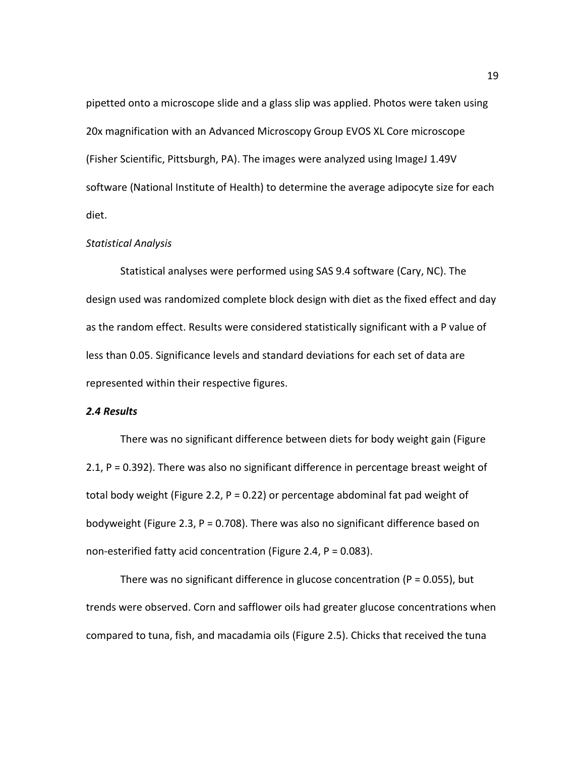pipetted onto a microscope slide and a glass slip was applied. Photos were taken using 20x magnification with an Advanced Microscopy Group EVOS XL Core microscope (Fisher Scientific, Pittsburgh, PA). The images were analyzed using ImageJ 1.49V software (National Institute of Health) to determine the average adipocyte size for each diet.

*Statistical Analysis*

Statistical analyses were performed using SAS 9.4 software (Cary, NC). The design used was randomized complete block design with diet as the fixed effect and day as the random effect. Results were considered statistically significant with a P value of less than 0.05. Significance levels and standard deviations for each set of data are represented within their respective figures.

### ***2.4 Results***

There was no significant difference between diets for body weight gain (Figure 2.1, $P = 0.392$). There was also no significant difference in percentage breast weight of total body weight (Figure 2.2, $P = 0.22$) or percentage abdominal fat pad weight of bodyweight (Figure 2.3, $P = 0.708$). There was also no significant difference based on non-esterified fatty acid concentration (Figure 2.4, $P = 0.083$).

There was no significant difference in glucose concentration ($P = 0.055$), but trends were observed. Corn and safflower oils had greater glucose concentrations when compared to tuna, fish, and macadamia oils (Figure 2.5). Chicks that received the tuna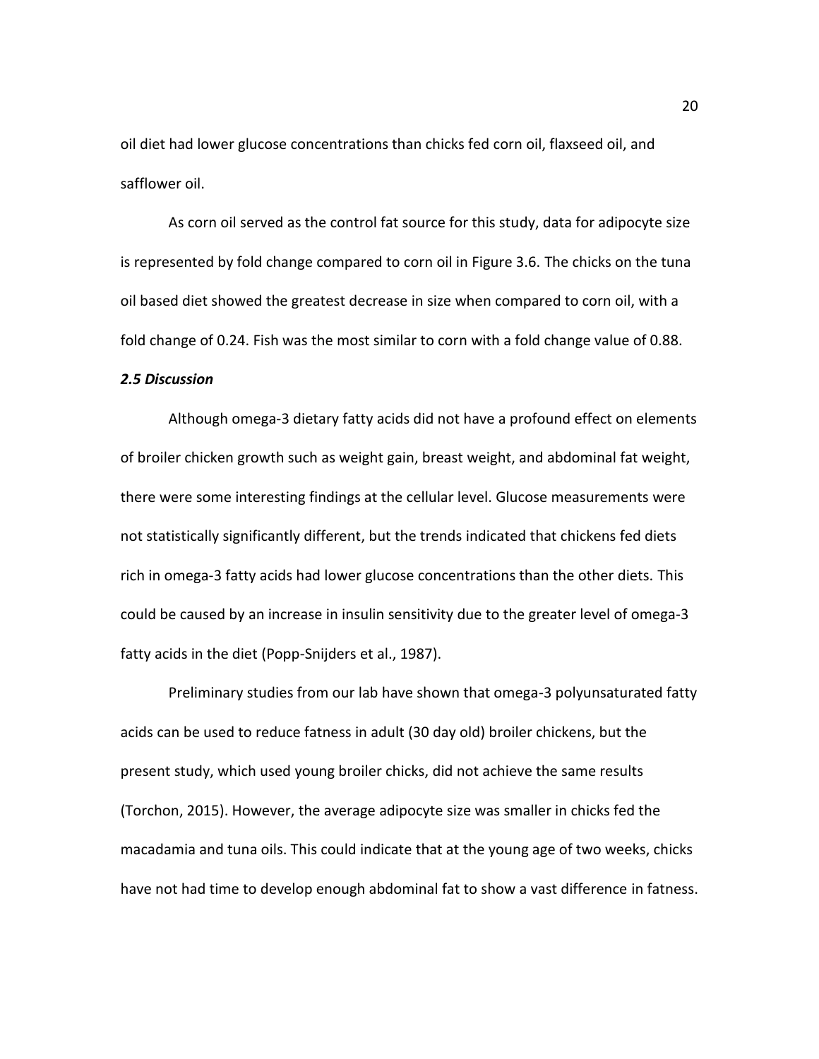oil diet had lower glucose concentrations than chicks fed corn oil, flaxseed oil, and safflower oil.

As corn oil served as the control fat source for this study, data for adipocyte size is represented by fold change compared to corn oil in Figure 3.6. The chicks on the tuna oil based diet showed the greatest decrease in size when compared to corn oil, with a fold change of 0.24. Fish was the most similar to corn with a fold change value of 0.88.

### *2.5 Discussion*

Although omega-3 dietary fatty acids did not have a profound effect on elements of broiler chicken growth such as weight gain, breast weight, and abdominal fat weight, there were some interesting findings at the cellular level. Glucose measurements were not statistically significantly different, but the trends indicated that chickens fed diets rich in omega-3 fatty acids had lower glucose concentrations than the other diets. This could be caused by an increase in insulin sensitivity due to the greater level of omega-3 fatty acids in the diet (Popp-Snijders et al., 1987).

Preliminary studies from our lab have shown that omega-3 polyunsaturated fatty acids can be used to reduce fatness in adult (30 day old) broiler chickens, but the present study, which used young broiler chicks, did not achieve the same results (Torchon, 2015). However, the average adipocyte size was smaller in chicks fed the macadamia and tuna oils. This could indicate that at the young age of two weeks, chicks have not had time to develop enough abdominal fat to show a vast difference in fatness.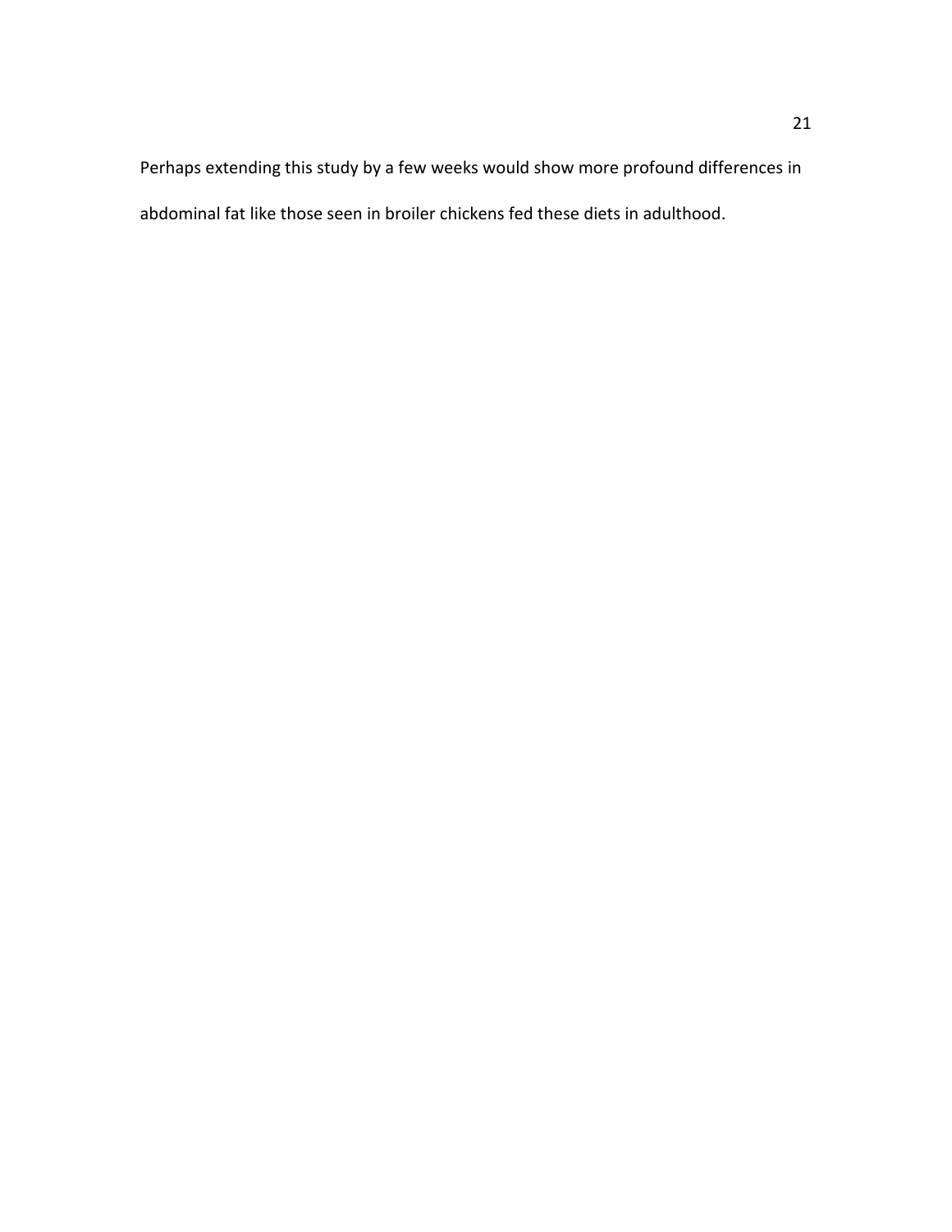Perhaps extending this study by a few weeks would show more profound differences in abdominal fat like those seen in broiler chickens fed these diets in adulthood.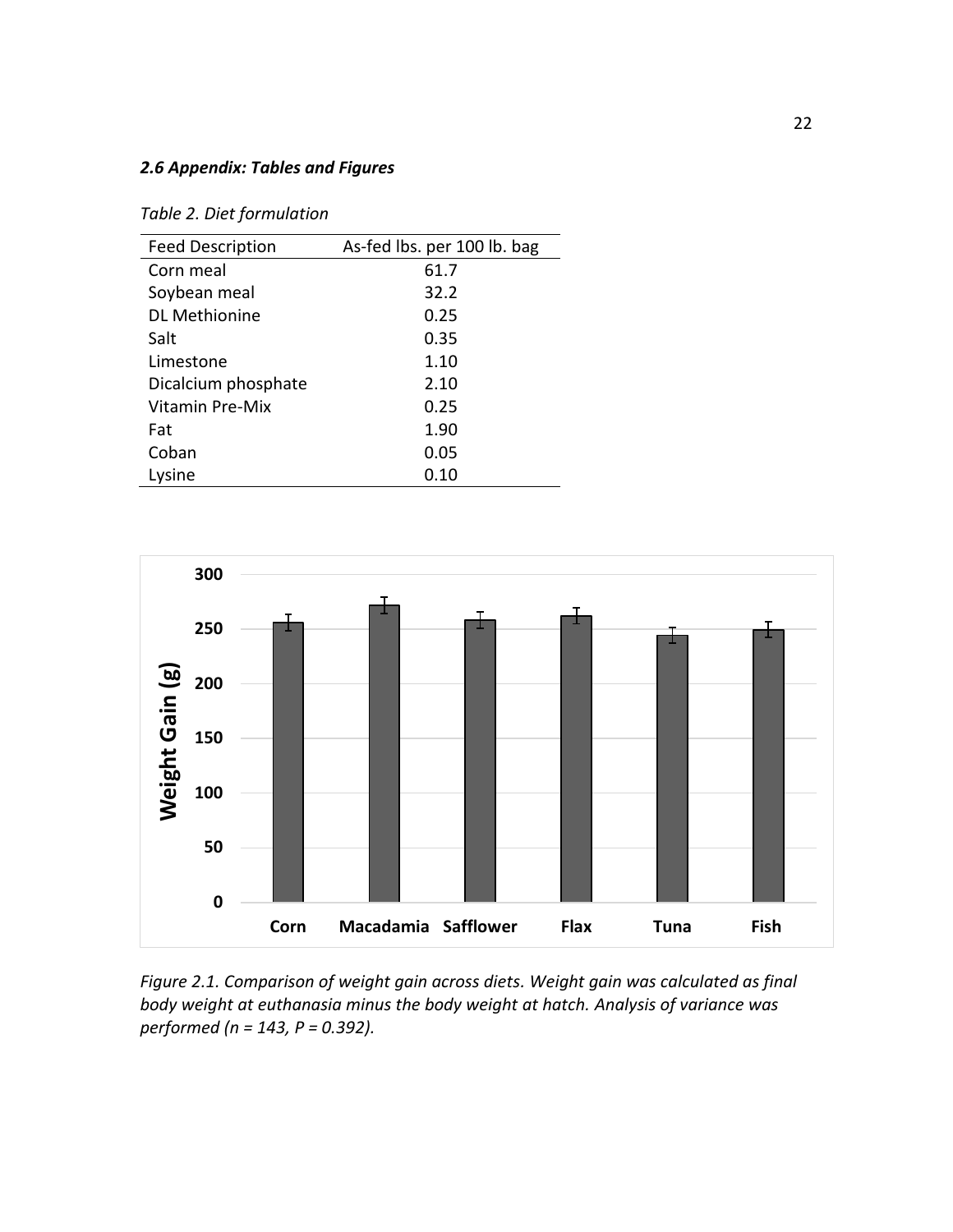### *2.6 Appendix: Tables and Figures*

*Table 2. Diet formulation*

| Feed Description | As-fed lbs. per 100 lb. bag |
|---|---|
| Corn meal | 61.7 |
| Soybean meal | 32.2 |
| DL Methionine | 0.25 |
| Salt | 0.35 |
| Limestone | 1.10 |
| Dicalcium phosphate | 2.10 |
| Vitamin Pre-Mix | 0.25 |
| Fat | 1.90 |
| Coban | 0.05 |
| Lysine | 0.10 |

*Figure 2.1. Comparison of weight gain across diets. Weight gain was calculated as final body weight at euthanasia minus the body weight at hatch. Analysis of variance was performed (n = 143, P = 0.392).*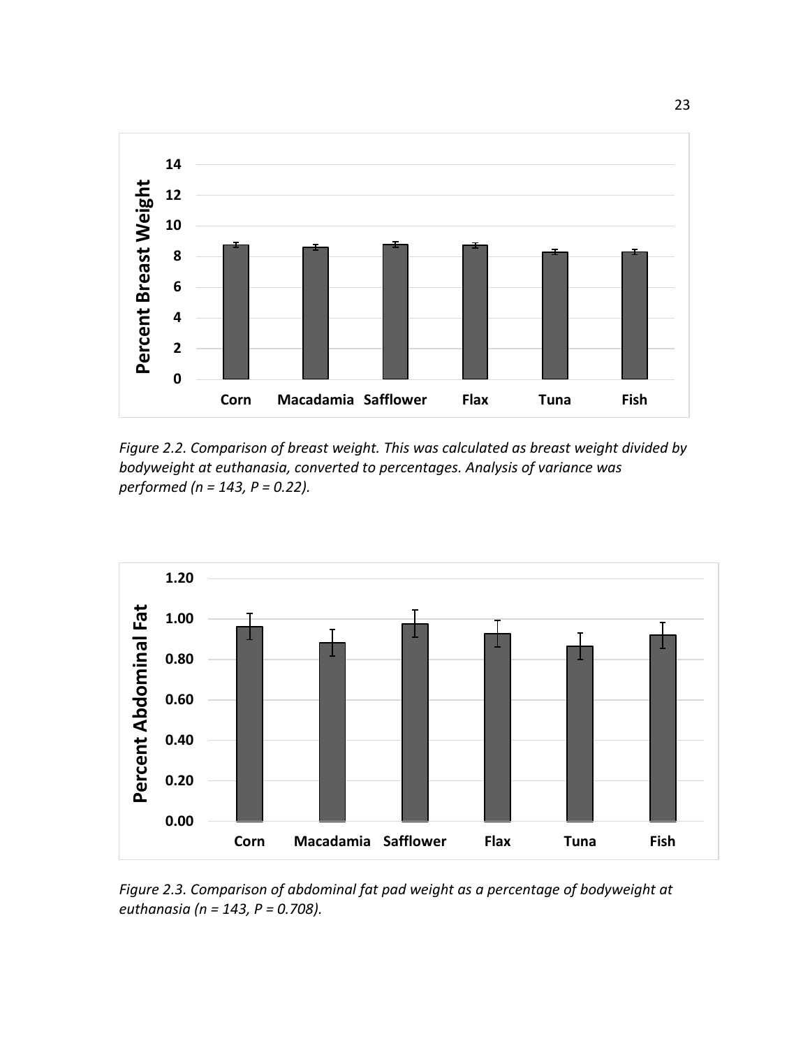*Figure 2.2. Comparison of breast weight. This was calculated as breast weight divided by bodyweight at euthanasia, converted to percentages. Analysis of variance was performed (n = 143, P = 0.22).*

*Figure 2.3. Comparison of abdominal fat pad weight as a percentage of bodyweight at euthanasia (n = 143, P = 0.708).*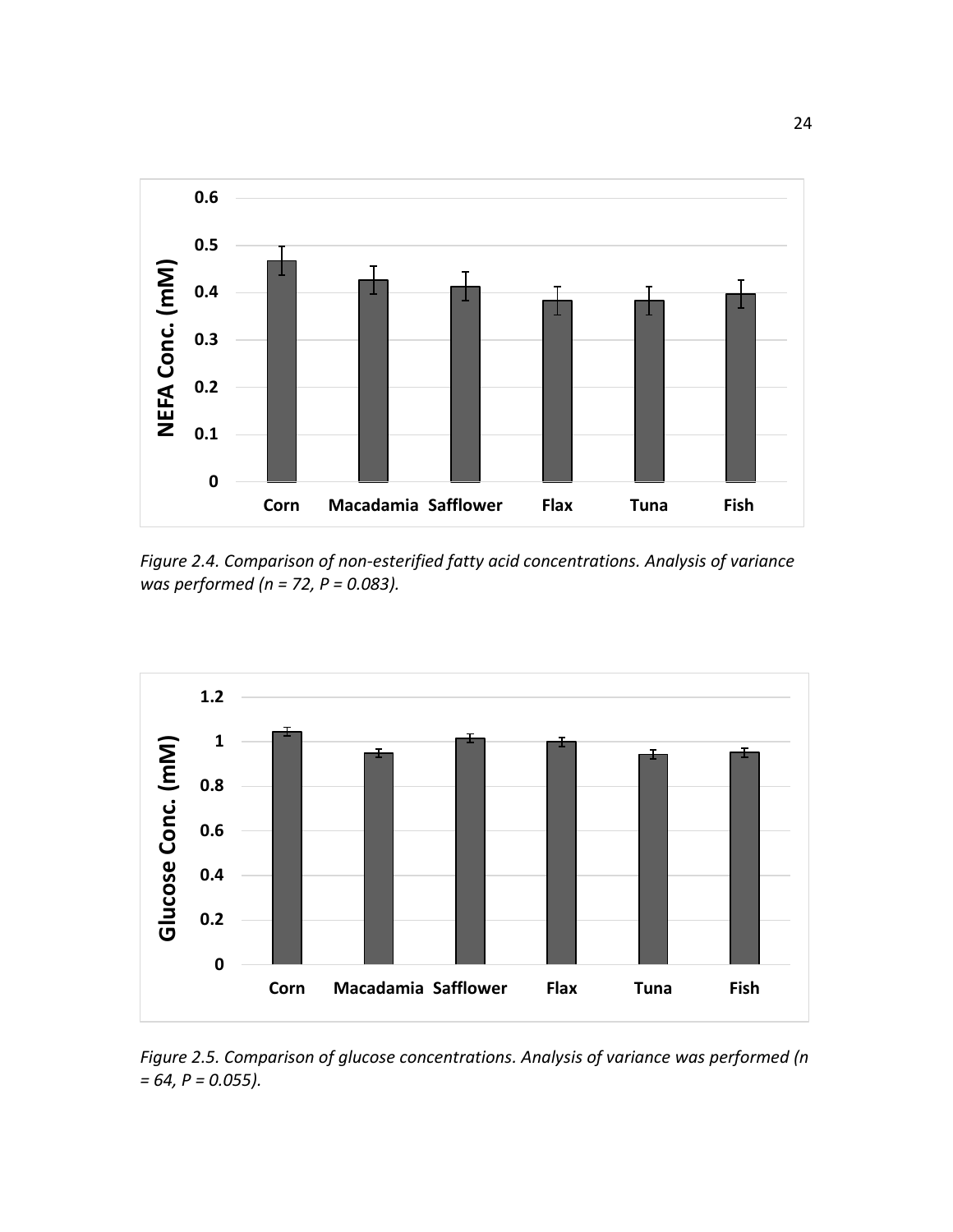*Figure 2.4. Comparison of non-esterified fatty acid concentrations. Analysis of variance was performed (n = 72, P = 0.083).*

*Figure 2.5. Comparison of glucose concentrations. Analysis of variance was performed (n = 64, P = 0.055).*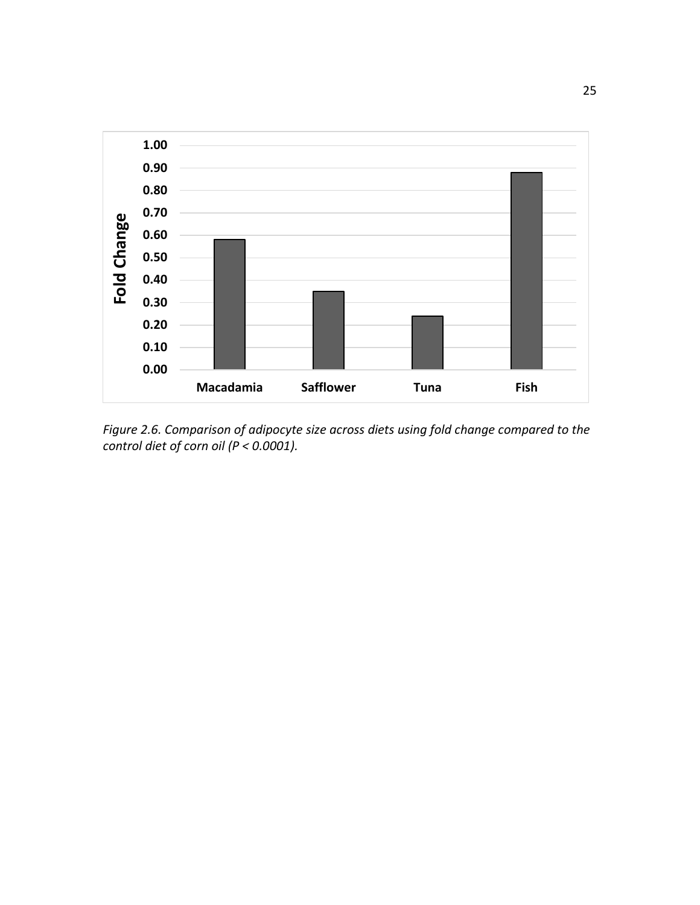*Figure 2.6. Comparison of adipocyte size across diets using fold change compared to the control diet of corn oil ($P < 0.0001$).*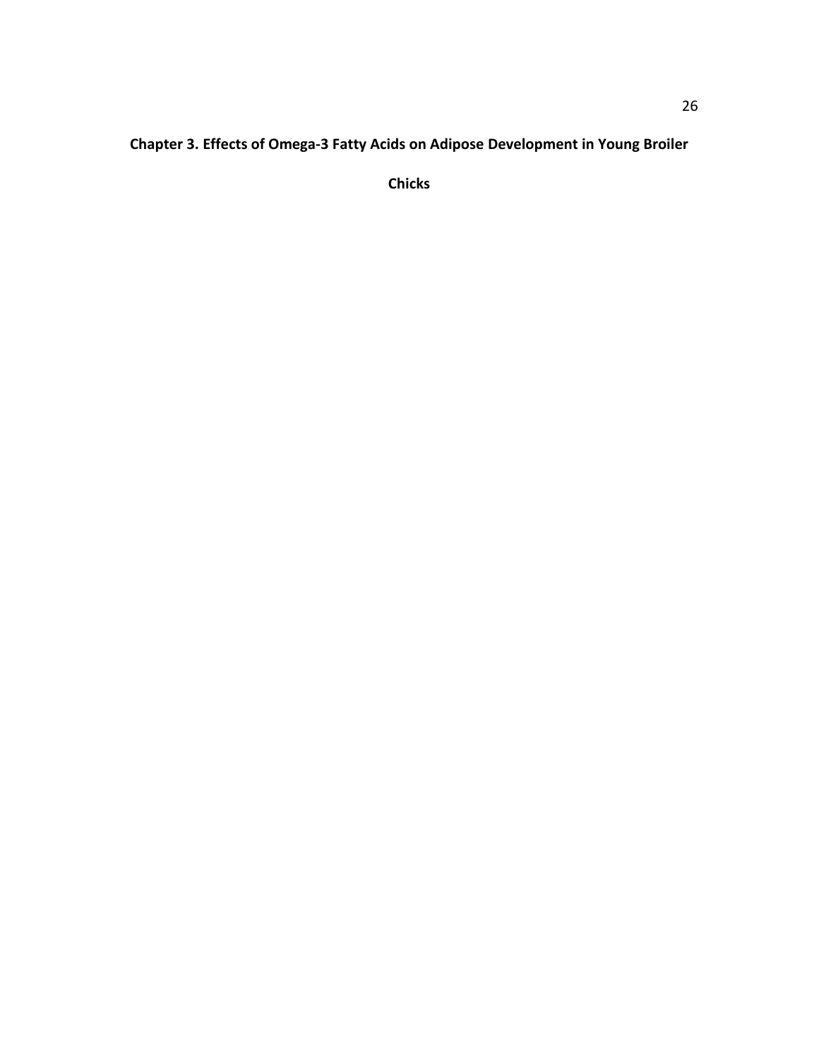# Chapter 3. Effects of Omega-3 Fatty Acids on Adipose Development in Young Broiler Chicks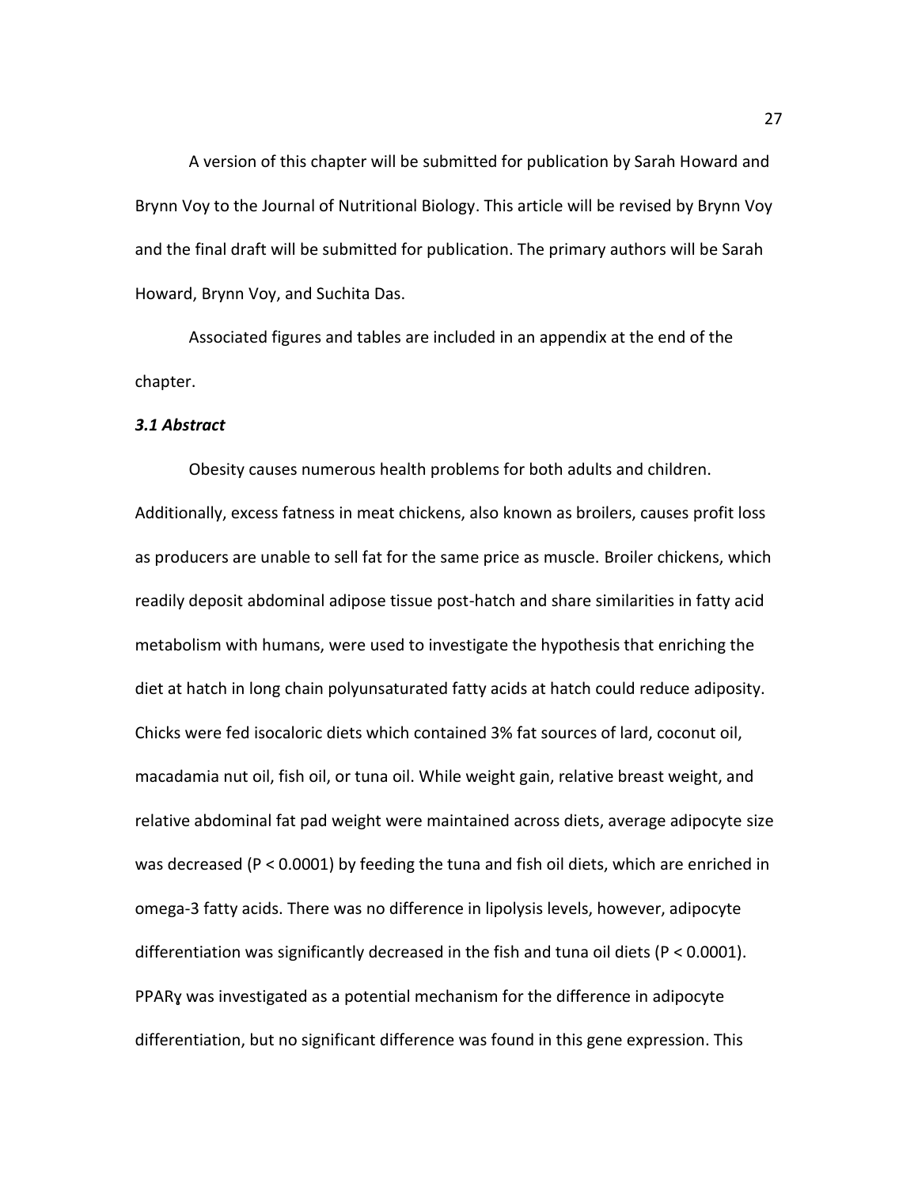A version of this chapter will be submitted for publication by Sarah Howard and Brynn Voy to the Journal of Nutritional Biology. This article will be revised by Brynn Voy and the final draft will be submitted for publication. The primary authors will be Sarah Howard, Brynn Voy, and Suchita Das.

Associated figures and tables are included in an appendix at the end of the chapter.

### *3.1 Abstract*

Obesity causes numerous health problems for both adults and children. Additionally, excess fatness in meat chickens, also known as broilers, causes profit loss as producers are unable to sell fat for the same price as muscle. Broiler chickens, which readily deposit abdominal adipose tissue post-hatch and share similarities in fatty acid metabolism with humans, were used to investigate the hypothesis that enriching the diet at hatch in long chain polyunsaturated fatty acids at hatch could reduce adiposity. Chicks were fed isocaloric diets which contained 3% fat sources of lard, coconut oil, macadamia nut oil, fish oil, or tuna oil. While weight gain, relative breast weight, and relative abdominal fat pad weight were maintained across diets, average adipocyte size was decreased ($P < 0.0001$) by feeding the tuna and fish oil diets, which are enriched in omega-3 fatty acids. There was no difference in lipolysis levels, however, adipocyte differentiation was significantly decreased in the fish and tuna oil diets ($P < 0.0001$). PPARɣ was investigated as a potential mechanism for the difference in adipocyte differentiation, but no significant difference was found in this gene expression. This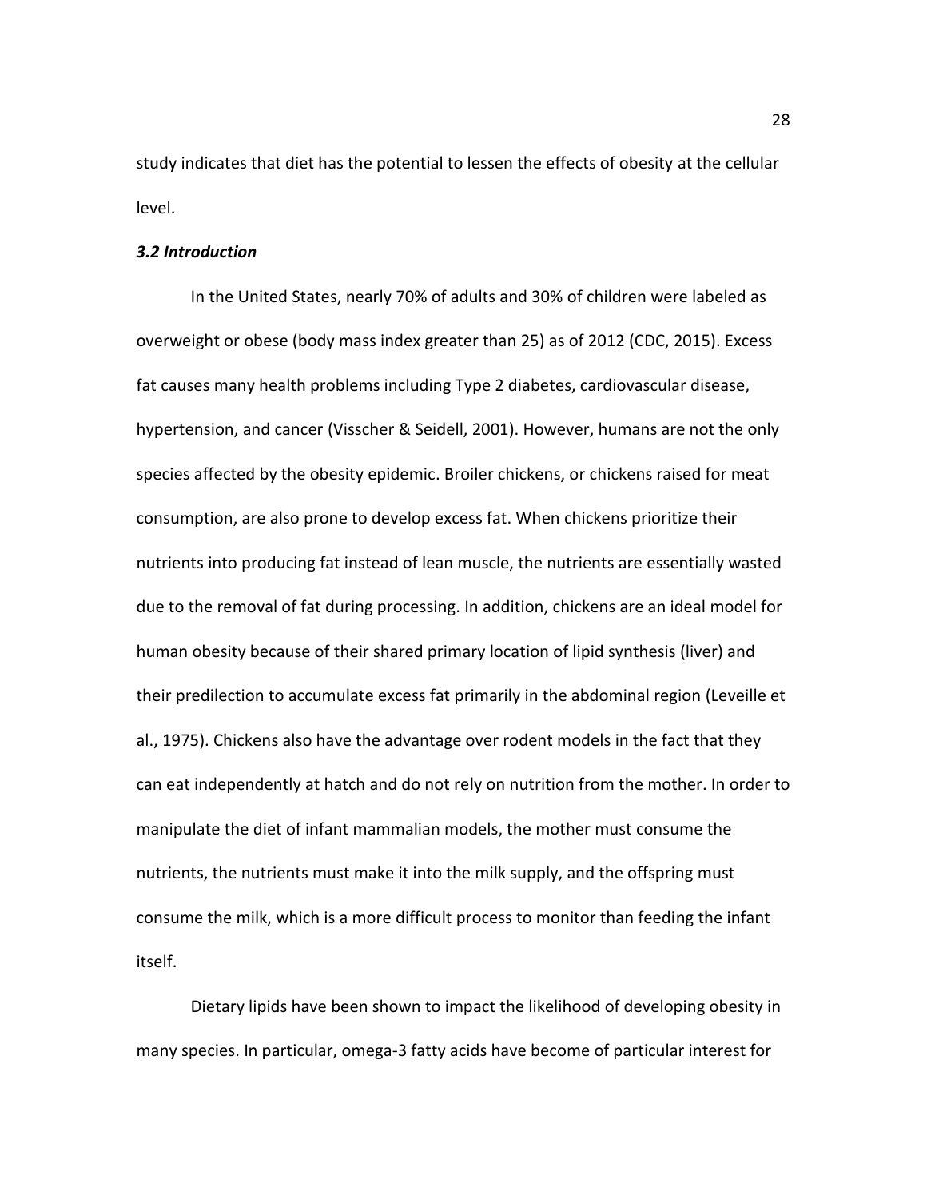study indicates that diet has the potential to lessen the effects of obesity at the cellular level.

### ***3.2 Introduction***

In the United States, nearly 70% of adults and 30% of children were labeled as overweight or obese (body mass index greater than 25) as of 2012 (CDC, 2015). Excess fat causes many health problems including Type 2 diabetes, cardiovascular disease, hypertension, and cancer (Visscher & Seidell, 2001). However, humans are not the only species affected by the obesity epidemic. Broiler chickens, or chickens raised for meat consumption, are also prone to develop excess fat. When chickens prioritize their nutrients into producing fat instead of lean muscle, the nutrients are essentially wasted due to the removal of fat during processing. In addition, chickens are an ideal model for human obesity because of their shared primary location of lipid synthesis (liver) and their predilection to accumulate excess fat primarily in the abdominal region (Leveille et al., 1975). Chickens also have the advantage over rodent models in the fact that they can eat independently at hatch and do not rely on nutrition from the mother. In order to manipulate the diet of infant mammalian models, the mother must consume the nutrients, the nutrients must make it into the milk supply, and the offspring must consume the milk, which is a more difficult process to monitor than feeding the infant itself.

Dietary lipids have been shown to impact the likelihood of developing obesity in many species. In particular, omega-3 fatty acids have become of particular interest for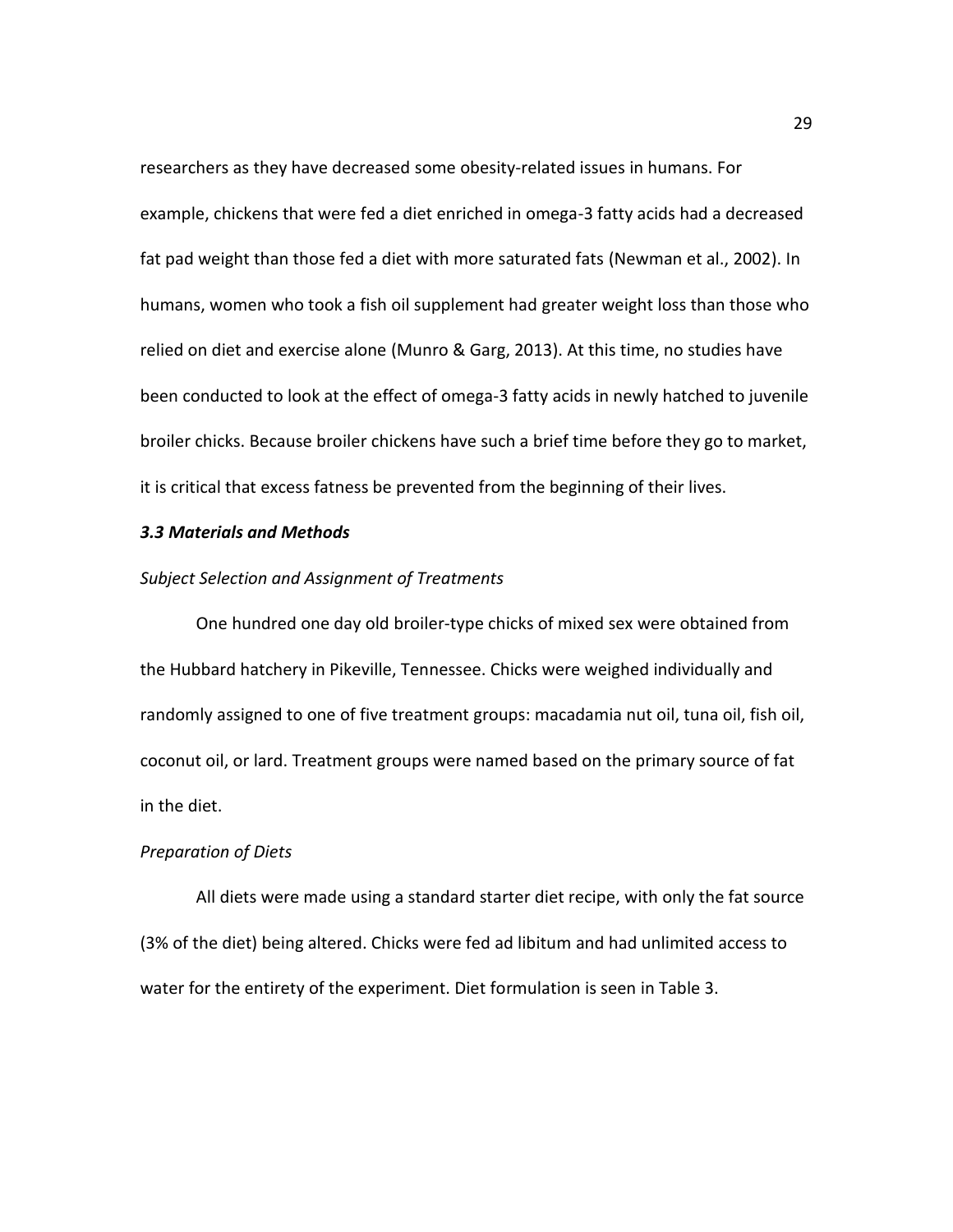researchers as they have decreased some obesity-related issues in humans. For example, chickens that were fed a diet enriched in omega-3 fatty acids had a decreased fat pad weight than those fed a diet with more saturated fats (Newman et al., 2002). In humans, women who took a fish oil supplement had greater weight loss than those who relied on diet and exercise alone (Munro & Garg, 2013). At this time, no studies have been conducted to look at the effect of omega-3 fatty acids in newly hatched to juvenile broiler chicks. Because broiler chickens have such a brief time before they go to market, it is critical that excess fatness be prevented from the beginning of their lives.

### *3.3 Materials and Methods*

*Subject Selection and Assignment of Treatments*

One hundred one day old broiler-type chicks of mixed sex were obtained from the Hubbard hatchery in Pikeville, Tennessee. Chicks were weighed individually and randomly assigned to one of five treatment groups: macadamia nut oil, tuna oil, fish oil, coconut oil, or lard. Treatment groups were named based on the primary source of fat in the diet.

*Preparation of Diets*

All diets were made using a standard starter diet recipe, with only the fat source (3% of the diet) being altered. Chicks were fed ad libitum and had unlimited access to water for the entirety of the experiment. Diet formulation is seen in Table 3.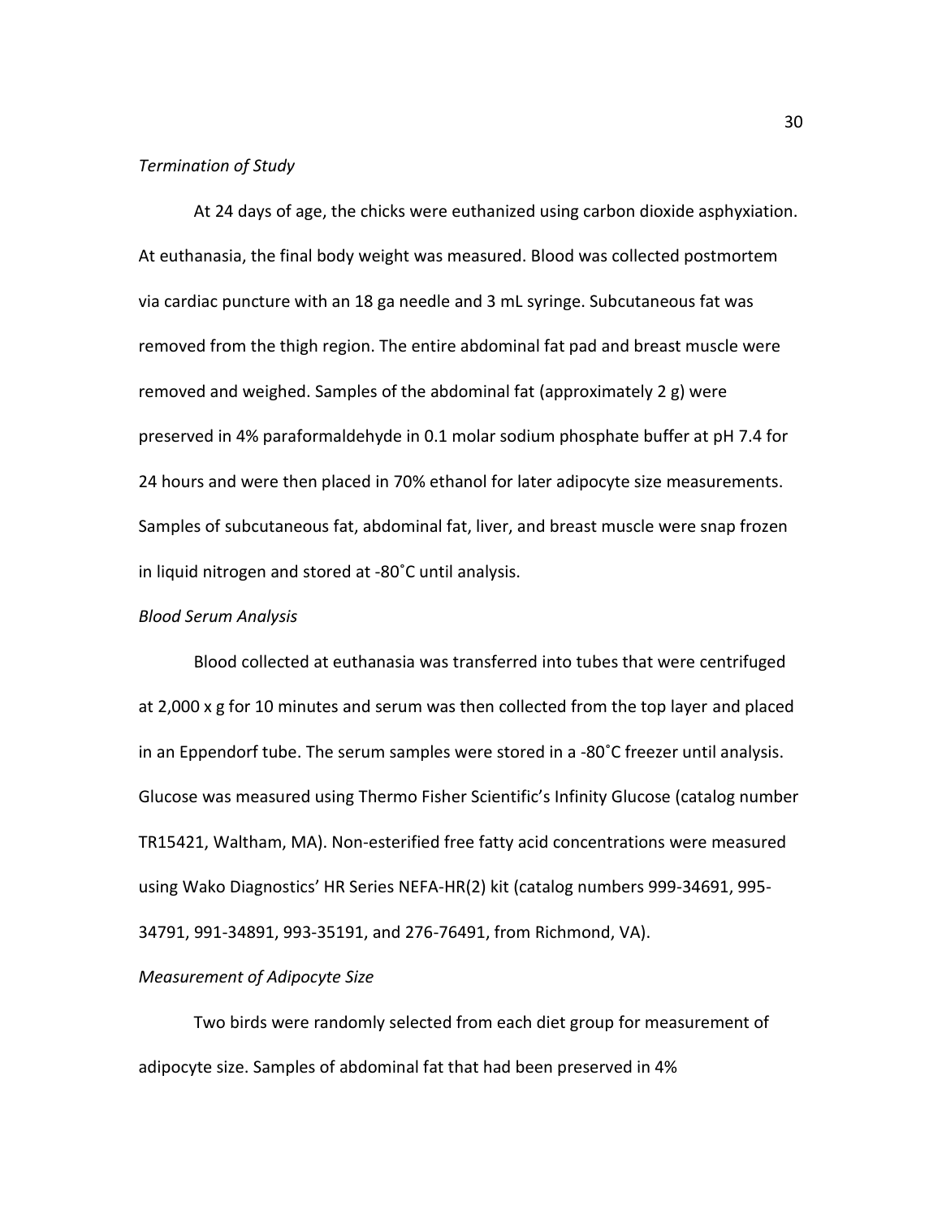*Termination of Study*

At 24 days of age, the chicks were euthanized using carbon dioxide asphyxiation. At euthanasia, the final body weight was measured. Blood was collected postmortem via cardiac puncture with an 18 ga needle and 3 mL syringe. Subcutaneous fat was removed from the thigh region. The entire abdominal fat pad and breast muscle were removed and weighed. Samples of the abdominal fat (approximately 2 g) were preserved in 4% paraformaldehyde in 0.1 molar sodium phosphate buffer at pH 7.4 for 24 hours and were then placed in 70% ethanol for later adipocyte size measurements. Samples of subcutaneous fat, abdominal fat, liver, and breast muscle were snap frozen in liquid nitrogen and stored at -80˚C until analysis.

*Blood Serum Analysis*

Blood collected at euthanasia was transferred into tubes that were centrifuged at 2,000 x g for 10 minutes and serum was then collected from the top layer and placed in an Eppendorf tube. The serum samples were stored in a -80˚C freezer until analysis. Glucose was measured using Thermo Fisher Scientific's Infinity Glucose (catalog number TR15421, Waltham, MA). Non-esterified free fatty acid concentrations were measured using Wako Diagnostics' HR Series NEFA-HR(2) kit (catalog numbers 999-34691, 995-34791, 991-34891, 993-35191, and 276-76491, from Richmond, VA).

*Measurement of Adipocyte Size*

Two birds were randomly selected from each diet group for measurement of adipocyte size. Samples of abdominal fat that had been preserved in 4%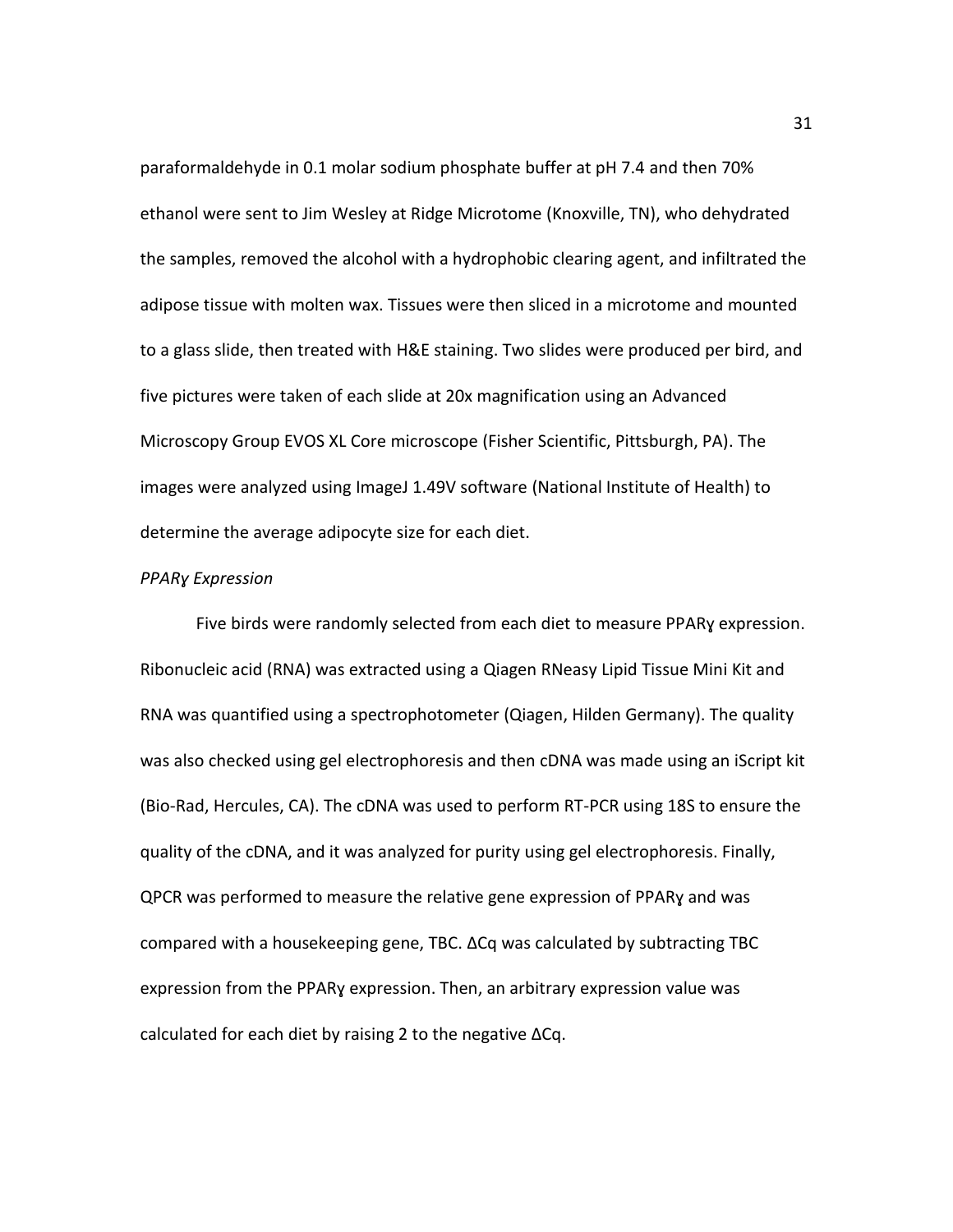paraformaldehyde in 0.1 molar sodium phosphate buffer at pH 7.4 and then 70% ethanol were sent to Jim Wesley at Ridge Microtome (Knoxville, TN), who dehydrated the samples, removed the alcohol with a hydrophobic clearing agent, and infiltrated the adipose tissue with molten wax. Tissues were then sliced in a microtome and mounted to a glass slide, then treated with H&E staining. Two slides were produced per bird, and five pictures were taken of each slide at 20x magnification using an Advanced Microscopy Group EVOS XL Core microscope (Fisher Scientific, Pittsburgh, PA). The images were analyzed using ImageJ 1.49V software (National Institute of Health) to determine the average adipocyte size for each diet.

*PPARɣ Expression*

Five birds were randomly selected from each diet to measure PPARɣ expression. Ribonucleic acid (RNA) was extracted using a Qiagen RNeasy Lipid Tissue Mini Kit and RNA was quantified using a spectrophotometer (Qiagen, Hilden Germany). The quality was also checked using gel electrophoresis and then cDNA was made using an iScript kit (Bio-Rad, Hercules, CA). The cDNA was used to perform RT-PCR using 18S to ensure the quality of the cDNA, and it was analyzed for purity using gel electrophoresis. Finally, QPCR was performed to measure the relative gene expression of PPARɣ and was compared with a housekeeping gene, TBC. ΔCq was calculated by subtracting TBC expression from the PPARɣ expression. Then, an arbitrary expression value was calculated for each diet by raising 2 to the negative ΔCq.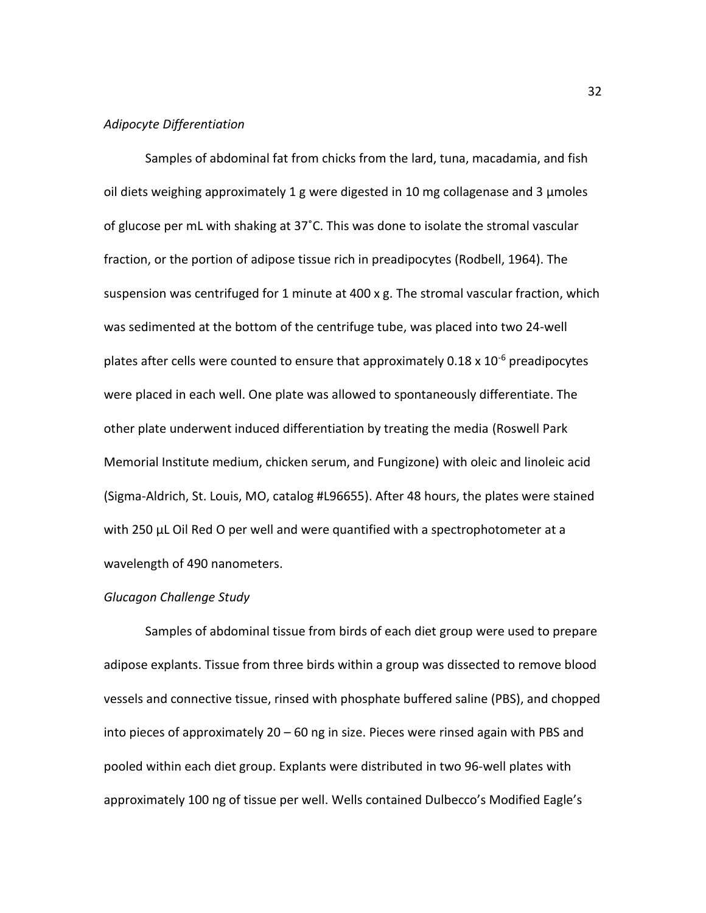*Adipocyte Differentiation*

Samples of abdominal fat from chicks from the lard, tuna, macadamia, and fish oil diets weighing approximately 1 g were digested in 10 mg collagenase and 3 µmoles of glucose per mL with shaking at 37˚C. This was done to isolate the stromal vascular fraction, or the portion of adipose tissue rich in preadipocytes (Rodbell, 1964). The suspension was centrifuged for 1 minute at 400 x g. The stromal vascular fraction, which was sedimented at the bottom of the centrifuge tube, was placed into two 24-well plates after cells were counted to ensure that approximately $0.18 \times 10^{-6}$ preadipocytes were placed in each well. One plate was allowed to spontaneously differentiate. The other plate underwent induced differentiation by treating the media (Roswell Park Memorial Institute medium, chicken serum, and Fungizone) with oleic and linoleic acid (Sigma-Aldrich, St. Louis, MO, catalog #L96655). After 48 hours, the plates were stained with 250 µL Oil Red O per well and were quantified with a spectrophotometer at a wavelength of 490 nanometers.

*Glucagon Challenge Study*

Samples of abdominal tissue from birds of each diet group were used to prepare adipose explants. Tissue from three birds within a group was dissected to remove blood vessels and connective tissue, rinsed with phosphate buffered saline (PBS), and chopped into pieces of approximately 20 – 60 ng in size. Pieces were rinsed again with PBS and pooled within each diet group. Explants were distributed in two 96-well plates with approximately 100 ng of tissue per well. Wells contained Dulbecco's Modified Eagle's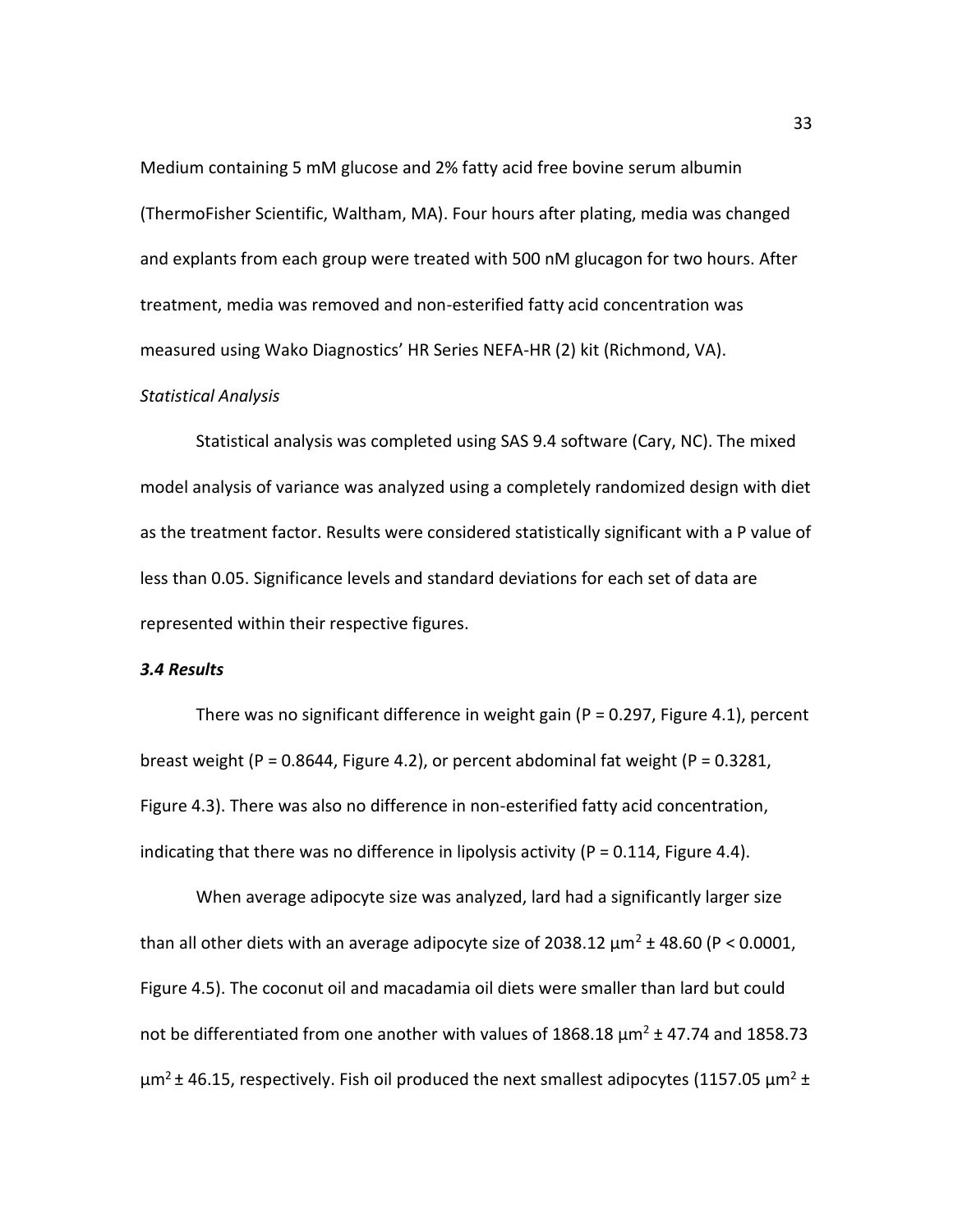Medium containing 5 mM glucose and 2% fatty acid free bovine serum albumin (ThermoFisher Scientific, Waltham, MA). Four hours after plating, media was changed and explants from each group were treated with 500 nM glucagon for two hours. After treatment, media was removed and non-esterified fatty acid concentration was measured using Wako Diagnostics' HR Series NEFA-HR (2) kit (Richmond, VA).

*Statistical Analysis*

Statistical analysis was completed using SAS 9.4 software (Cary, NC). The mixed model analysis of variance was analyzed using a completely randomized design with diet as the treatment factor. Results were considered statistically significant with a P value of less than 0.05. Significance levels and standard deviations for each set of data are represented within their respective figures.

### *3.4 Results*

There was no significant difference in weight gain ($P = 0.297$, Figure 4.1), percent breast weight ($P = 0.8644$, Figure 4.2), or percent abdominal fat weight ($P = 0.3281$, Figure 4.3). There was also no difference in non-esterified fatty acid concentration, indicating that there was no difference in lipolysis activity ($P = 0.114$, Figure 4.4).

When average adipocyte size was analyzed, lard had a significantly larger size than all other diets with an average adipocyte size of 2038.12 $\mu m^2 \pm 48.60$ ($P < 0.0001$, Figure 4.5). The coconut oil and macadamia oil diets were smaller than lard but could not be differentiated from one another with values of 1868.18 $\mu m^2 \pm 47.74$ and 1858.73 $\mu m^2 \pm 46.15$, respectively. Fish oil produced the next smallest adipocytes (1157.05 $\mu m^2 \pm$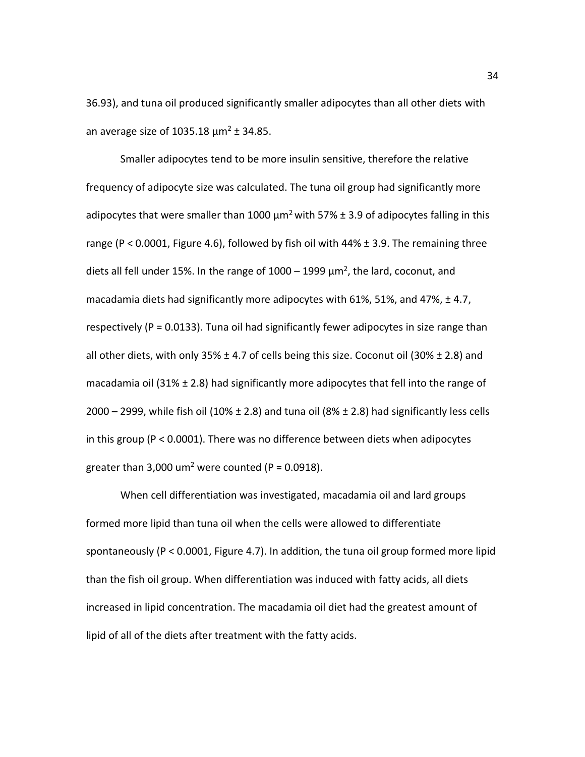36.93), and tuna oil produced significantly smaller adipocytes than all other diets with an average size of 1035.18 $\mu m^2 \pm 34.85$.

Smaller adipocytes tend to be more insulin sensitive, therefore the relative frequency of adipocyte size was calculated. The tuna oil group had significantly more adipocytes that were smaller than 1000 $\mu m^2$ with 57% ± 3.9 of adipocytes falling in this range ($P < 0.0001$, Figure 4.6), followed by fish oil with 44% ± 3.9. The remaining three diets all fell under 15%. In the range of 1000 – 1999 $\mu m^2$, the lard, coconut, and macadamia diets had significantly more adipocytes with 61%, 51%, and 47%, ± 4.7, respectively ($P = 0.0133$). Tuna oil had significantly fewer adipocytes in size range than all other diets, with only 35% ± 4.7 of cells being this size. Coconut oil (30% ± 2.8) and macadamia oil (31% ± 2.8) had significantly more adipocytes that fell into the range of 2000 – 2999, while fish oil (10% ± 2.8) and tuna oil (8% ± 2.8) had significantly less cells in this group ($P < 0.0001$). There was no difference between diets when adipocytes greater than 3,000 $um^2$ were counted ($P = 0.0918$).

When cell differentiation was investigated, macadamia oil and lard groups formed more lipid than tuna oil when the cells were allowed to differentiate spontaneously ($P < 0.0001$, Figure 4.7). In addition, the tuna oil group formed more lipid than the fish oil group. When differentiation was induced with fatty acids, all diets increased in lipid concentration. The macadamia oil diet had the greatest amount of lipid of all of the diets after treatment with the fatty acids.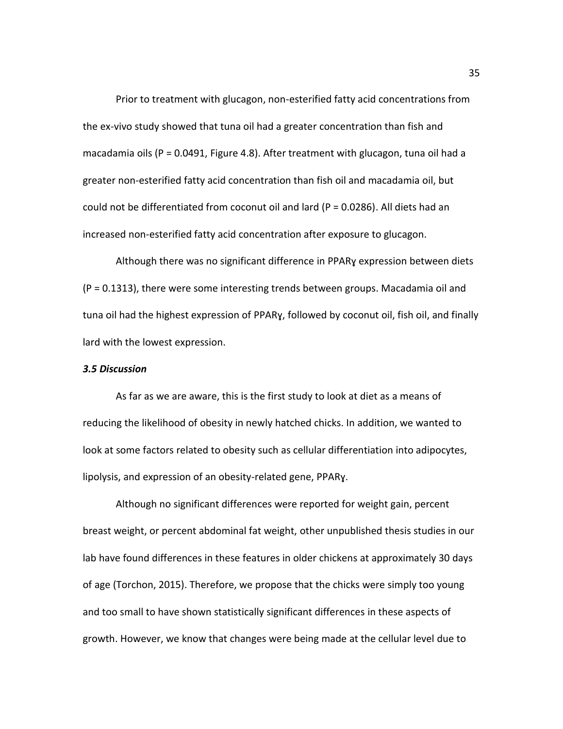Prior to treatment with glucagon, non-esterified fatty acid concentrations from the ex-vivo study showed that tuna oil had a greater concentration than fish and macadamia oils (P = 0.0491, Figure 4.8). After treatment with glucagon, tuna oil had a greater non-esterified fatty acid concentration than fish oil and macadamia oil, but could not be differentiated from coconut oil and lard (P = 0.0286). All diets had an increased non-esterified fatty acid concentration after exposure to glucagon.

Although there was no significant difference in PPARɣ expression between diets (P = 0.1313), there were some interesting trends between groups. Macadamia oil and tuna oil had the highest expression of PPARɣ, followed by coconut oil, fish oil, and finally lard with the lowest expression.

### *3.5 Discussion*

As far as we are aware, this is the first study to look at diet as a means of reducing the likelihood of obesity in newly hatched chicks. In addition, we wanted to look at some factors related to obesity such as cellular differentiation into adipocytes, lipolysis, and expression of an obesity-related gene, PPARɣ.

Although no significant differences were reported for weight gain, percent breast weight, or percent abdominal fat weight, other unpublished thesis studies in our lab have found differences in these features in older chickens at approximately 30 days of age (Torchon, 2015). Therefore, we propose that the chicks were simply too young and too small to have shown statistically significant differences in these aspects of growth. However, we know that changes were being made at the cellular level due to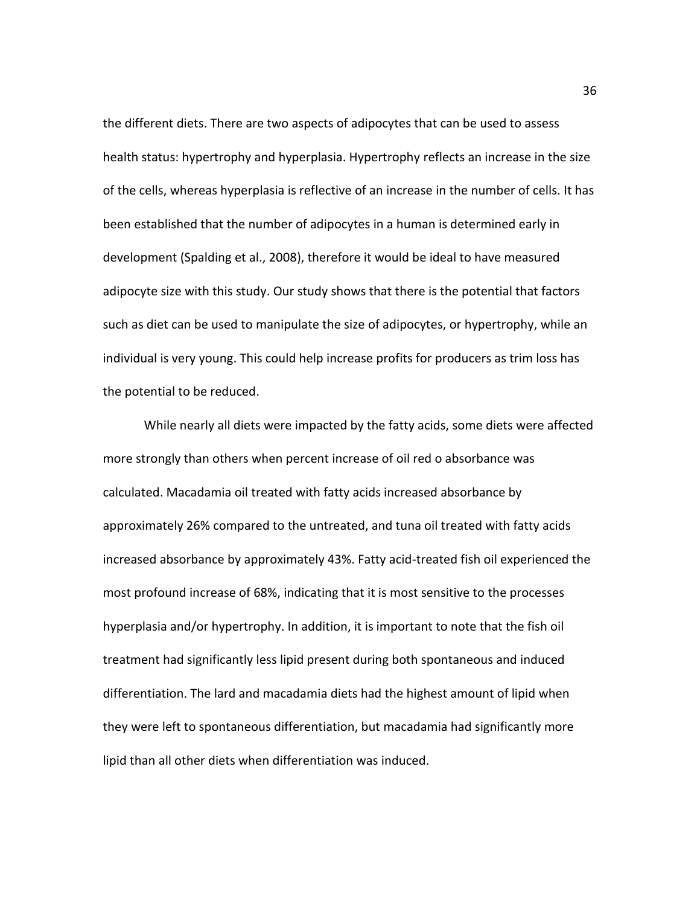the different diets. There are two aspects of adipocytes that can be used to assess health status: hypertrophy and hyperplasia. Hypertrophy reflects an increase in the size of the cells, whereas hyperplasia is reflective of an increase in the number of cells. It has been established that the number of adipocytes in a human is determined early in development (Spalding et al., 2008), therefore it would be ideal to have measured adipocyte size with this study. Our study shows that there is the potential that factors such as diet can be used to manipulate the size of adipocytes, or hypertrophy, while an individual is very young. This could help increase profits for producers as trim loss has the potential to be reduced.

While nearly all diets were impacted by the fatty acids, some diets were affected more strongly than others when percent increase of oil red o absorbance was calculated. Macadamia oil treated with fatty acids increased absorbance by approximately 26% compared to the untreated, and tuna oil treated with fatty acids increased absorbance by approximately 43%. Fatty acid-treated fish oil experienced the most profound increase of 68%, indicating that it is most sensitive to the processes hyperplasia and/or hypertrophy. In addition, it is important to note that the fish oil treatment had significantly less lipid present during both spontaneous and induced differentiation. The lard and macadamia diets had the highest amount of lipid when they were left to spontaneous differentiation, but macadamia had significantly more lipid than all other diets when differentiation was induced.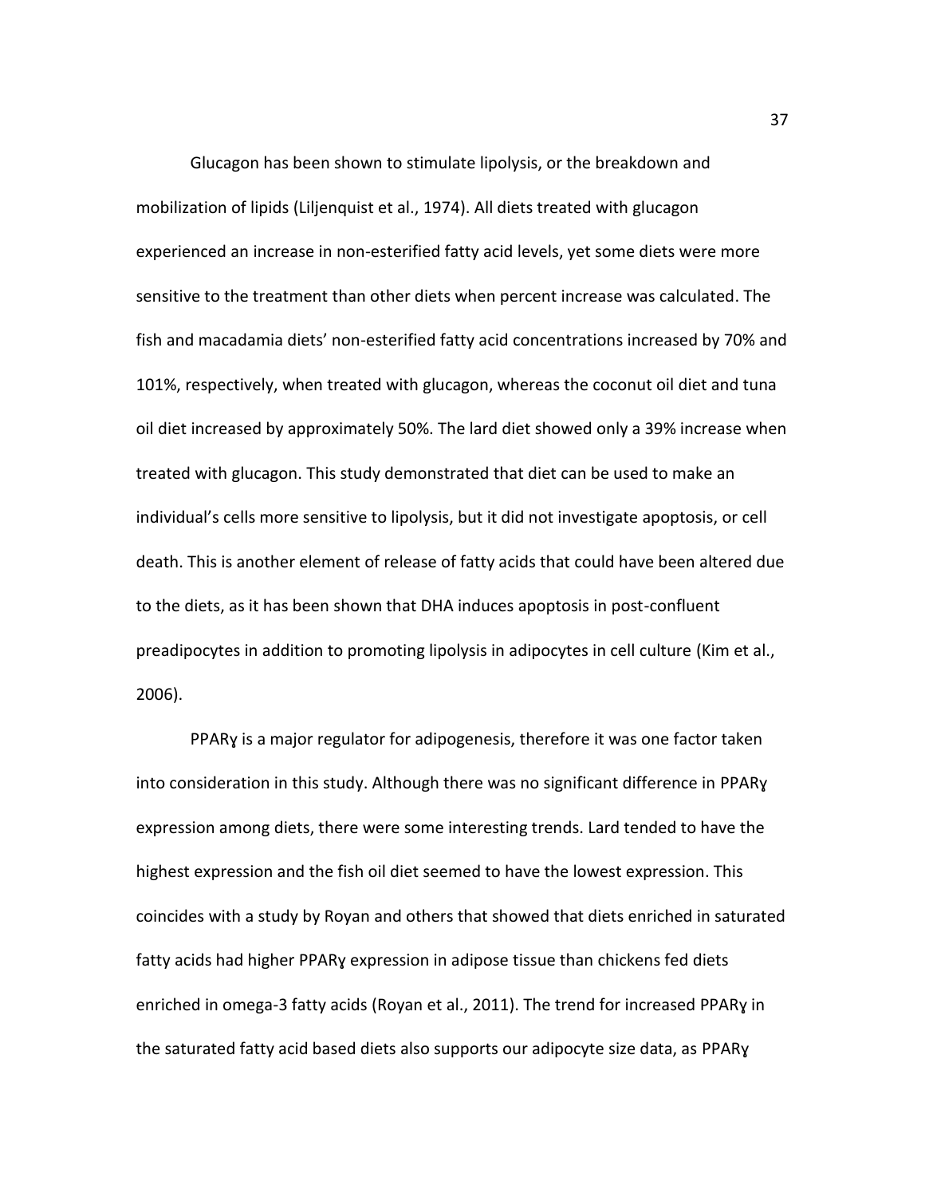Glucagon has been shown to stimulate lipolysis, or the breakdown and mobilization of lipids (Liljenquist et al., 1974). All diets treated with glucagon experienced an increase in non-esterified fatty acid levels, yet some diets were more sensitive to the treatment than other diets when percent increase was calculated. The fish and macadamia diets' non-esterified fatty acid concentrations increased by 70% and 101%, respectively, when treated with glucagon, whereas the coconut oil diet and tuna oil diet increased by approximately 50%. The lard diet showed only a 39% increase when treated with glucagon. This study demonstrated that diet can be used to make an individual's cells more sensitive to lipolysis, but it did not investigate apoptosis, or cell death. This is another element of release of fatty acids that could have been altered due to the diets, as it has been shown that DHA induces apoptosis in post-confluent preadipocytes in addition to promoting lipolysis in adipocytes in cell culture (Kim et al., 2006).

PPARɣ is a major regulator for adipogenesis, therefore it was one factor taken into consideration in this study. Although there was no significant difference in PPARɣ expression among diets, there were some interesting trends. Lard tended to have the highest expression and the fish oil diet seemed to have the lowest expression. This coincides with a study by Royan and others that showed that diets enriched in saturated fatty acids had higher PPARɣ expression in adipose tissue than chickens fed diets enriched in omega-3 fatty acids (Royan et al., 2011). The trend for increased PPARɣ in the saturated fatty acid based diets also supports our adipocyte size data, as PPARɣ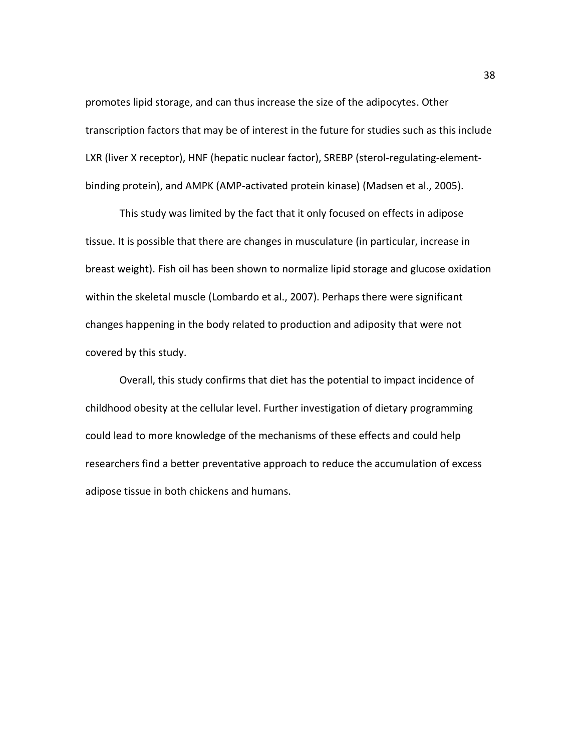promotes lipid storage, and can thus increase the size of the adipocytes. Other transcription factors that may be of interest in the future for studies such as this include LXR (liver X receptor), HNF (hepatic nuclear factor), SREBP (sterol-regulating-element-binding protein), and AMPK (AMP-activated protein kinase) (Madsen et al., 2005).

This study was limited by the fact that it only focused on effects in adipose tissue. It is possible that there are changes in musculature (in particular, increase in breast weight). Fish oil has been shown to normalize lipid storage and glucose oxidation within the skeletal muscle (Lombardo et al., 2007). Perhaps there were significant changes happening in the body related to production and adiposity that were not covered by this study.

Overall, this study confirms that diet has the potential to impact incidence of childhood obesity at the cellular level. Further investigation of dietary programming could lead to more knowledge of the mechanisms of these effects and could help researchers find a better preventative approach to reduce the accumulation of excess adipose tissue in both chickens and humans.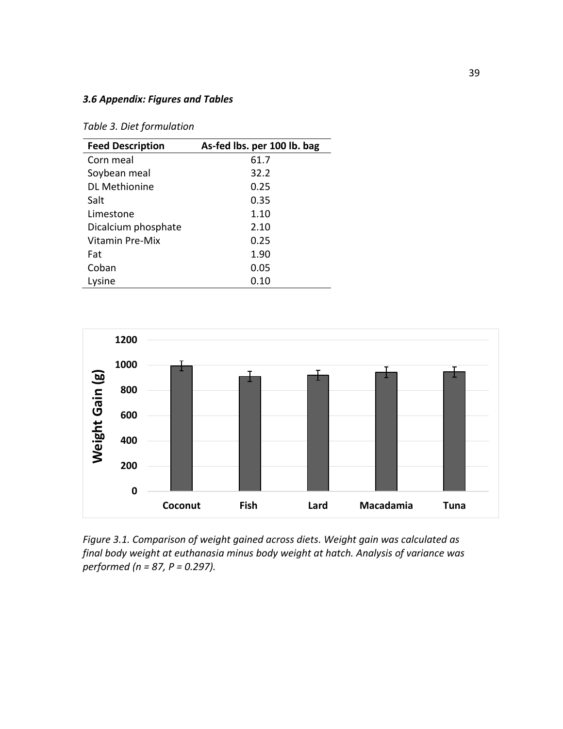### *3.6 Appendix: Figures and Tables*

*Table 3. Diet formulation*

| Feed Description | As-fed lbs. per 100 lb. bag |
|---|---|
| Corn meal | 61.7 |
| Soybean meal | 32.2 |
| DL Methionine | 0.25 |
| Salt | 0.35 |
| Limestone | 1.10 |
| Dicalcium phosphate | 2.10 |
| Vitamin Pre-Mix | 0.25 |
| Fat | 1.90 |
| Coban | 0.05 |
| Lysine | 0.10 |

*Figure 3.1. Comparison of weight gained across diets. Weight gain was calculated as final body weight at euthanasia minus body weight at hatch. Analysis of variance was performed (n = 87, P = 0.297).*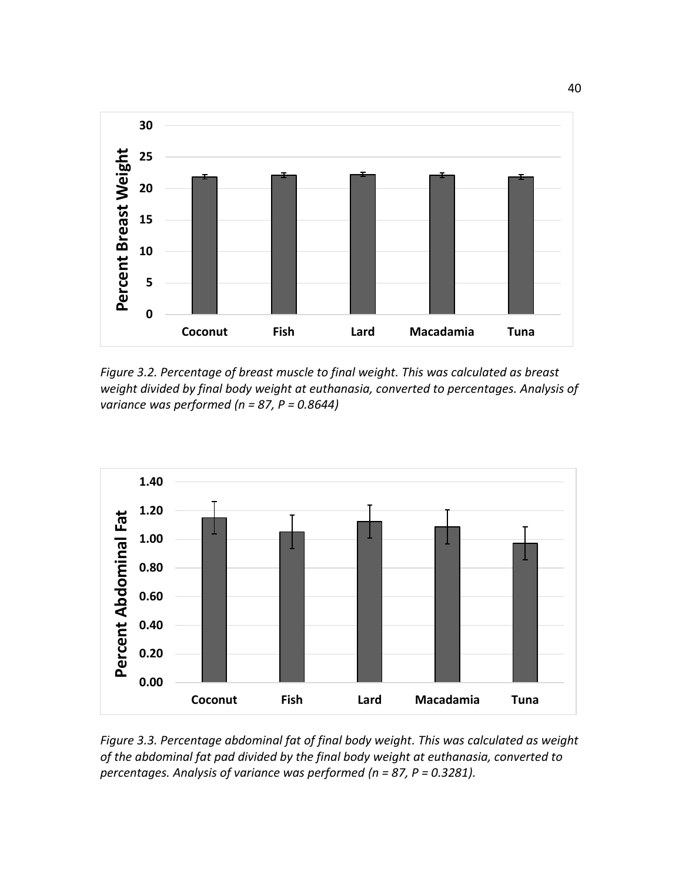*Figure 3.2. Percentage of breast muscle to final weight. This was calculated as breast weight divided by final body weight at euthanasia, converted to percentages. Analysis of variance was performed (n = 87, P = 0.8644)*

*Figure 3.3. Percentage abdominal fat of final body weight. This was calculated as weight of the abdominal fat pad divided by the final body weight at euthanasia, converted to percentages. Analysis of variance was performed (n = 87, P = 0.3281).*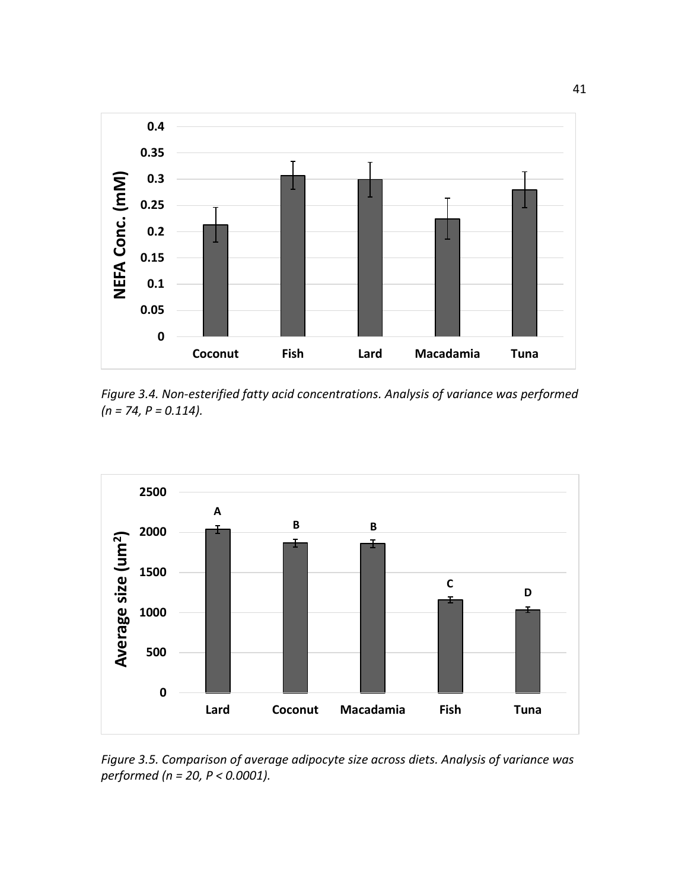*Figure 3.4. Non-esterified fatty acid concentrations. Analysis of variance was performed (n = 74, P = 0.114).*

*Figure 3.5. Comparison of average adipocyte size across diets. Analysis of variance was performed (n = 20, P < 0.0001).*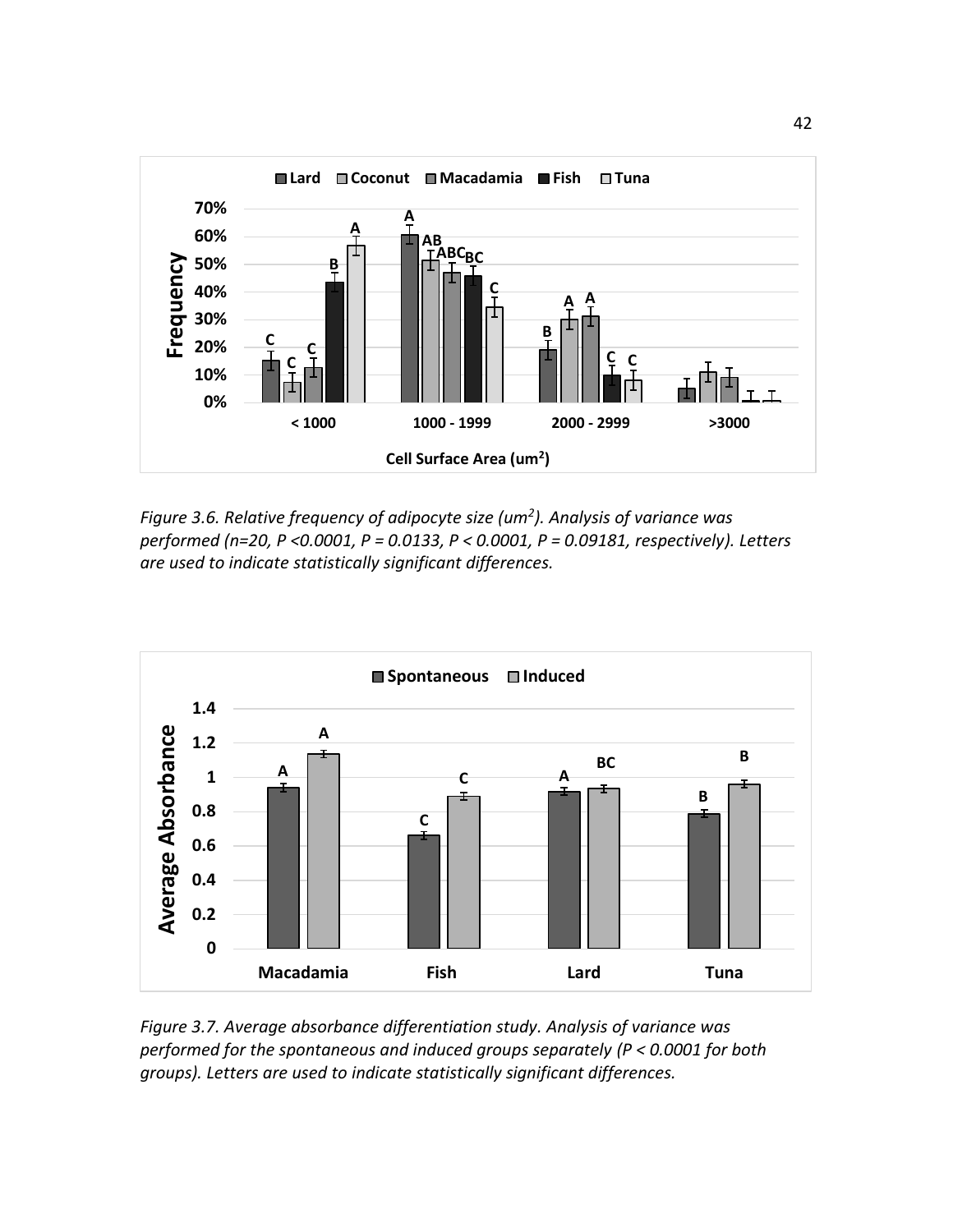*Figure 3.6. Relative frequency of adipocyte size (um[2]). Analysis of variance was performed (n=20, P <0.0001, P = 0.0133, P < 0.0001, P = 0.09181, respectively). Letters are used to indicate statistically significant differences.*

*Figure 3.7. Average absorbance differentiation study. Analysis of variance was performed for the spontaneous and induced groups separately (P < 0.0001 for both groups). Letters are used to indicate statistically significant differences.*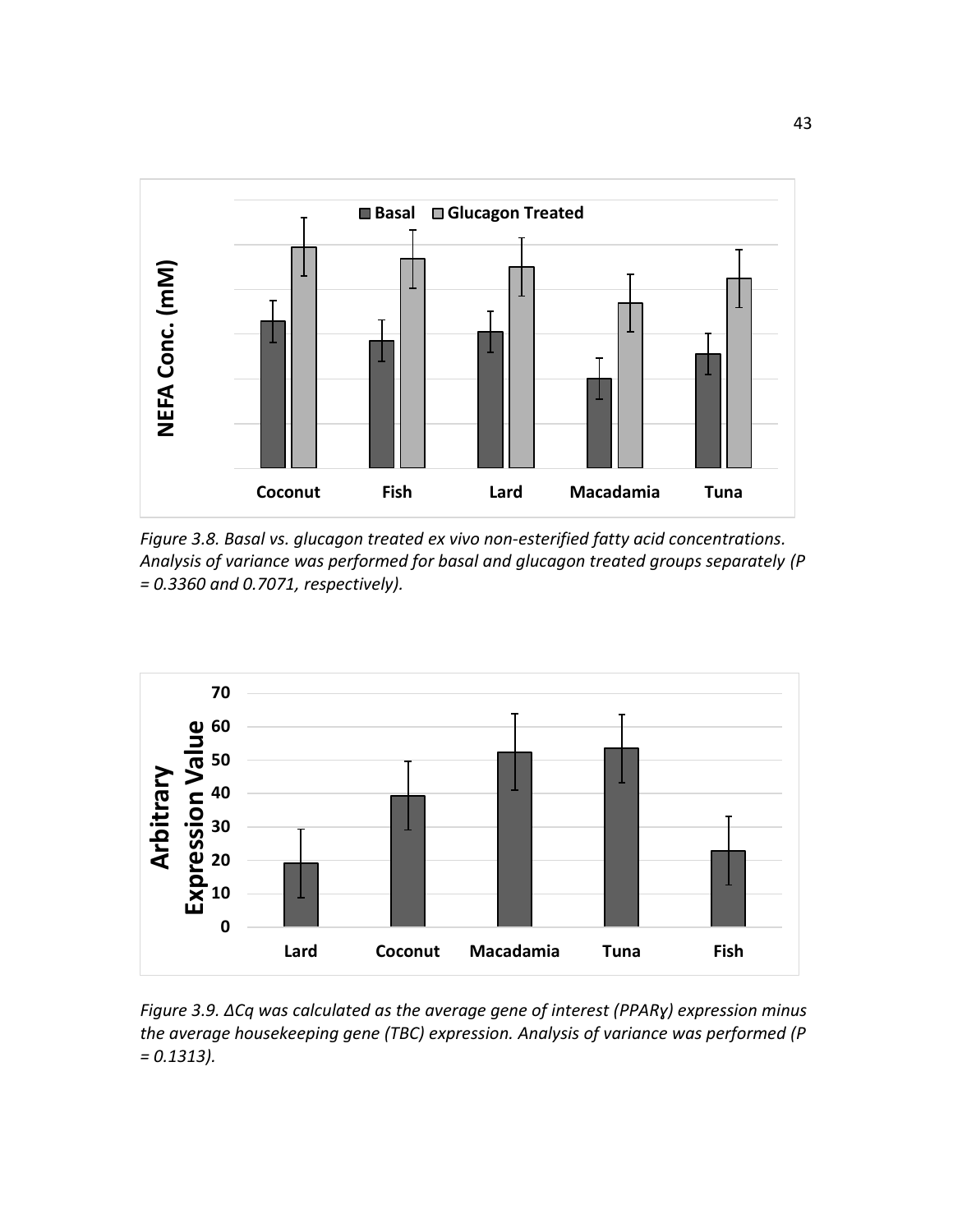*Figure 3.8. Basal vs. glucagon treated ex vivo non-esterified fatty acid concentrations. Analysis of variance was performed for basal and glucagon treated groups separately (P = 0.3360 and 0.7071, respectively).*

*Figure 3.9. ΔCq was calculated as the average gene of interest (PPARɣ) expression minus the average housekeeping gene (TBC) expression. Analysis of variance was performed (P = 0.1313).*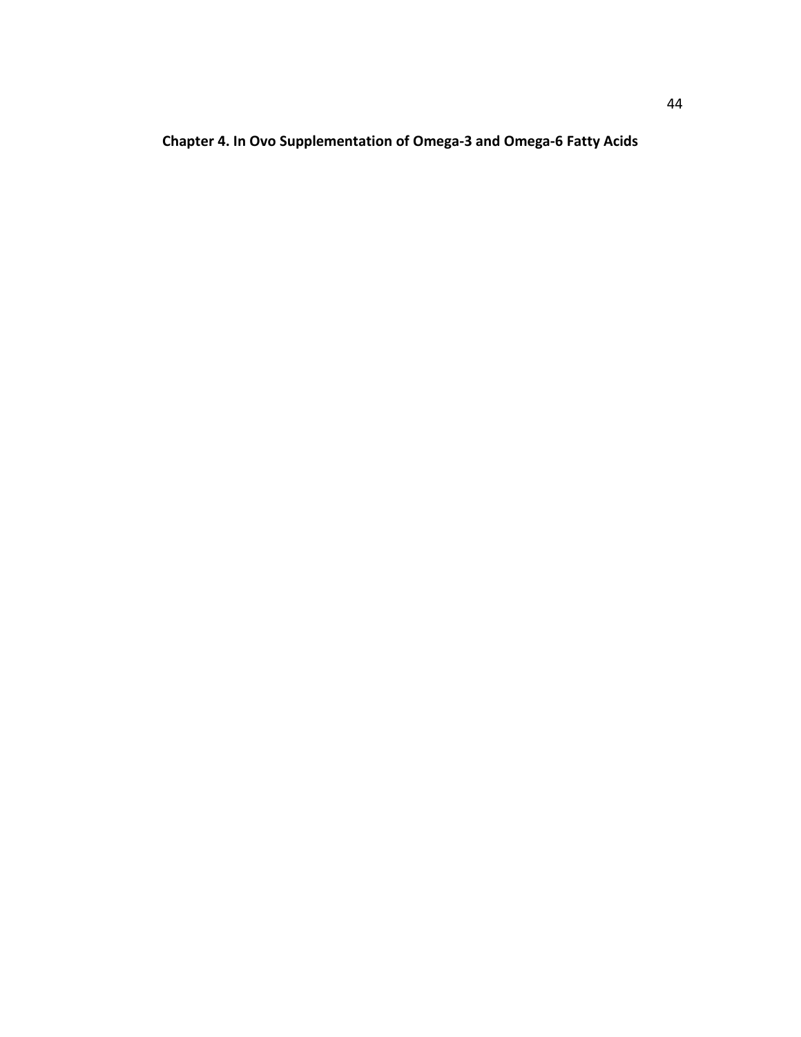# Chapter 4. In Ovo Supplementation of Omega-3 and Omega-6 Fatty Acids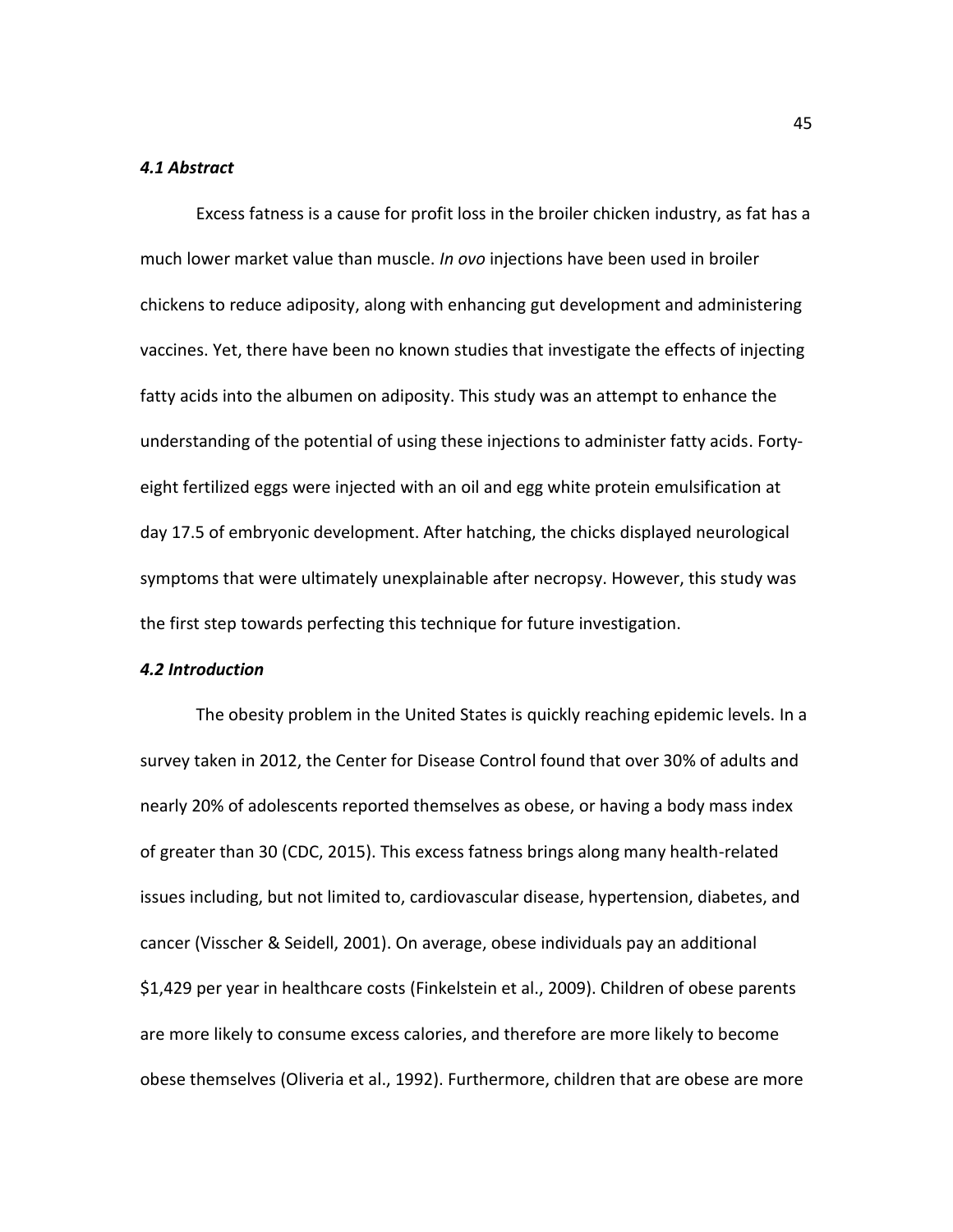### *4.1 Abstract*

Excess fatness is a cause for profit loss in the broiler chicken industry, as fat has a much lower market value than muscle. *In ovo* injections have been used in broiler chickens to reduce adiposity, along with enhancing gut development and administering vaccines. Yet, there have been no known studies that investigate the effects of injecting fatty acids into the albumen on adiposity. This study was an attempt to enhance the understanding of the potential of using these injections to administer fatty acids. Forty-eight fertilized eggs were injected with an oil and egg white protein emulsification at day 17.5 of embryonic development. After hatching, the chicks displayed neurological symptoms that were ultimately unexplainable after necropsy. However, this study was the first step towards perfecting this technique for future investigation.

### *4.2 Introduction*

The obesity problem in the United States is quickly reaching epidemic levels. In a survey taken in 2012, the Center for Disease Control found that over 30% of adults and nearly 20% of adolescents reported themselves as obese, or having a body mass index of greater than 30 (CDC, 2015). This excess fatness brings along many health-related issues including, but not limited to, cardiovascular disease, hypertension, diabetes, and cancer (Visscher & Seidell, 2001). On average, obese individuals pay an additional $1,429 per year in healthcare costs (Finkelstein et al., 2009). Children of obese parents are more likely to consume excess calories, and therefore are more likely to become obese themselves (Oliveria et al., 1992). Furthermore, children that are obese are more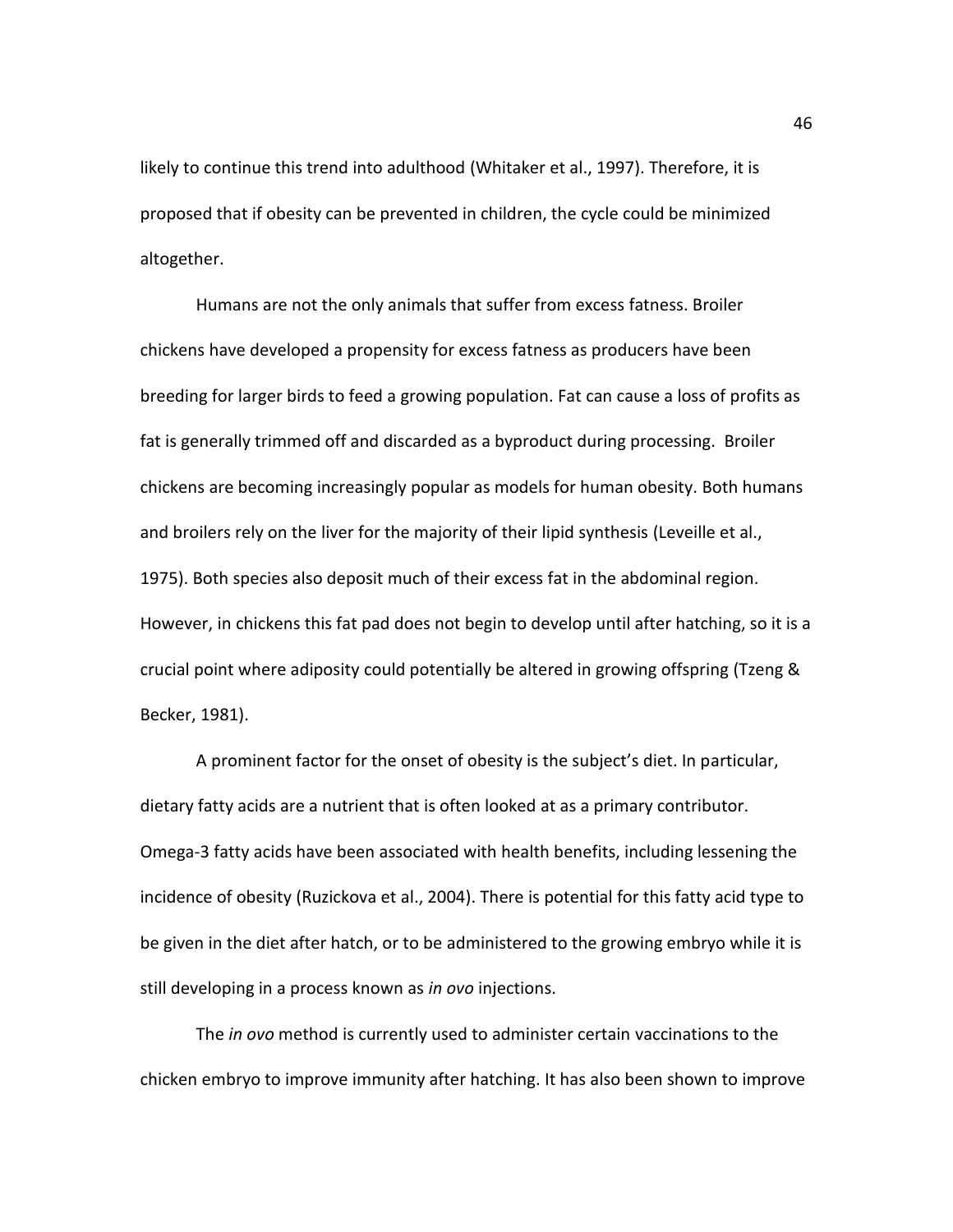likely to continue this trend into adulthood (Whitaker et al., 1997). Therefore, it is proposed that if obesity can be prevented in children, the cycle could be minimized altogether.

Humans are not the only animals that suffer from excess fatness. Broiler chickens have developed a propensity for excess fatness as producers have been breeding for larger birds to feed a growing population. Fat can cause a loss of profits as fat is generally trimmed off and discarded as a byproduct during processing. Broiler chickens are becoming increasingly popular as models for human obesity. Both humans and broilers rely on the liver for the majority of their lipid synthesis (Leveille et al., 1975). Both species also deposit much of their excess fat in the abdominal region. However, in chickens this fat pad does not begin to develop until after hatching, so it is a crucial point where adiposity could potentially be altered in growing offspring (Tzeng & Becker, 1981).

A prominent factor for the onset of obesity is the subject's diet. In particular, dietary fatty acids are a nutrient that is often looked at as a primary contributor. Omega-3 fatty acids have been associated with health benefits, including lessening the incidence of obesity (Ruzickova et al., 2004). There is potential for this fatty acid type to be given in the diet after hatch, or to be administered to the growing embryo while it is still developing in a process known as *in ovo* injections.

The *in ovo* method is currently used to administer certain vaccinations to the chicken embryo to improve immunity after hatching. It has also been shown to improve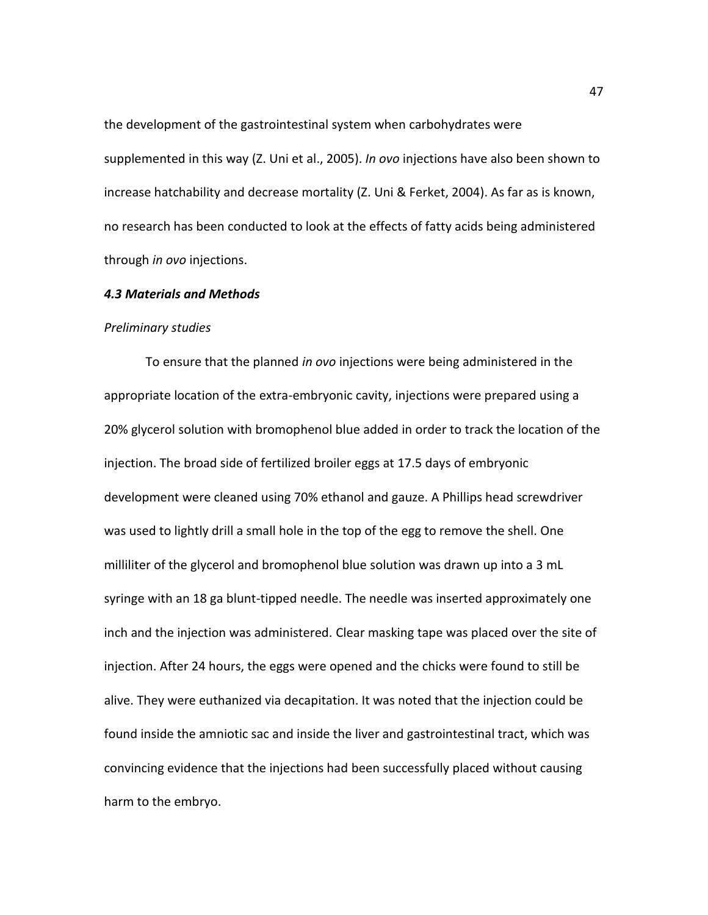the development of the gastrointestinal system when carbohydrates were supplemented in this way (Z. Uni et al., 2005). *In ovo* injections have also been shown to increase hatchability and decrease mortality (Z. Uni & Ferket, 2004). As far as is known, no research has been conducted to look at the effects of fatty acids being administered through *in ovo* injections.

***4.3 Materials and Methods***

*Preliminary studies*

To ensure that the planned *in ovo* injections were being administered in the appropriate location of the extra-embryonic cavity, injections were prepared using a 20% glycerol solution with bromophenol blue added in order to track the location of the injection. The broad side of fertilized broiler eggs at 17.5 days of embryonic development were cleaned using 70% ethanol and gauze. A Phillips head screwdriver was used to lightly drill a small hole in the top of the egg to remove the shell. One milliliter of the glycerol and bromophenol blue solution was drawn up into a 3 mL syringe with an 18 ga blunt-tipped needle. The needle was inserted approximately one inch and the injection was administered. Clear masking tape was placed over the site of injection. After 24 hours, the eggs were opened and the chicks were found to still be alive. They were euthanized via decapitation. It was noted that the injection could be found inside the amniotic sac and inside the liver and gastrointestinal tract, which was convincing evidence that the injections had been successfully placed without causing harm to the embryo.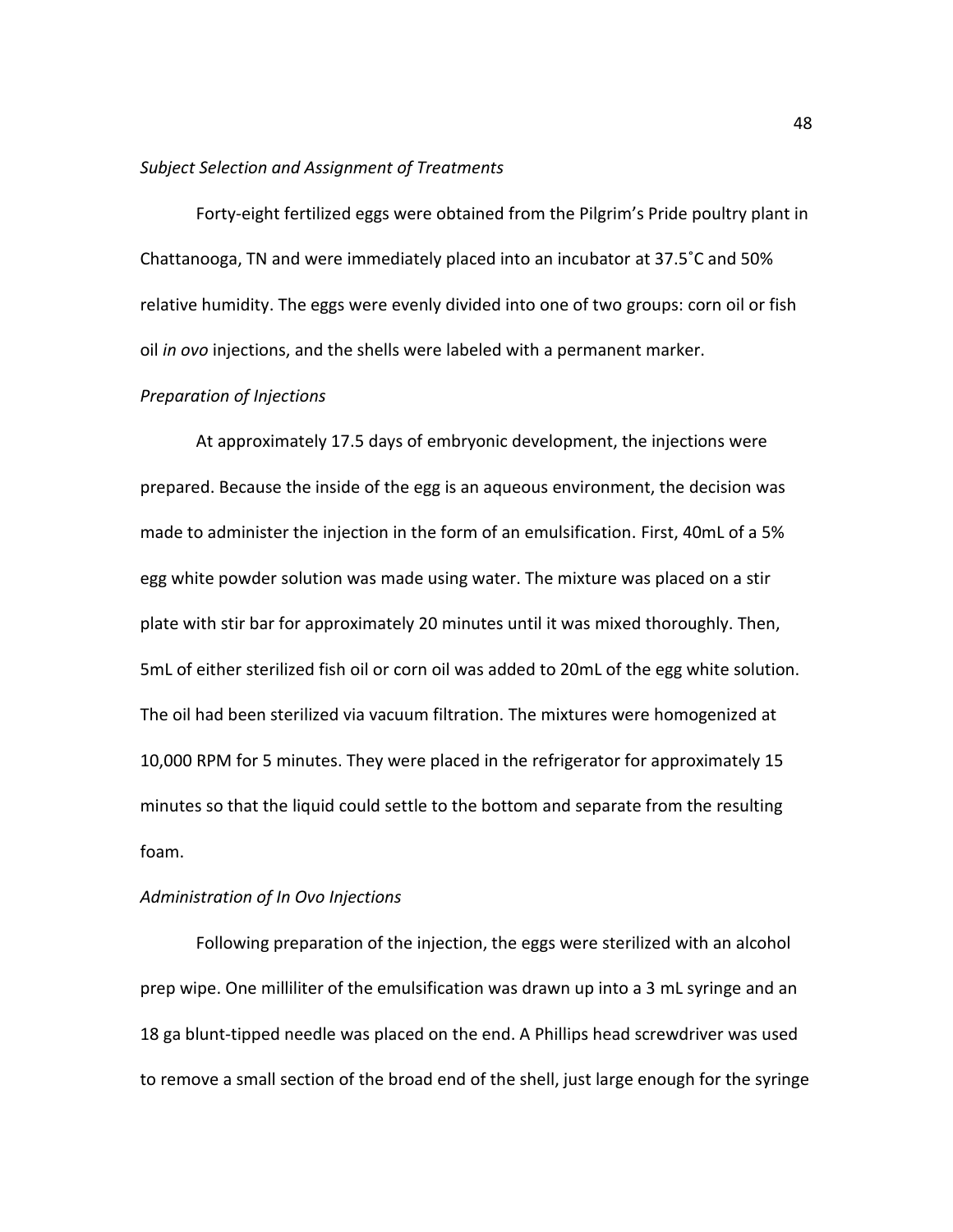*Subject Selection and Assignment of Treatments*

Forty-eight fertilized eggs were obtained from the Pilgrim's Pride poultry plant in Chattanooga, TN and were immediately placed into an incubator at 37.5˚C and 50% relative humidity. The eggs were evenly divided into one of two groups: corn oil or fish oil *in ovo* injections, and the shells were labeled with a permanent marker.

*Preparation of Injections*

At approximately 17.5 days of embryonic development, the injections were prepared. Because the inside of the egg is an aqueous environment, the decision was made to administer the injection in the form of an emulsification. First, 40mL of a 5% egg white powder solution was made using water. The mixture was placed on a stir plate with stir bar for approximately 20 minutes until it was mixed thoroughly. Then, 5mL of either sterilized fish oil or corn oil was added to 20mL of the egg white solution. The oil had been sterilized via vacuum filtration. The mixtures were homogenized at 10,000 RPM for 5 minutes. They were placed in the refrigerator for approximately 15 minutes so that the liquid could settle to the bottom and separate from the resulting foam.

*Administration of In Ovo Injections*

Following preparation of the injection, the eggs were sterilized with an alcohol prep wipe. One milliliter of the emulsification was drawn up into a 3 mL syringe and an 18 ga blunt-tipped needle was placed on the end. A Phillips head screwdriver was used to remove a small section of the broad end of the shell, just large enough for the syringe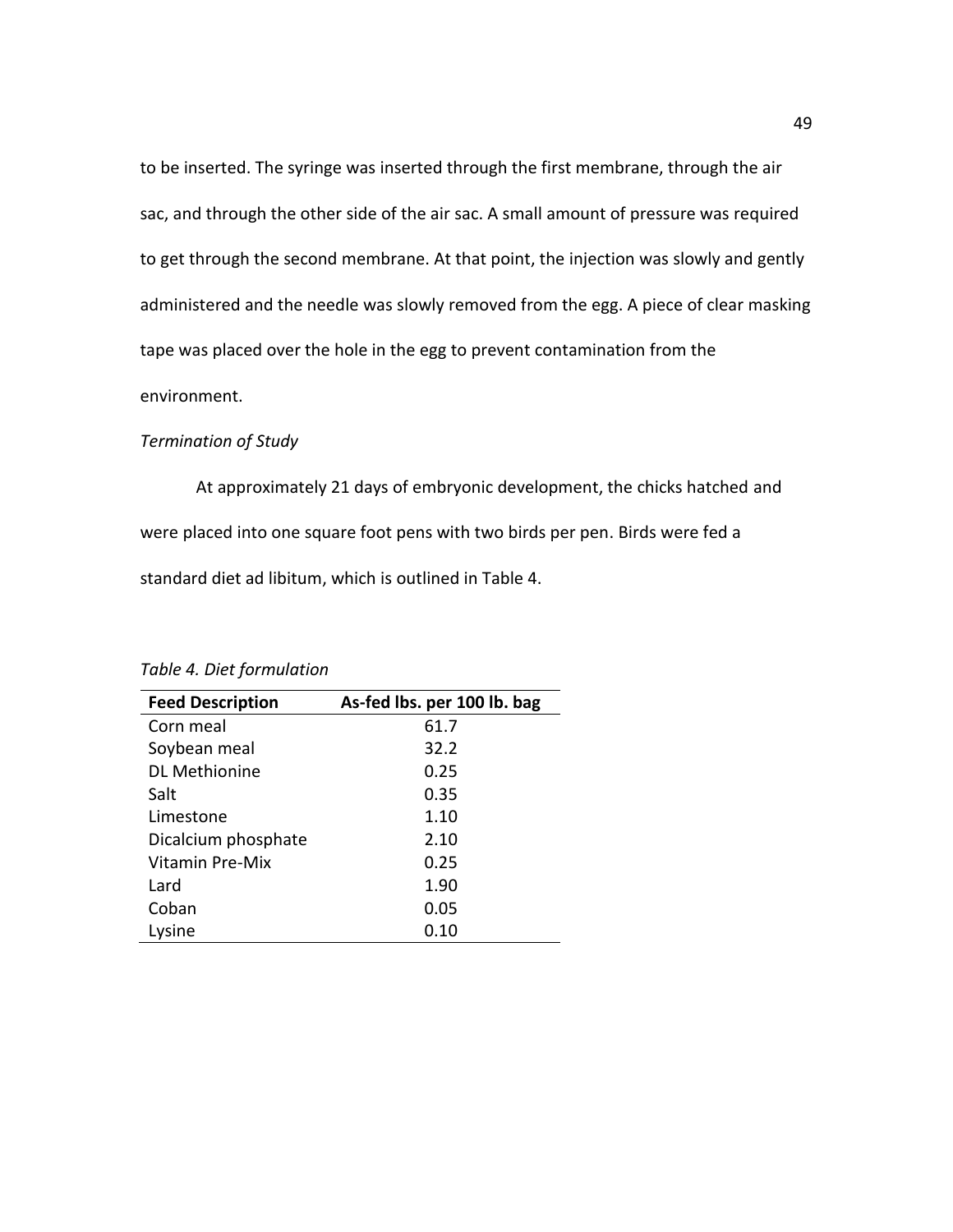to be inserted. The syringe was inserted through the first membrane, through the air sac, and through the other side of the air sac. A small amount of pressure was required to get through the second membrane. At that point, the injection was slowly and gently administered and the needle was slowly removed from the egg. A piece of clear masking tape was placed over the hole in the egg to prevent contamination from the environment.

*Termination of Study*

At approximately 21 days of embryonic development, the chicks hatched and were placed into one square foot pens with two birds per pen. Birds were fed a standard diet ad libitum, which is outlined in Table 4.

*Table 4. Diet formulation*

| Feed Description | As-fed lbs. per 100 lb. bag |
|---|---|
| Corn meal | 61.7 |
| Soybean meal | 32.2 |
| DL Methionine | 0.25 |
| Salt | 0.35 |
| Limestone | 1.10 |
| Dicalcium phosphate | 2.10 |
| Vitamin Pre-Mix | 0.25 |
| Lard | 1.90 |
| Coban | 0.05 |
| Lysine | 0.10 |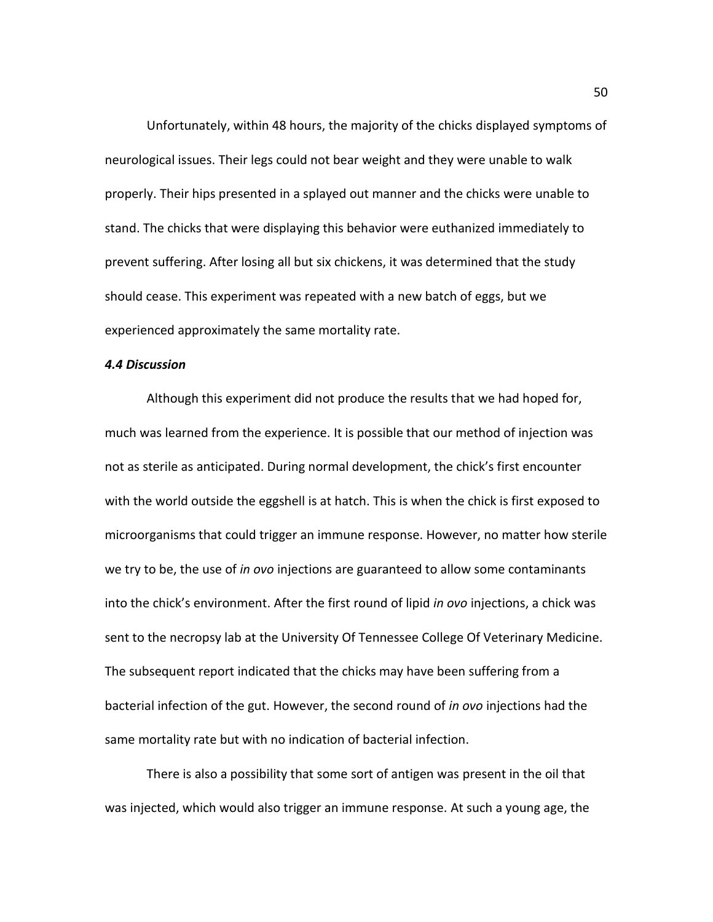Unfortunately, within 48 hours, the majority of the chicks displayed symptoms of neurological issues. Their legs could not bear weight and they were unable to walk properly. Their hips presented in a splayed out manner and the chicks were unable to stand. The chicks that were displaying this behavior were euthanized immediately to prevent suffering. After losing all but six chickens, it was determined that the study should cease. This experiment was repeated with a new batch of eggs, but we experienced approximately the same mortality rate.

### *4.4 Discussion*

Although this experiment did not produce the results that we had hoped for, much was learned from the experience. It is possible that our method of injection was not as sterile as anticipated. During normal development, the chick's first encounter with the world outside the eggshell is at hatch. This is when the chick is first exposed to microorganisms that could trigger an immune response. However, no matter how sterile we try to be, the use of *in ovo* injections are guaranteed to allow some contaminants into the chick's environment. After the first round of lipid *in ovo* injections, a chick was sent to the necropsy lab at the University Of Tennessee College Of Veterinary Medicine. The subsequent report indicated that the chicks may have been suffering from a bacterial infection of the gut. However, the second round of *in ovo* injections had the same mortality rate but with no indication of bacterial infection.

There is also a possibility that some sort of antigen was present in the oil that was injected, which would also trigger an immune response. At such a young age, the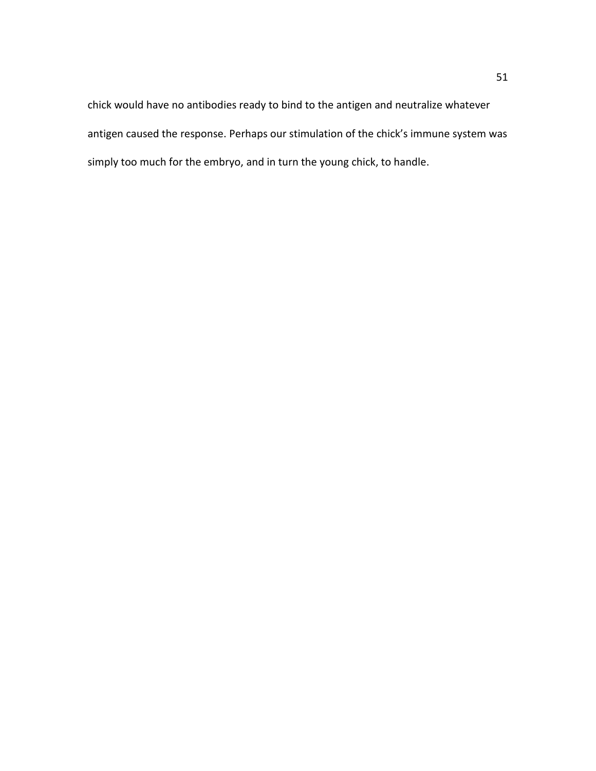chick would have no antibodies ready to bind to the antigen and neutralize whatever antigen caused the response. Perhaps our stimulation of the chick's immune system was simply too much for the embryo, and in turn the young chick, to handle.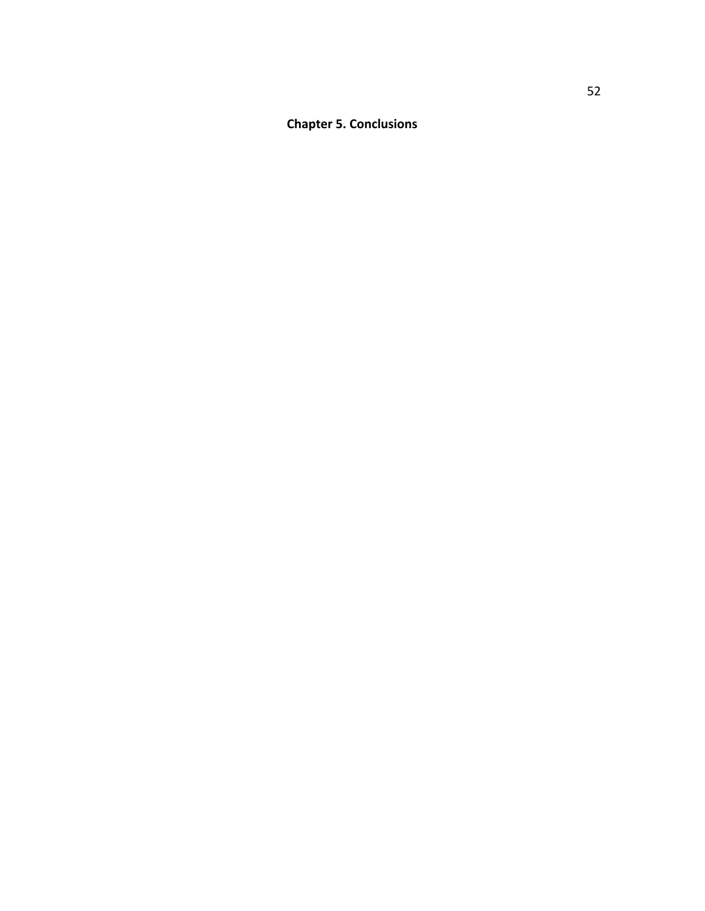# Chapter 5. Conclusions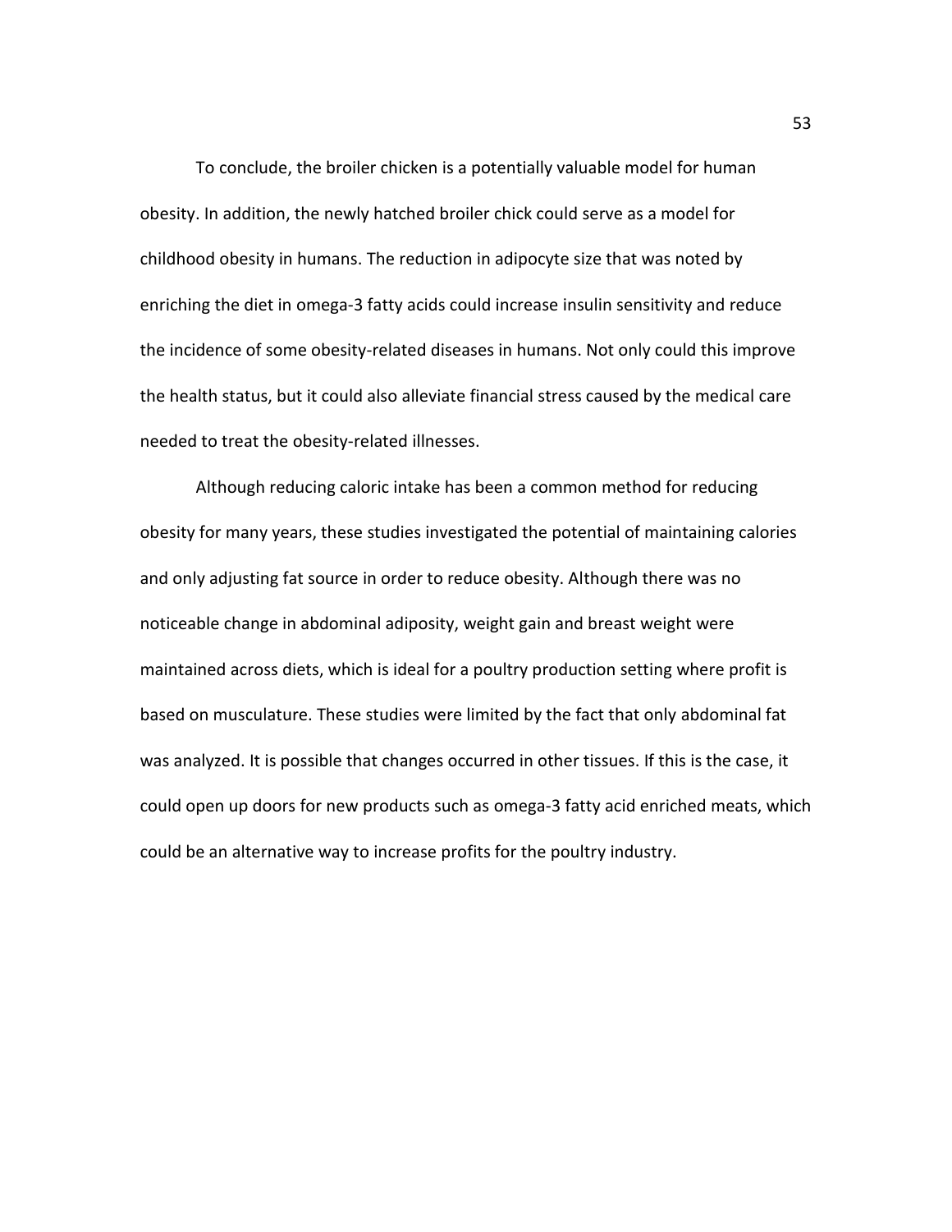To conclude, the broiler chicken is a potentially valuable model for human obesity. In addition, the newly hatched broiler chick could serve as a model for childhood obesity in humans. The reduction in adipocyte size that was noted by enriching the diet in omega-3 fatty acids could increase insulin sensitivity and reduce the incidence of some obesity-related diseases in humans. Not only could this improve the health status, but it could also alleviate financial stress caused by the medical care needed to treat the obesity-related illnesses.

Although reducing caloric intake has been a common method for reducing obesity for many years, these studies investigated the potential of maintaining calories and only adjusting fat source in order to reduce obesity. Although there was no noticeable change in abdominal adiposity, weight gain and breast weight were maintained across diets, which is ideal for a poultry production setting where profit is based on musculature. These studies were limited by the fact that only abdominal fat was analyzed. It is possible that changes occurred in other tissues. If this is the case, it could open up doors for new products such as omega-3 fatty acid enriched meats, which could be an alternative way to increase profits for the poultry industry.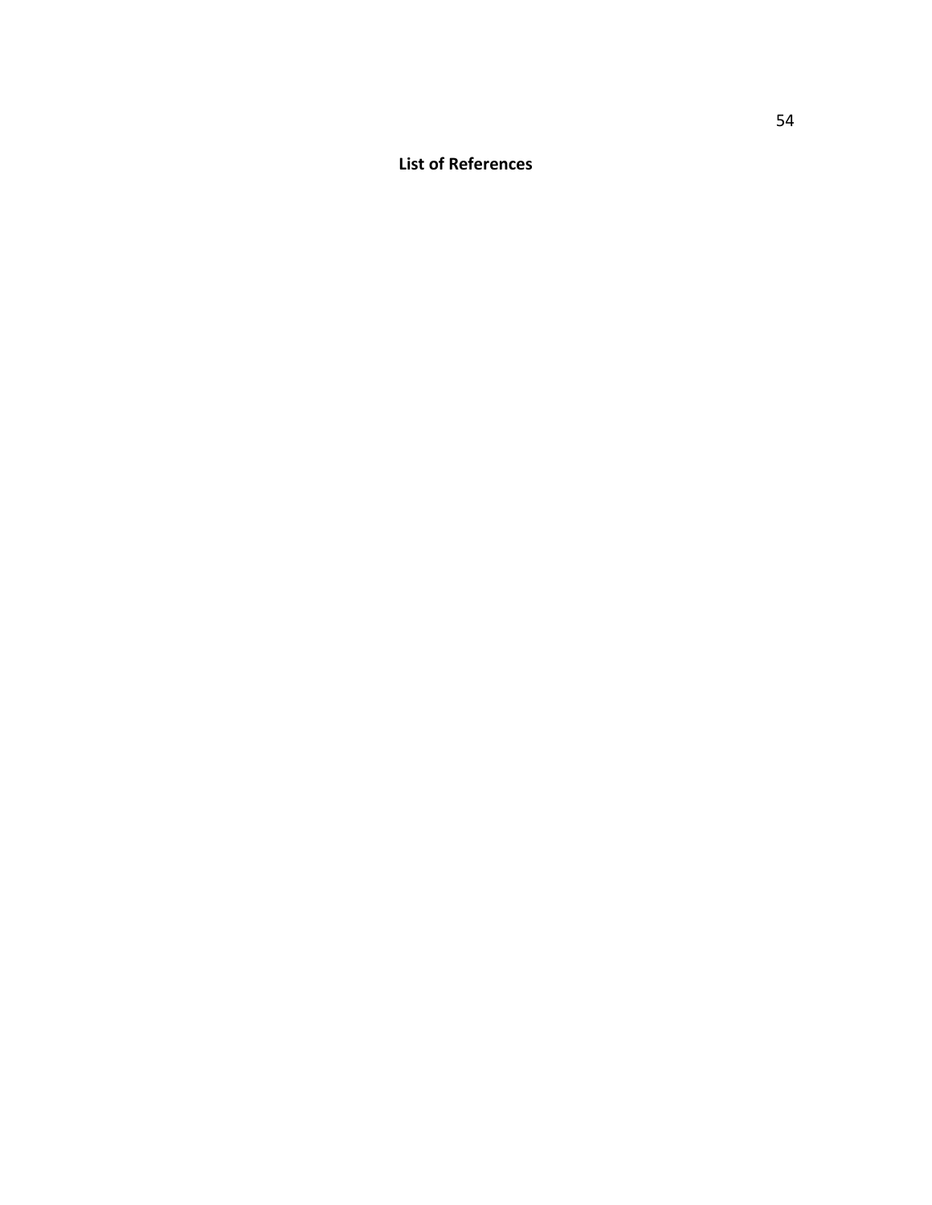# List of References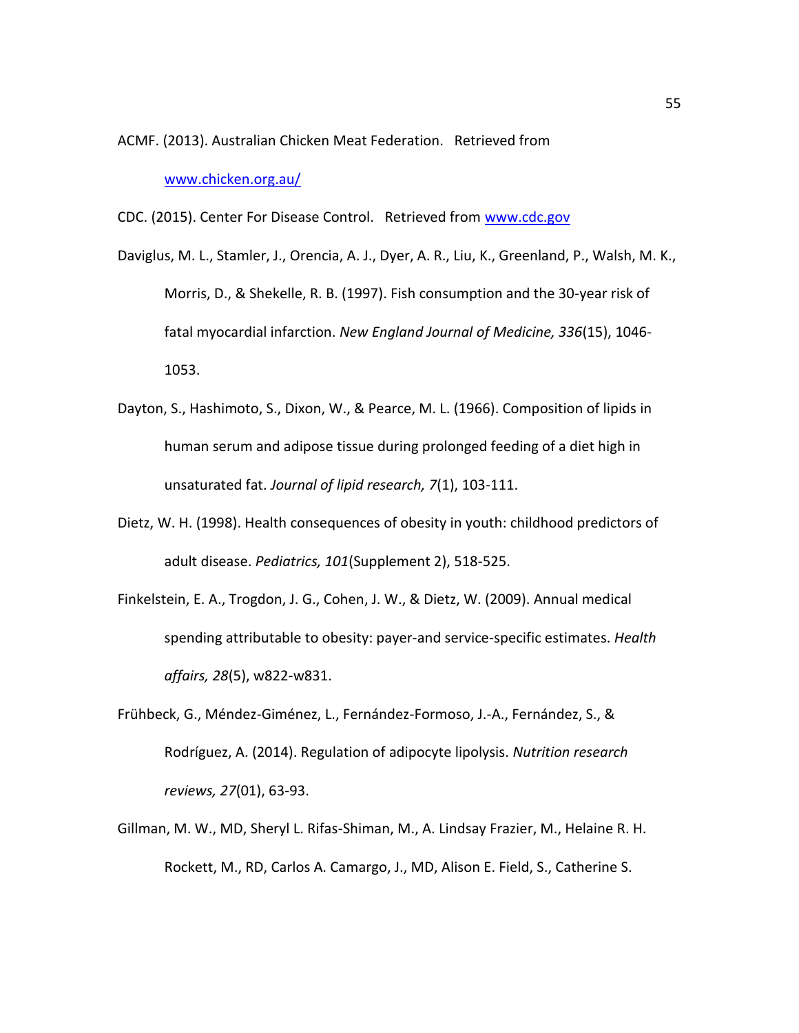ACMF. (2013). Australian Chicken Meat Federation. Retrieved from www.chicken.org.au/

CDC. (2015). Center For Disease Control. Retrieved from www.cdc.gov

Daviglus, M. L., Stamler, J., Orencia, A. J., Dyer, A. R., Liu, K., Greenland, P., Walsh, M. K., Morris, D., & Shekelle, R. B. (1997). Fish consumption and the 30-year risk of fatal myocardial infarction. *New England Journal of Medicine, 336*(15), 1046-1053.

Dayton, S., Hashimoto, S., Dixon, W., & Pearce, M. L. (1966). Composition of lipids in human serum and adipose tissue during prolonged feeding of a diet high in unsaturated fat. *Journal of lipid research, 7*(1), 103-111.

Dietz, W. H. (1998). Health consequences of obesity in youth: childhood predictors of adult disease. *Pediatrics, 101*(Supplement 2), 518-525.

Finkelstein, E. A., Trogdon, J. G., Cohen, J. W., & Dietz, W. (2009). Annual medical spending attributable to obesity: payer-and service-specific estimates. *Health affairs, 28*(5), w822-w831.

Frühbeck, G., Méndez-Giménez, L., Fernández-Formoso, J.-A., Fernández, S., & Rodríguez, A. (2014). Regulation of adipocyte lipolysis. *Nutrition research reviews, 27*(01), 63-93.

Gillman, M. W., MD, Sheryl L. Rifas-Shiman, M., A. Lindsay Frazier, M., Helaine R. H. Rockett, M., RD, Carlos A. Camargo, J., MD, Alison E. Field, S., Catherine S.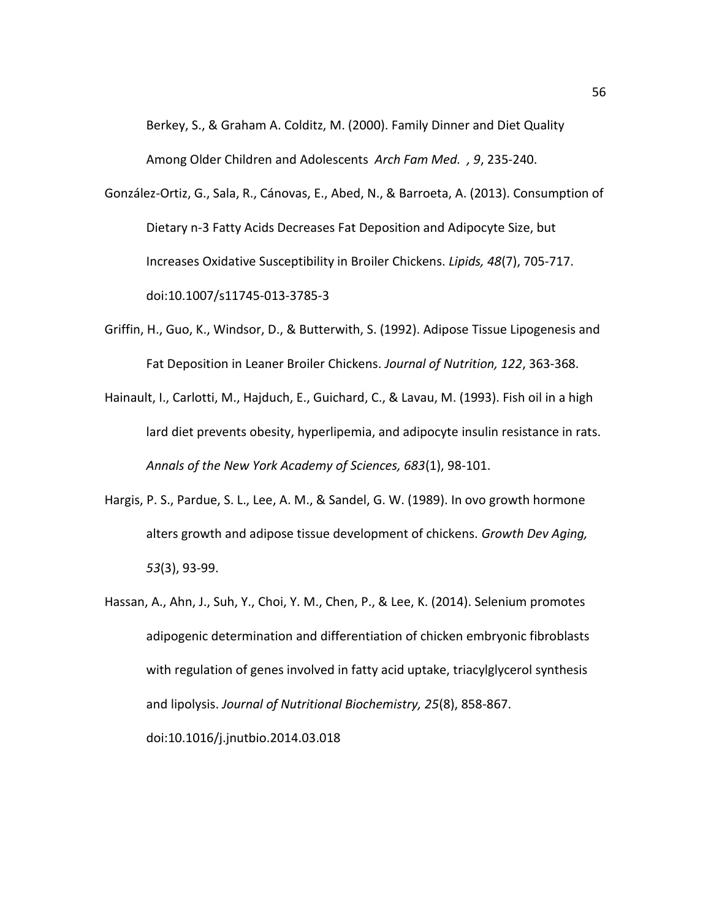Berkey, S., & Graham A. Colditz, M. (2000). Family Dinner and Diet Quality Among Older Children and Adolescents *Arch Fam Med. , 9*, 235-240.

González-Ortiz, G., Sala, R., Cánovas, E., Abed, N., & Barroeta, A. (2013). Consumption of Dietary n-3 Fatty Acids Decreases Fat Deposition and Adipocyte Size, but Increases Oxidative Susceptibility in Broiler Chickens. *Lipids, 48*(7), 705-717. doi:10.1007/s11745-013-3785-3

Griffin, H., Guo, K., Windsor, D., & Butterwith, S. (1992). Adipose Tissue Lipogenesis and Fat Deposition in Leaner Broiler Chickens. *Journal of Nutrition, 122*, 363-368.

Hainault, I., Carlotti, M., Hajduch, E., Guichard, C., & Lavau, M. (1993). Fish oil in a high lard diet prevents obesity, hyperlipemia, and adipocyte insulin resistance in rats. *Annals of the New York Academy of Sciences, 683*(1), 98-101.

Hargis, P. S., Pardue, S. L., Lee, A. M., & Sandel, G. W. (1989). In ovo growth hormone alters growth and adipose tissue development of chickens. *Growth Dev Aging, 53*(3), 93-99.

Hassan, A., Ahn, J., Suh, Y., Choi, Y. M., Chen, P., & Lee, K. (2014). Selenium promotes adipogenic determination and differentiation of chicken embryonic fibroblasts with regulation of genes involved in fatty acid uptake, triacylglycerol synthesis and lipolysis. *Journal of Nutritional Biochemistry, 25*(8), 858-867. doi:10.1016/j.jnutbio.2014.03.018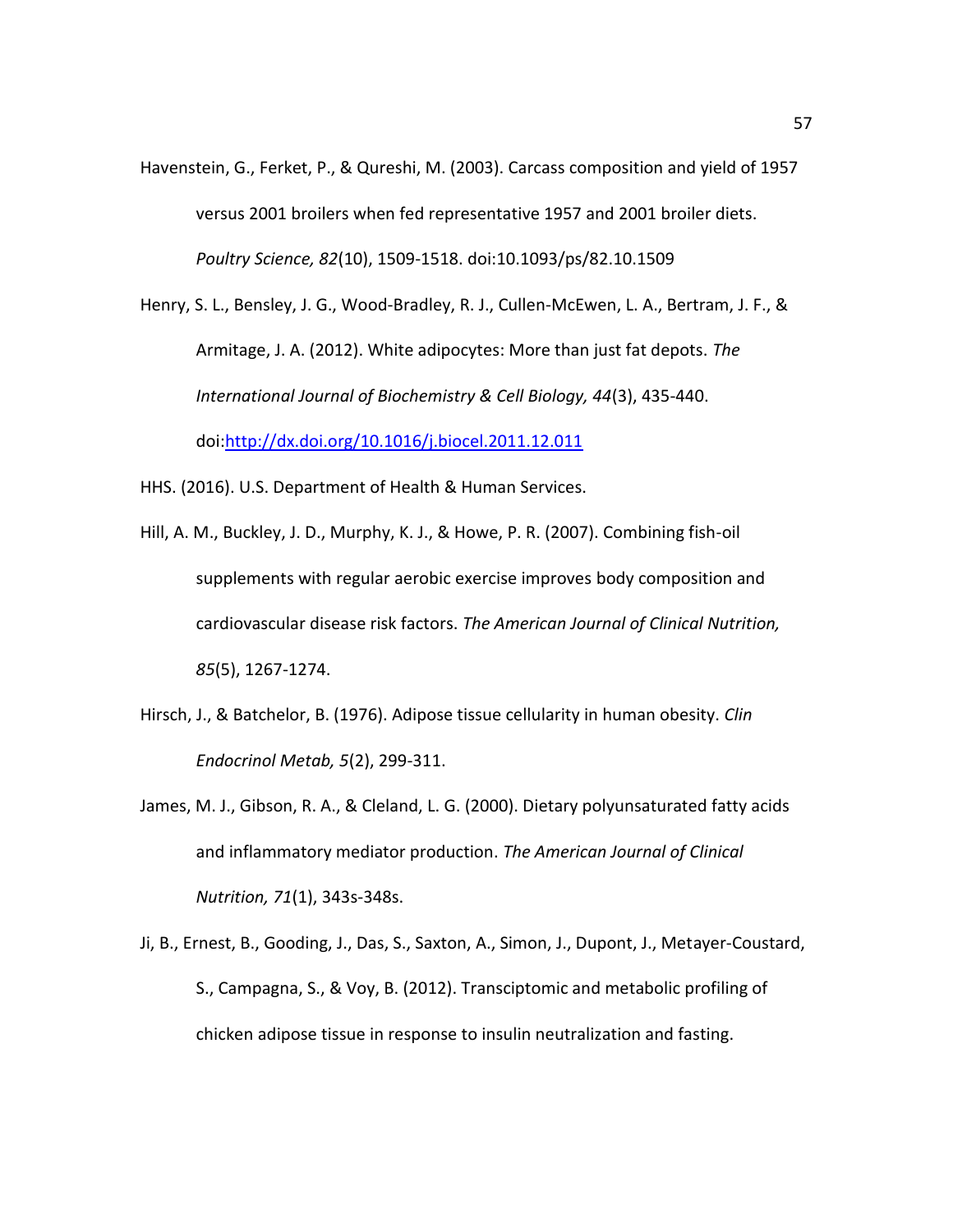Havenstein, G., Ferket, P., & Qureshi, M. (2003). Carcass composition and yield of 1957 versus 2001 broilers when fed representative 1957 and 2001 broiler diets. *Poultry Science, 82*(10), 1509-1518. doi:10.1093/ps/82.10.1509

Henry, S. L., Bensley, J. G., Wood-Bradley, R. J., Cullen-McEwen, L. A., Bertram, J. F., & Armitage, J. A. (2012). White adipocytes: More than just fat depots. *The International Journal of Biochemistry & Cell Biology, 44*(3), 435-440. doi:http://dx.doi.org/10.1016/j.biocel.2011.12.011

HHS. (2016). U.S. Department of Health & Human Services.

Hill, A. M., Buckley, J. D., Murphy, K. J., & Howe, P. R. (2007). Combining fish-oil supplements with regular aerobic exercise improves body composition and cardiovascular disease risk factors. *The American Journal of Clinical Nutrition, 85*(5), 1267-1274.

Hirsch, J., & Batchelor, B. (1976). Adipose tissue cellularity in human obesity. *Clin Endocrinol Metab, 5*(2), 299-311.

James, M. J., Gibson, R. A., & Cleland, L. G. (2000). Dietary polyunsaturated fatty acids and inflammatory mediator production. *The American Journal of Clinical Nutrition, 71*(1), 343s-348s.

Ji, B., Ernest, B., Gooding, J., Das, S., Saxton, A., Simon, J., Dupont, J., Metayer-Coustard, S., Campagna, S., & Voy, B. (2012). Transciptomic and metabolic profiling of chicken adipose tissue in response to insulin neutralization and fasting.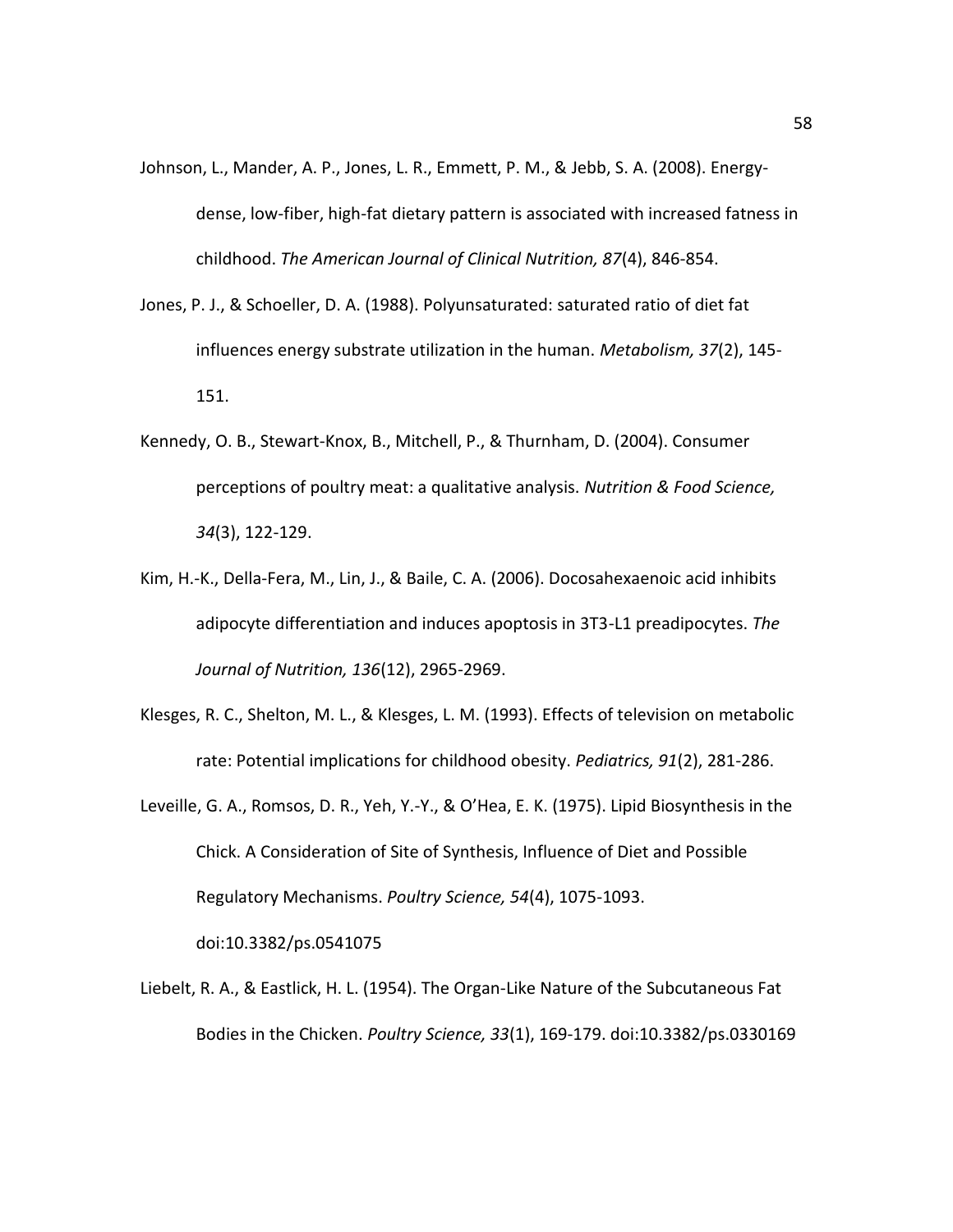Johnson, L., Mander, A. P., Jones, L. R., Emmett, P. M., & Jebb, S. A. (2008). Energy-dense, low-fiber, high-fat dietary pattern is associated with increased fatness in childhood. *The American Journal of Clinical Nutrition, 87*(4), 846-854.

Jones, P. J., & Schoeller, D. A. (1988). Polyunsaturated: saturated ratio of diet fat influences energy substrate utilization in the human. *Metabolism, 37*(2), 145-151.

Kennedy, O. B., Stewart-Knox, B., Mitchell, P., & Thurnham, D. (2004). Consumer perceptions of poultry meat: a qualitative analysis. *Nutrition & Food Science, 34*(3), 122-129.

Kim, H.-K., Della-Fera, M., Lin, J., & Baile, C. A. (2006). Docosahexaenoic acid inhibits adipocyte differentiation and induces apoptosis in 3T3-L1 preadipocytes. *The Journal of Nutrition, 136*(12), 2965-2969.

Klesges, R. C., Shelton, M. L., & Klesges, L. M. (1993). Effects of television on metabolic rate: Potential implications for childhood obesity. *Pediatrics, 91*(2), 281-286.

Leveille, G. A., Romsos, D. R., Yeh, Y.-Y., & O'Hea, E. K. (1975). Lipid Biosynthesis in the Chick. A Consideration of Site of Synthesis, Influence of Diet and Possible Regulatory Mechanisms. *Poultry Science, 54*(4), 1075-1093. doi:10.3382/ps.0541075

Liebelt, R. A., & Eastlick, H. L. (1954). The Organ-Like Nature of the Subcutaneous Fat Bodies in the Chicken. *Poultry Science, 33*(1), 169-179. doi:10.3382/ps.0330169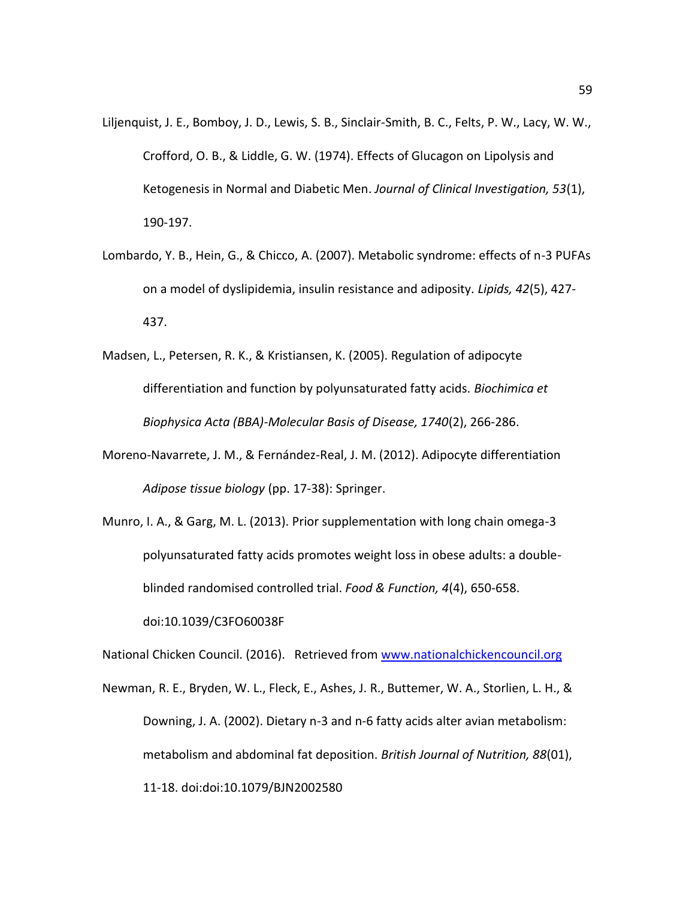Liljenquist, J. E., Bomboy, J. D., Lewis, S. B., Sinclair-Smith, B. C., Felts, P. W., Lacy, W. W., Crofford, O. B., & Liddle, G. W. (1974). Effects of Glucagon on Lipolysis and Ketogenesis in Normal and Diabetic Men. *Journal of Clinical Investigation, 53*(1), 190-197.

Lombardo, Y. B., Hein, G., & Chicco, A. (2007). Metabolic syndrome: effects of n-3 PUFAs on a model of dyslipidemia, insulin resistance and adiposity. *Lipids, 42*(5), 427-437.

Madsen, L., Petersen, R. K., & Kristiansen, K. (2005). Regulation of adipocyte differentiation and function by polyunsaturated fatty acids. *Biochimica et Biophysica Acta (BBA)-Molecular Basis of Disease, 1740*(2), 266-286.

Moreno-Navarrete, J. M., & Fernández-Real, J. M. (2012). Adipocyte differentiation *Adipose tissue biology* (pp. 17-38): Springer.

Munro, I. A., & Garg, M. L. (2013). Prior supplementation with long chain omega-3 polyunsaturated fatty acids promotes weight loss in obese adults: a double-blinded randomised controlled trial. *Food & Function, 4*(4), 650-658. doi:10.1039/C3FO60038F

National Chicken Council. (2016). Retrieved from [www.nationalchickencouncil.org](www.nationalchickencouncil.org)

Newman, R. E., Bryden, W. L., Fleck, E., Ashes, J. R., Buttemer, W. A., Storlien, L. H., & Downing, J. A. (2002). Dietary n-3 and n-6 fatty acids alter avian metabolism: metabolism and abdominal fat deposition. *British Journal of Nutrition, 88*(01), 11-18. doi:doi:10.1079/BJN2002580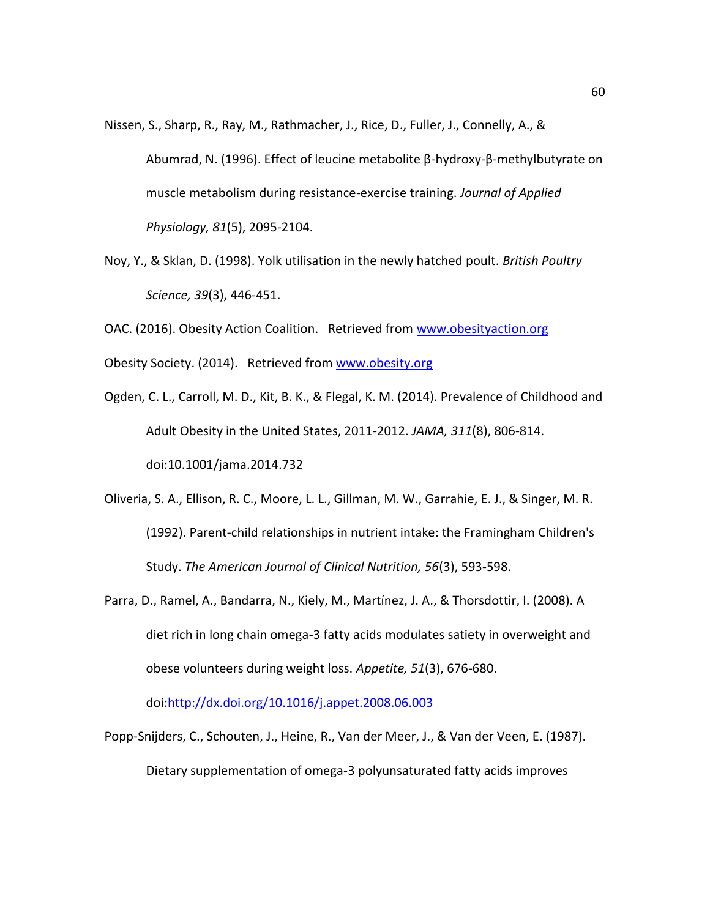Nissen, S., Sharp, R., Ray, M., Rathmacher, J., Rice, D., Fuller, J., Connelly, A., & Abumrad, N. (1996). Effect of leucine metabolite β-hydroxy-β-methylbutyrate on muscle metabolism during resistance-exercise training. *Journal of Applied Physiology, 81*(5), 2095-2104.

Noy, Y., & Sklan, D. (1998). Yolk utilisation in the newly hatched poult. *British Poultry Science, 39*(3), 446-451.

OAC. (2016). Obesity Action Coalition. Retrieved from www.obesityaction.org

Obesity Society. (2014). Retrieved from www.obesity.org

Ogden, C. L., Carroll, M. D., Kit, B. K., & Flegal, K. M. (2014). Prevalence of Childhood and Adult Obesity in the United States, 2011-2012. *JAMA, 311*(8), 806-814. doi:10.1001/jama.2014.732

Oliveria, S. A., Ellison, R. C., Moore, L. L., Gillman, M. W., Garrahie, E. J., & Singer, M. R. (1992). Parent-child relationships in nutrient intake: the Framingham Children's Study. *The American Journal of Clinical Nutrition, 56*(3), 593-598.

Parra, D., Ramel, A., Bandarra, N., Kiely, M., Martínez, J. A., & Thorsdottir, I. (2008). A diet rich in long chain omega-3 fatty acids modulates satiety in overweight and obese volunteers during weight loss. *Appetite, 51*(3), 676-680. doi:http://dx.doi.org/10.1016/j.appet.2008.06.003

Popp-Snijders, C., Schouten, J., Heine, R., Van der Meer, J., & Van der Veen, E. (1987). Dietary supplementation of omega-3 polyunsaturated fatty acids improves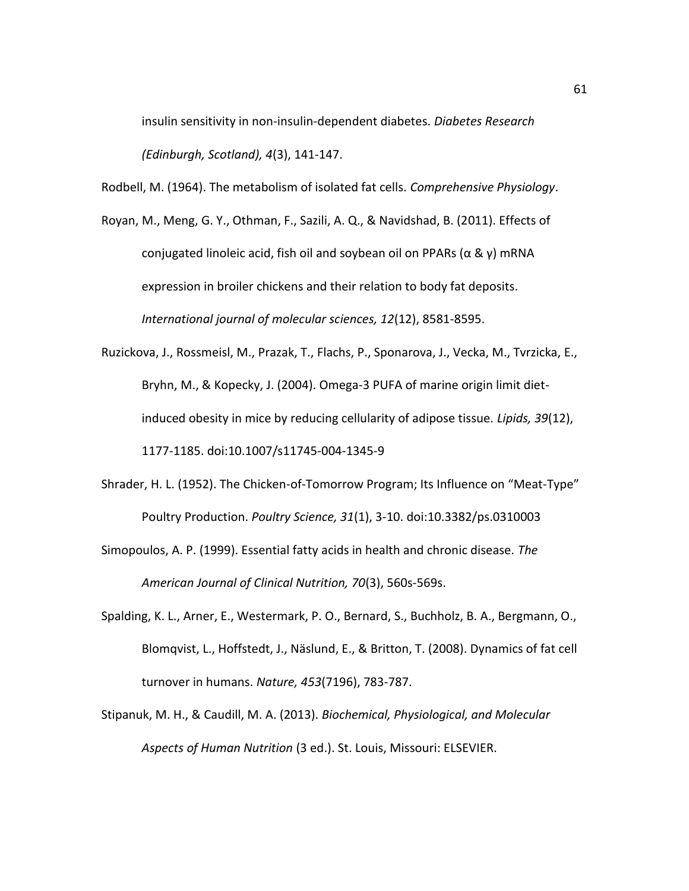insulin sensitivity in non-insulin-dependent diabetes. *Diabetes Research (Edinburgh, Scotland), 4*(3), 141-147.

Rodbell, M. (1964). The metabolism of isolated fat cells. *Comprehensive Physiology*.

Royan, M., Meng, G. Y., Othman, F., Sazili, A. Q., & Navidshad, B. (2011). Effects of conjugated linoleic acid, fish oil and soybean oil on PPARs (α & γ) mRNA expression in broiler chickens and their relation to body fat deposits. *International journal of molecular sciences, 12*(12), 8581-8595.

Ruzickova, J., Rossmeisl, M., Prazak, T., Flachs, P., Sponarova, J., Vecka, M., Tvrzicka, E., Bryhn, M., & Kopecky, J. (2004). Omega-3 PUFA of marine origin limit diet-induced obesity in mice by reducing cellularity of adipose tissue. *Lipids, 39*(12), 1177-1185. doi:10.1007/s11745-004-1345-9

Shrader, H. L. (1952). The Chicken-of-Tomorrow Program; Its Influence on "Meat-Type" Poultry Production. *Poultry Science, 31*(1), 3-10. doi:10.3382/ps.0310003

Simopoulos, A. P. (1999). Essential fatty acids in health and chronic disease. *The American Journal of Clinical Nutrition, 70*(3), 560s-569s.

Spalding, K. L., Arner, E., Westermark, P. O., Bernard, S., Buchholz, B. A., Bergmann, O., Blomqvist, L., Hoffstedt, J., Näslund, E., & Britton, T. (2008). Dynamics of fat cell turnover in humans. *Nature, 453*(7196), 783-787.

Stipanuk, M. H., & Caudill, M. A. (2013). *Biochemical, Physiological, and Molecular Aspects of Human Nutrition* (3 ed.). St. Louis, Missouri: ELSEVIER.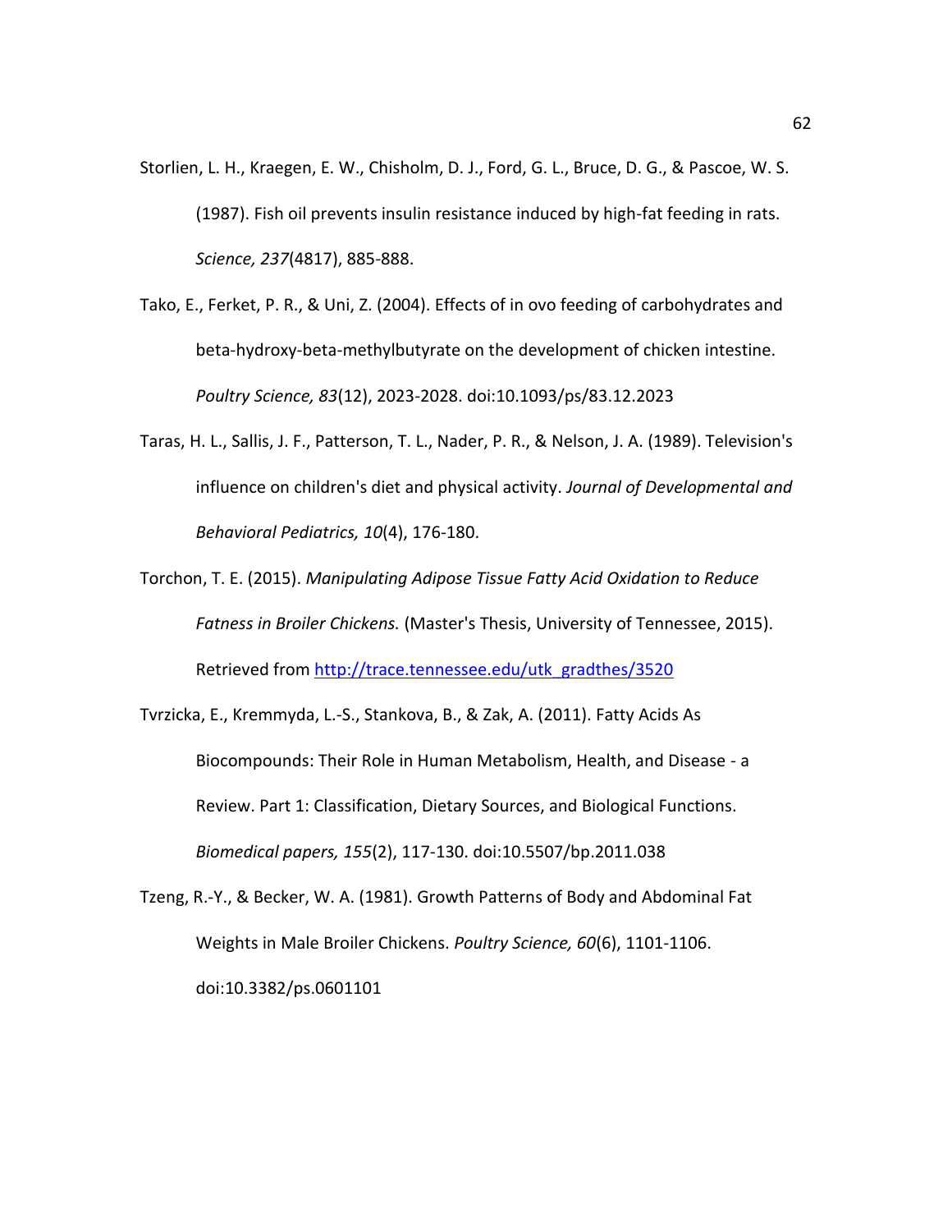Storlien, L. H., Kraegen, E. W., Chisholm, D. J., Ford, G. L., Bruce, D. G., & Pascoe, W. S. (1987). Fish oil prevents insulin resistance induced by high-fat feeding in rats. *Science, 237*(4817), 885-888.

Tako, E., Ferket, P. R., & Uni, Z. (2004). Effects of in ovo feeding of carbohydrates and beta-hydroxy-beta-methylbutyrate on the development of chicken intestine. *Poultry Science, 83*(12), 2023-2028. doi:10.1093/ps/83.12.2023

Taras, H. L., Sallis, J. F., Patterson, T. L., Nader, P. R., & Nelson, J. A. (1989). Television's influence on children's diet and physical activity. *Journal of Developmental and Behavioral Pediatrics, 10*(4), 176-180.

Torchon, T. E. (2015). *Manipulating Adipose Tissue Fatty Acid Oxidation to Reduce Fatness in Broiler Chickens.* (Master's Thesis, University of Tennessee, 2015). Retrieved from http://trace.tennessee.edu/utk_gradthes/3520

Tvrzicka, E., Kremmyda, L.-S., Stankova, B., & Zak, A. (2011). Fatty Acids As Biocompounds: Their Role in Human Metabolism, Health, and Disease - a Review. Part 1: Classification, Dietary Sources, and Biological Functions. *Biomedical papers, 155*(2), 117-130. doi:10.5507/bp.2011.038

Tzeng, R.-Y., & Becker, W. A. (1981). Growth Patterns of Body and Abdominal Fat Weights in Male Broiler Chickens. *Poultry Science, 60*(6), 1101-1106. doi:10.3382/ps.0601101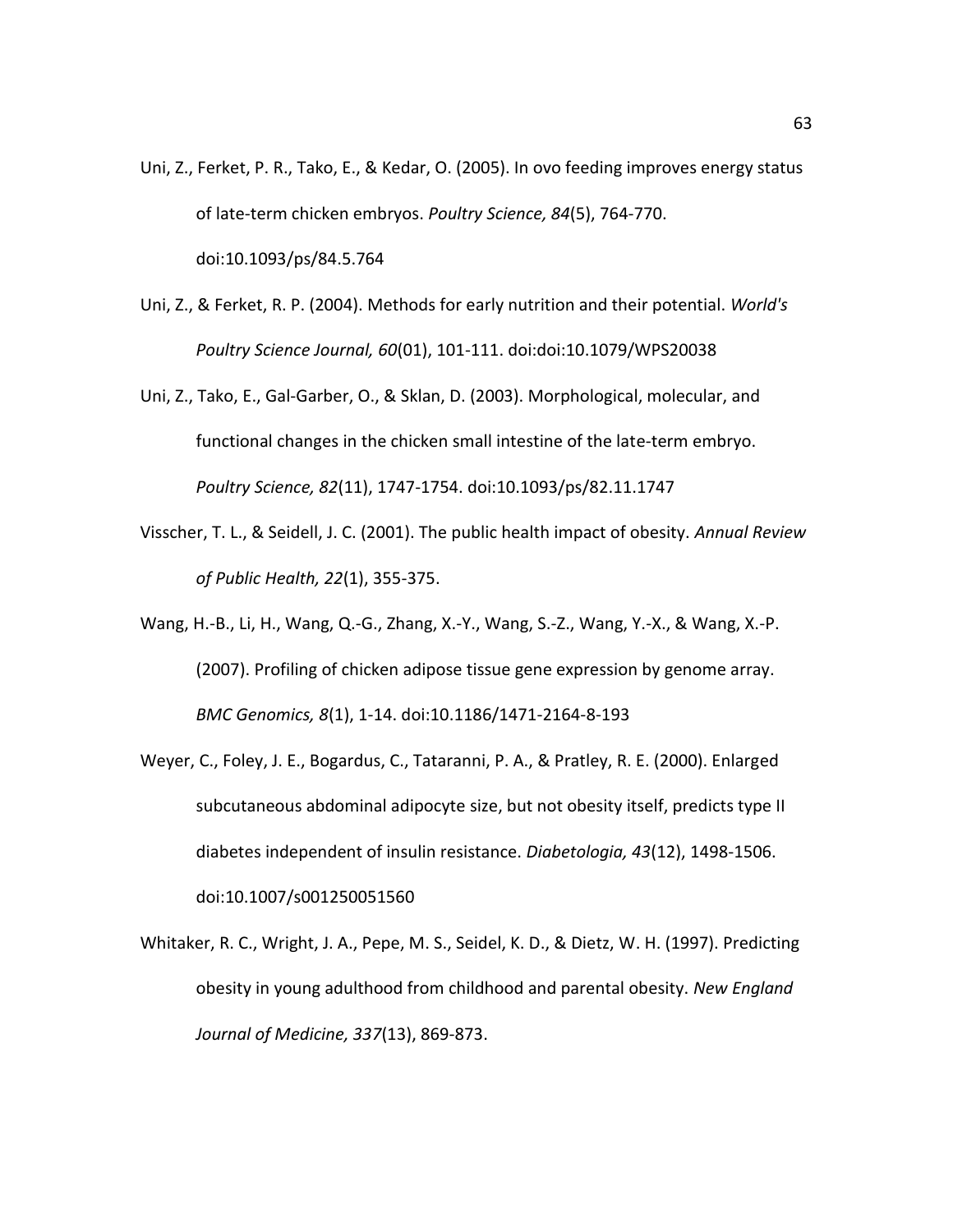Uni, Z., Ferket, P. R., Tako, E., & Kedar, O. (2005). In ovo feeding improves energy status of late-term chicken embryos. *Poultry Science, 84*(5), 764-770. doi:10.1093/ps/84.5.764

Uni, Z., & Ferket, R. P. (2004). Methods for early nutrition and their potential. *World's Poultry Science Journal, 60*(01), 101-111. doi:doi:10.1079/WPS20038

Uni, Z., Tako, E., Gal-Garber, O., & Sklan, D. (2003). Morphological, molecular, and functional changes in the chicken small intestine of the late-term embryo. *Poultry Science, 82*(11), 1747-1754. doi:10.1093/ps/82.11.1747

Visscher, T. L., & Seidell, J. C. (2001). The public health impact of obesity. *Annual Review of Public Health, 22*(1), 355-375.

Wang, H.-B., Li, H., Wang, Q.-G., Zhang, X.-Y., Wang, S.-Z., Wang, Y.-X., & Wang, X.-P. (2007). Profiling of chicken adipose tissue gene expression by genome array. *BMC Genomics, 8*(1), 1-14. doi:10.1186/1471-2164-8-193

Weyer, C., Foley, J. E., Bogardus, C., Tataranni, P. A., & Pratley, R. E. (2000). Enlarged subcutaneous abdominal adipocyte size, but not obesity itself, predicts type II diabetes independent of insulin resistance. *Diabetologia, 43*(12), 1498-1506. doi:10.1007/s001250051560

Whitaker, R. C., Wright, J. A., Pepe, M. S., Seidel, K. D., & Dietz, W. H. (1997). Predicting obesity in young adulthood from childhood and parental obesity. *New England Journal of Medicine, 337*(13), 869-873.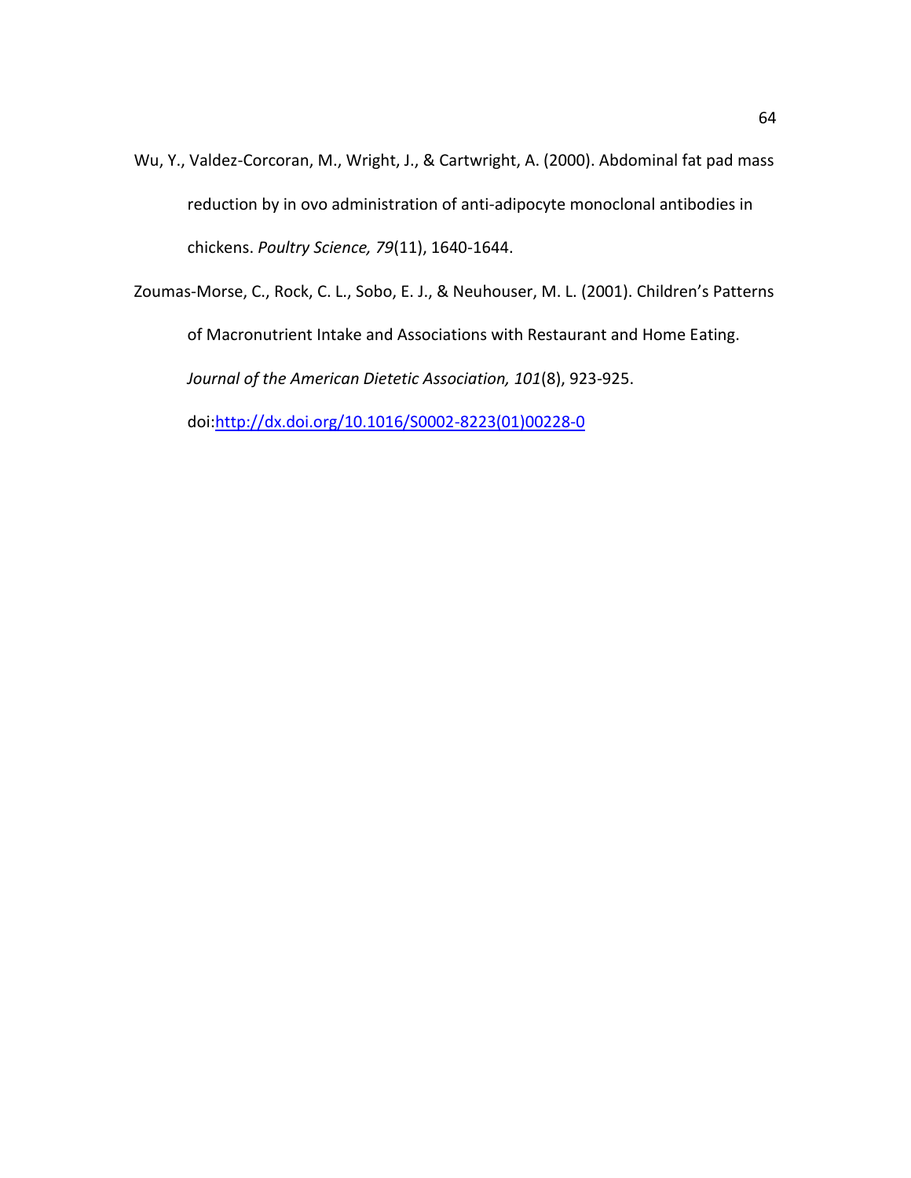Wu, Y., Valdez-Corcoran, M., Wright, J., & Cartwright, A. (2000). Abdominal fat pad mass reduction by in ovo administration of anti-adipocyte monoclonal antibodies in chickens. *Poultry Science, 79*(11), 1640-1644.

Zoumas-Morse, C., Rock, C. L., Sobo, E. J., & Neuhouser, M. L. (2001). Children's Patterns of Macronutrient Intake and Associations with Restaurant and Home Eating. *Journal of the American Dietetic Association, 101*(8), 923-925. doi:http://dx.doi.org/10.1016/S0002-8223(01)00228-0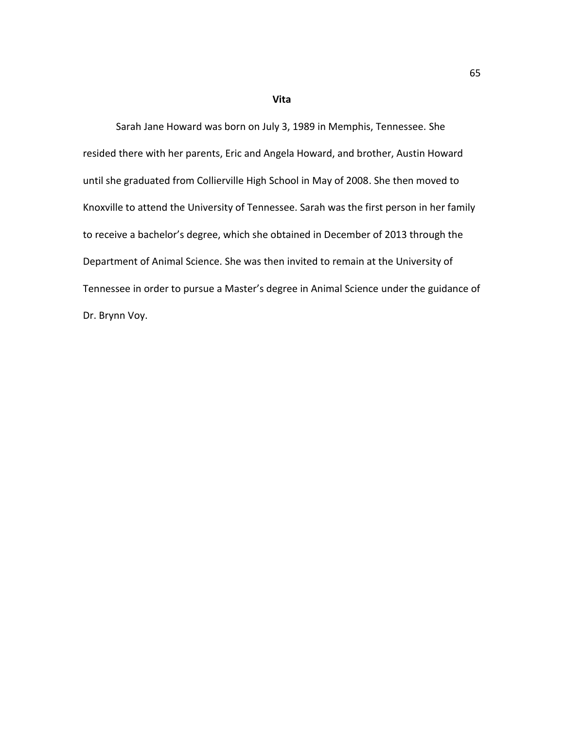# Vita

Sarah Jane Howard was born on July 3, 1989 in Memphis, Tennessee. She resided there with her parents, Eric and Angela Howard, and brother, Austin Howard until she graduated from Collierville High School in May of 2008. She then moved to Knoxville to attend the University of Tennessee. Sarah was the first person in her family to receive a bachelor's degree, which she obtained in December of 2013 through the Department of Animal Science. She was then invited to remain at the University of Tennessee in order to pursue a Master's degree in Animal Science under the guidance of Dr. Brynn Voy.